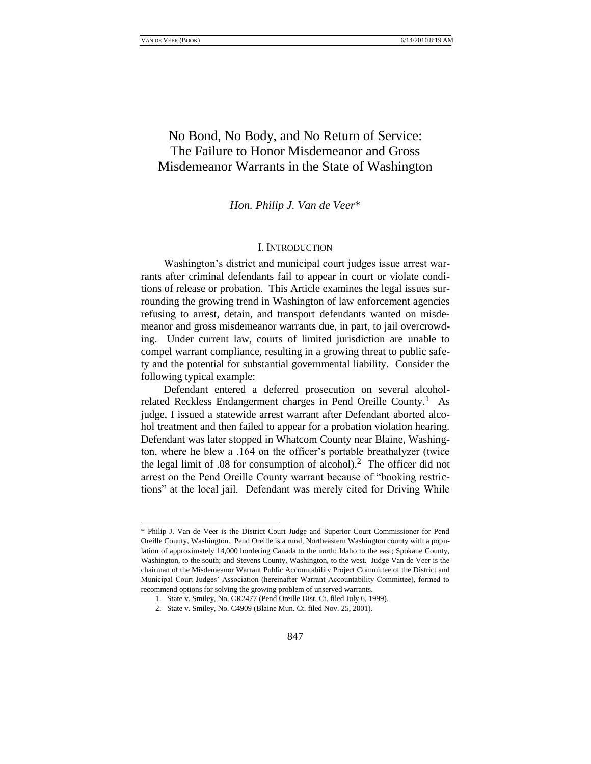# No Bond, No Body, and No Return of Service: The Failure to Honor Misdemeanor and Gross Misdemeanor Warrants in the State of Washington

*Hon. Philip J. Van de Veer**

## I. INTRODUCTION

Washington's district and municipal court judges issue arrest warrants after criminal defendants fail to appear in court or violate conditions of release or probation. This Article examines the legal issues surrounding the growing trend in Washington of law enforcement agencies refusing to arrest, detain, and transport defendants wanted on misdemeanor and gross misdemeanor warrants due, in part, to jail overcrowding. Under current law, courts of limited jurisdiction are unable to compel warrant compliance, resulting in a growing threat to public safety and the potential for substantial governmental liability. Consider the following typical example:

Defendant entered a deferred prosecution on several alcohol-related Reckless Endangerment charges in Pend Oreille County.[1] As judge, I issued a statewide arrest warrant after Defendant aborted alcohol treatment and then failed to appear for a probation violation hearing. Defendant was later stopped in Whatcom County near Blaine, Washington, where he blew a .164 on the officer's portable breathalyzer (twice the legal limit of .08 for consumption of alcohol).[2] The officer did not arrest on the Pend Oreille County warrant because of "booking restrictions" at the local jail. Defendant was merely cited for Driving While

---

\* Philip J. Van de Veer is the District Court Judge and Superior Court Commissioner for Pend Oreille County, Washington. Pend Oreille is a rural, Northeastern Washington county with a population of approximately 14,000 bordering Canada to the north; Idaho to the east; Spokane County, Washington, to the south; and Stevens County, Washington, to the west. Judge Van de Veer is the chairman of the Misdemeanor Warrant Public Accountability Project Committee of the District and Municipal Court Judges' Association (hereinafter Warrant Accountability Committee), formed to recommend options for solving the growing problem of unserved warrants.

1. State v. Smiley, No. CR2477 (Pend Oreille Dist. Ct. filed July 6, 1999).

2. State v. Smiley, No. C4909 (Blaine Mun. Ct. filed Nov. 25, 2001).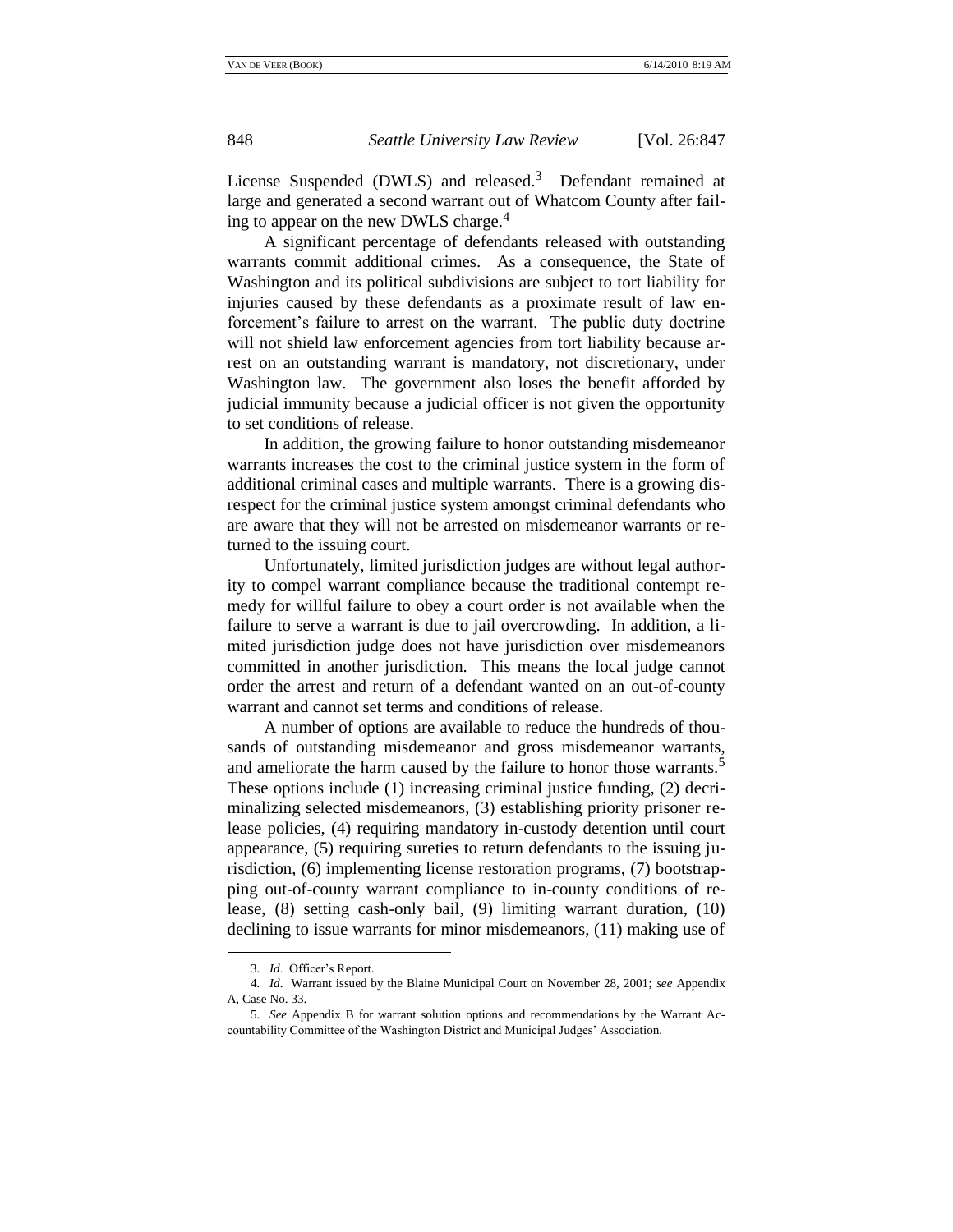License Suspended (DWLS) and released.[3] Defendant remained at large and generated a second warrant out of Whatcom County after failing to appear on the new DWLS charge.[4]

A significant percentage of defendants released with outstanding warrants commit additional crimes. As a consequence, the State of Washington and its political subdivisions are subject to tort liability for injuries caused by these defendants as a proximate result of law enforcement's failure to arrest on the warrant. The public duty doctrine will not shield law enforcement agencies from tort liability because arrest on an outstanding warrant is mandatory, not discretionary, under Washington law. The government also loses the benefit afforded by judicial immunity because a judicial officer is not given the opportunity to set conditions of release.

In addition, the growing failure to honor outstanding misdemeanor warrants increases the cost to the criminal justice system in the form of additional criminal cases and multiple warrants. There is a growing disrespect for the criminal justice system amongst criminal defendants who are aware that they will not be arrested on misdemeanor warrants or returned to the issuing court.

Unfortunately, limited jurisdiction judges are without legal authority to compel warrant compliance because the traditional contempt remedy for willful failure to obey a court order is not available when the failure to serve a warrant is due to jail overcrowding. In addition, a limited jurisdiction judge does not have jurisdiction over misdemeanors committed in another jurisdiction. This means the local judge cannot order the arrest and return of a defendant wanted on an out-of-county warrant and cannot set terms and conditions of release.

A number of options are available to reduce the hundreds of thousands of outstanding misdemeanor and gross misdemeanor warrants, and ameliorate the harm caused by the failure to honor those warrants.[5] These options include (1) increasing criminal justice funding, (2) decriminalizing selected misdemeanors, (3) establishing priority prisoner release policies, (4) requiring mandatory in-custody detention until court appearance, (5) requiring sureties to return defendants to the issuing jurisdiction, (6) implementing license restoration programs, (7) bootstrapping out-of-county warrant compliance to in-county conditions of release, (8) setting cash-only bail, (9) limiting warrant duration, (10) declining to issue warrants for minor misdemeanors, (11) making use of

---

3. *Id*. Officer's Report.

4. *Id*. Warrant issued by the Blaine Municipal Court on November 28, 2001; *see* Appendix A, Case No. 33.

5. *See* Appendix B for warrant solution options and recommendations by the Warrant Accountability Committee of the Washington District and Municipal Judges' Association.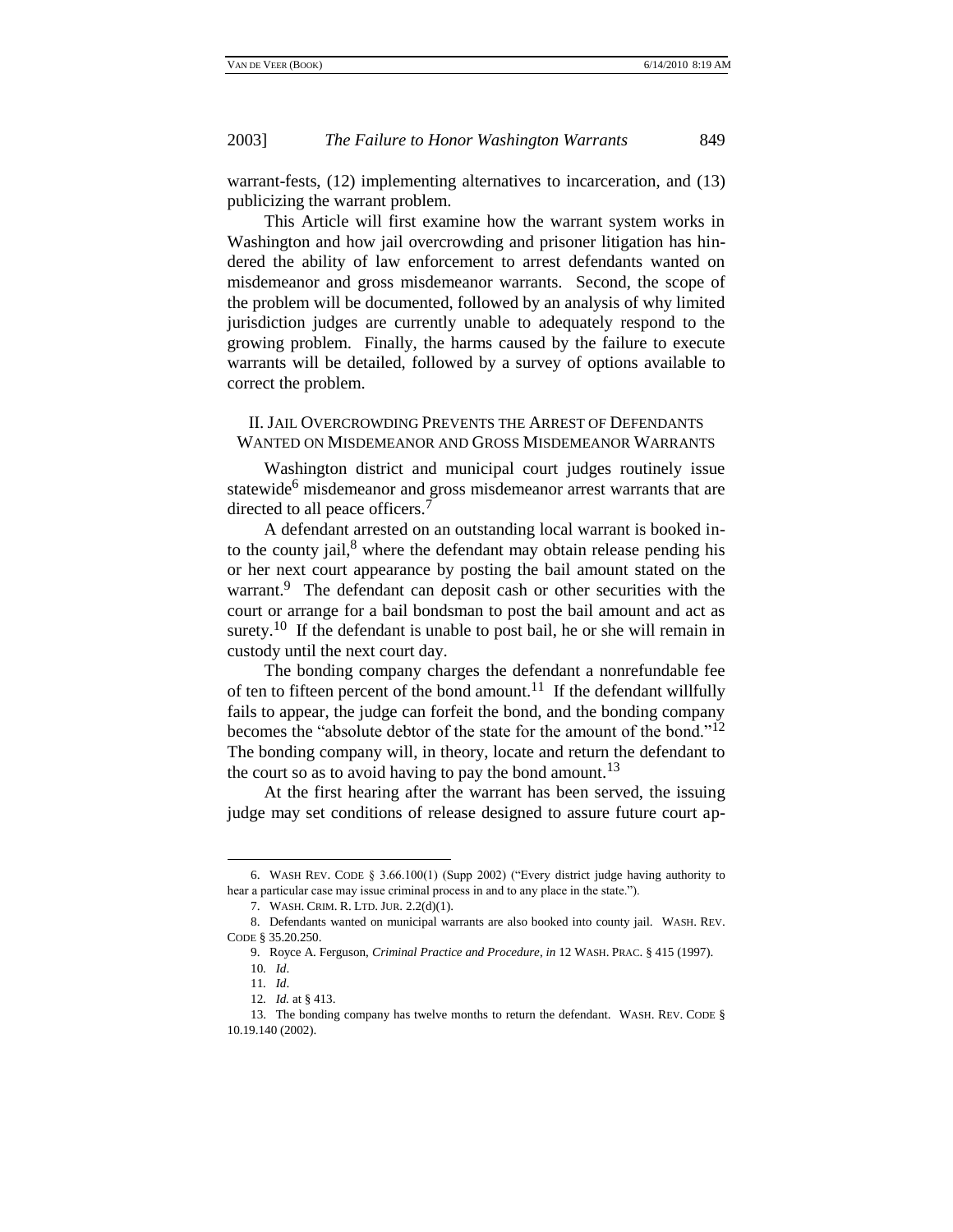warrant-fests, (12) implementing alternatives to incarceration, and (13) publicizing the warrant problem.

This Article will first examine how the warrant system works in Washington and how jail overcrowding and prisoner litigation has hindered the ability of law enforcement to arrest defendants wanted on misdemeanor and gross misdemeanor warrants. Second, the scope of the problem will be documented, followed by an analysis of why limited jurisdiction judges are currently unable to adequately respond to the growing problem. Finally, the harms caused by the failure to execute warrants will be detailed, followed by a survey of options available to correct the problem.

## II. JAIL OVERCROWDING PREVENTS THE ARREST OF DEFENDANTS WANTED ON MISDEMEANOR AND GROSS MISDEMEANOR WARRANTS

Washington district and municipal court judges routinely issue statewide[6] misdemeanor and gross misdemeanor arrest warrants that are directed to all peace officers.[7]

A defendant arrested on an outstanding local warrant is booked into the county jail,[8] where the defendant may obtain release pending his or her next court appearance by posting the bail amount stated on the warrant.[9] The defendant can deposit cash or other securities with the court or arrange for a bail bondsman to post the bail amount and act as surety.[10] If the defendant is unable to post bail, he or she will remain in custody until the next court day.

The bonding company charges the defendant a nonrefundable fee of ten to fifteen percent of the bond amount.[11] If the defendant willfully fails to appear, the judge can forfeit the bond, and the bonding company becomes the "absolute debtor of the state for the amount of the bond."[12] The bonding company will, in theory, locate and return the defendant to the court so as to avoid having to pay the bond amount.[13]

At the first hearing after the warrant has been served, the issuing judge may set conditions of release designed to assure future court ap-

---

6. WASH REV. CODE § 3.66.100(1) (Supp 2002) ("Every district judge having authority to hear a particular case may issue criminal process in and to any place in the state.").

7. WASH. CRIM. R. LTD. JUR. 2.2(d)(1).

8. Defendants wanted on municipal warrants are also booked into county jail. WASH. REV. CODE § 35.20.250.

9. Royce A. Ferguson, *Criminal Practice and Procedure*, *in* 12 WASH. PRAC. § 415 (1997).

10. *Id*.

11. *Id*.

12. *Id.* at § 413.

13. The bonding company has twelve months to return the defendant. WASH. REV. CODE § 10.19.140 (2002).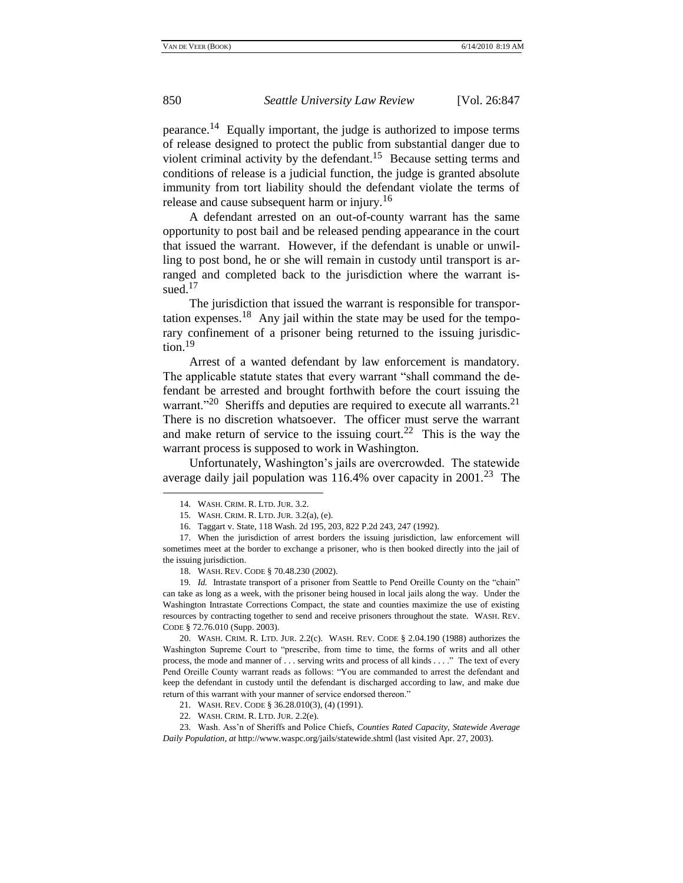pearance.[14] Equally important, the judge is authorized to impose terms of release designed to protect the public from substantial danger due to violent criminal activity by the defendant.[15] Because setting terms and conditions of release is a judicial function, the judge is granted absolute immunity from tort liability should the defendant violate the terms of release and cause subsequent harm or injury.[16]

A defendant arrested on an out-of-county warrant has the same opportunity to post bail and be released pending appearance in the court that issued the warrant. However, if the defendant is unable or unwilling to post bond, he or she will remain in custody until transport is arranged and completed back to the jurisdiction where the warrant issued.[17]

The jurisdiction that issued the warrant is responsible for transportation expenses.[18] Any jail within the state may be used for the temporary confinement of a prisoner being returned to the issuing jurisdiction.[19]

Arrest of a wanted defendant by law enforcement is mandatory. The applicable statute states that every warrant "shall command the defendant be arrested and brought forthwith before the court issuing the warrant."[20] Sheriffs and deputies are required to execute all warrants.[21] There is no discretion whatsoever. The officer must serve the warrant and make return of service to the issuing court.[22] This is the way the warrant process is supposed to work in Washington.

Unfortunately, Washington's jails are overcrowded. The statewide average daily jail population was 116.4% over capacity in 2001.[23] The

---

14. WASH. CRIM. R. LTD. JUR. 3.2.

15. WASH. CRIM. R. LTD. JUR. 3.2(a), (e).

16. Taggart v. State, 118 Wash. 2d 195, 203, 822 P.2d 243, 247 (1992).

17. When the jurisdiction of arrest borders the issuing jurisdiction, law enforcement will sometimes meet at the border to exchange a prisoner, who is then booked directly into the jail of the issuing jurisdiction.

18. WASH. REV. CODE § 70.48.230 (2002).

19. *Id.* Intrastate transport of a prisoner from Seattle to Pend Oreille County on the "chain" can take as long as a week, with the prisoner being housed in local jails along the way. Under the Washington Intrastate Corrections Compact, the state and counties maximize the use of existing resources by contracting together to send and receive prisoners throughout the state. WASH. REV. CODE § 72.76.010 (Supp. 2003).

20. WASH. CRIM. R. LTD. JUR. 2.2(c). WASH. REV. CODE § 2.04.190 (1988) authorizes the Washington Supreme Court to "prescribe, from time to time, the forms of writs and all other process, the mode and manner of . . . serving writs and process of all kinds . . . ." The text of every Pend Oreille County warrant reads as follows: "You are commanded to arrest the defendant and keep the defendant in custody until the defendant is discharged according to law, and make due return of this warrant with your manner of service endorsed thereon."

21. WASH. REV. CODE § 36.28.010(3), (4) (1991).

22. WASH. CRIM. R. LTD. JUR. 2.2(e).

23. Wash. Ass'n of Sheriffs and Police Chiefs, *Counties Rated Capacity, Statewide Average Daily Population*, *at* http://www.waspc.org/jails/statewide.shtml (last visited Apr. 27, 2003).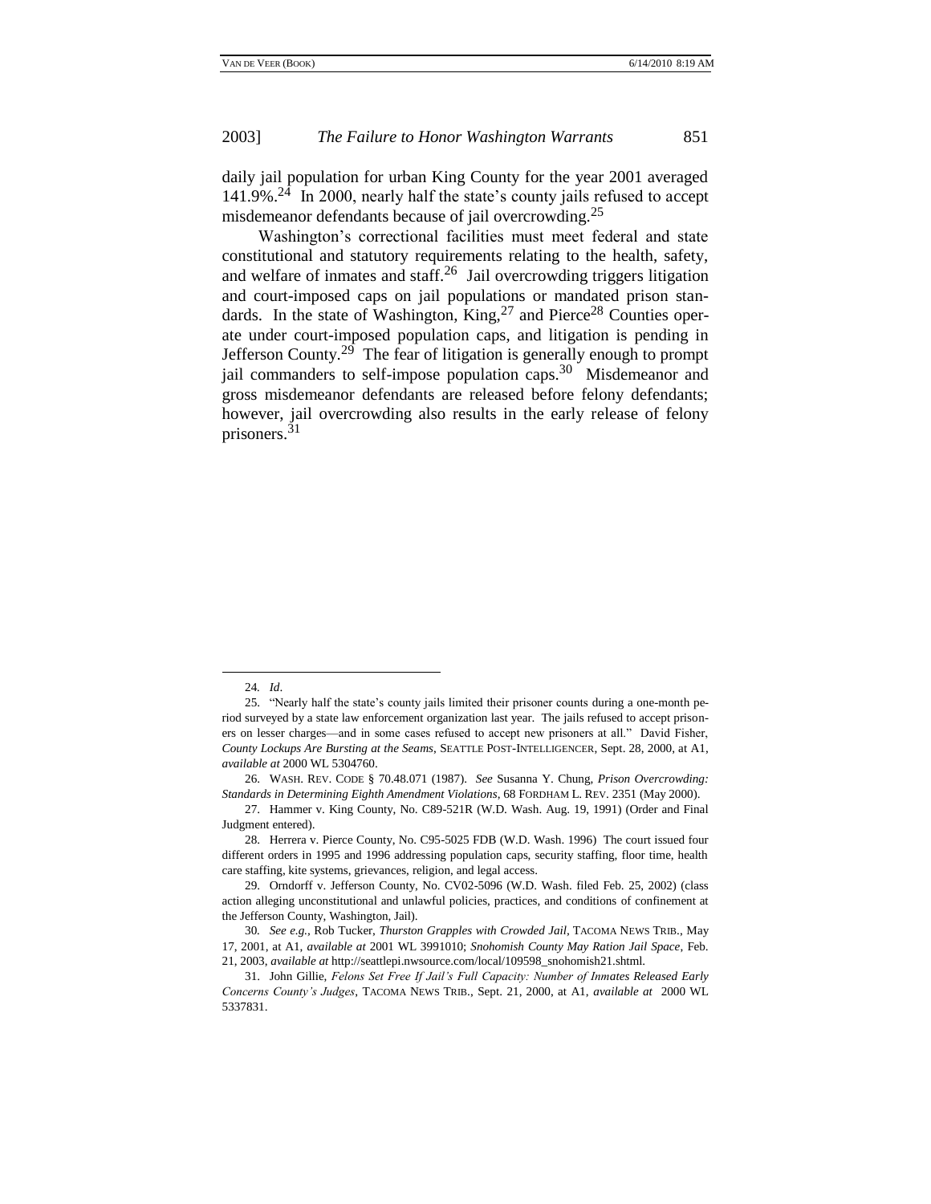daily jail population for urban King County for the year 2001 averaged 141.9%.[24] In 2000, nearly half the state's county jails refused to accept misdemeanor defendants because of jail overcrowding.[25]

Washington's correctional facilities must meet federal and state constitutional and statutory requirements relating to the health, safety, and welfare of inmates and staff.[26] Jail overcrowding triggers litigation and court-imposed caps on jail populations or mandated prison standards. In the state of Washington, King,[27] and Pierce[28] Counties operate under court-imposed population caps, and litigation is pending in Jefferson County.[29] The fear of litigation is generally enough to prompt jail commanders to self-impose population caps.[30] Misdemeanor and gross misdemeanor defendants are released before felony defendants; however, jail overcrowding also results in the early release of felony prisoners.[31]

---

24. *Id*.

25. "Nearly half the state's county jails limited their prisoner counts during a one-month period surveyed by a state law enforcement organization last year. The jails refused to accept prisoners on lesser charges—and in some cases refused to accept new prisoners at all." David Fisher, *County Lockups Are Bursting at the Seams*, SEATTLE POST-INTELLIGENCER, Sept. 28, 2000, at A1, *available at* 2000 WL 5304760.

26. WASH. REV. CODE § 70.48.071 (1987). *See* Susanna Y. Chung, *Prison Overcrowding: Standards in Determining Eighth Amendment Violations*, 68 FORDHAM L. REV. 2351 (May 2000).

27. Hammer v. King County, No. C89-521R (W.D. Wash. Aug. 19, 1991) (Order and Final Judgment entered).

28. Herrera v. Pierce County, No. C95-5025 FDB (W.D. Wash. 1996) The court issued four different orders in 1995 and 1996 addressing population caps, security staffing, floor time, health care staffing, kite systems, grievances, religion, and legal access.

29. Orndorff v. Jefferson County, No. CV02-5096 (W.D. Wash. filed Feb. 25, 2002) (class action alleging unconstitutional and unlawful policies, practices, and conditions of confinement at the Jefferson County, Washington, Jail).

30. *See e.g.*, Rob Tucker, *Thurston Grapples with Crowded Jail*, TACOMA NEWS TRIB., May 17, 2001, at A1, *available at* 2001 WL 3991010; *Snohomish County May Ration Jail Space*, Feb. 21, 2003, *available at* http://seattlepi.nwsource.com/local/109598_snohomish21.shtml.

31. John Gillie, *Felons Set Free If Jail's Full Capacity: Number of Inmates Released Early Concerns County's Judges*, TACOMA NEWS TRIB., Sept. 21, 2000, at A1, *available at* 2000 WL 5337831.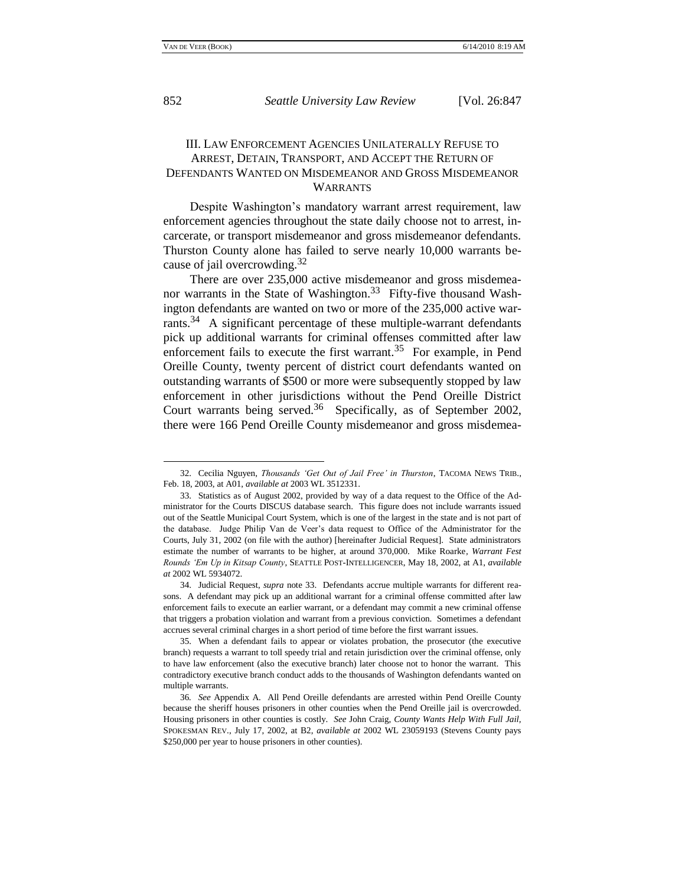## III. Law Enforcement Agencies Unilaterally Refuse to Arrest, Detain, Transport, and Accept the Return of Defendants Wanted on Misdemeanor and Gross Misdemeanor Warrants

Despite Washington's mandatory warrant arrest requirement, law enforcement agencies throughout the state daily choose not to arrest, incarcerate, or transport misdemeanor and gross misdemeanor defendants. Thurston County alone has failed to serve nearly 10,000 warrants because of jail overcrowding.[32]

There are over 235,000 active misdemeanor and gross misdemeanor warrants in the State of Washington.[33] Fifty-five thousand Washington defendants are wanted on two or more of the 235,000 active warrants.[34] A significant percentage of these multiple-warrant defendants pick up additional warrants for criminal offenses committed after law enforcement fails to execute the first warrant.[35] For example, in Pend Oreille County, twenty percent of district court defendants wanted on outstanding warrants of $500 or more were subsequently stopped by law enforcement in other jurisdictions without the Pend Oreille District Court warrants being served.[36] Specifically, as of September 2002, there were 166 Pend Oreille County misdemeanor and gross misdemea-

---

32. Cecilia Nguyen, *Thousands 'Get Out of Jail Free' in Thurston*, TACOMA NEWS TRIB., Feb. 18, 2003, at A01, *available at* 2003 WL 3512331.

33. Statistics as of August 2002, provided by way of a data request to the Office of the Administrator for the Courts DISCUS database search. This figure does not include warrants issued out of the Seattle Municipal Court System, which is one of the largest in the state and is not part of the database. Judge Philip Van de Veer's data request to Office of the Administrator for the Courts, July 31, 2002 (on file with the author) [hereinafter Judicial Request]. State administrators estimate the number of warrants to be higher, at around 370,000. Mike Roarke, *Warrant Fest Rounds 'Em Up in Kitsap County*, SEATTLE POST-INTELLIGENCER, May 18, 2002, at A1, *available at* 2002 WL 5934072.

34. Judicial Request, *supra* note 33. Defendants accrue multiple warrants for different reasons. A defendant may pick up an additional warrant for a criminal offense committed after law enforcement fails to execute an earlier warrant, or a defendant may commit a new criminal offense that triggers a probation violation and warrant from a previous conviction. Sometimes a defendant accrues several criminal charges in a short period of time before the first warrant issues.

35. When a defendant fails to appear or violates probation, the prosecutor (the executive branch) requests a warrant to toll speedy trial and retain jurisdiction over the criminal offense, only to have law enforcement (also the executive branch) later choose not to honor the warrant. This contradictory executive branch conduct adds to the thousands of Washington defendants wanted on multiple warrants.

36. *See* Appendix A. All Pend Oreille defendants are arrested within Pend Oreille County because the sheriff houses prisoners in other counties when the Pend Oreille jail is overcrowded. Housing prisoners in other counties is costly. *See* John Craig, *County Wants Help With Full Jail*, SPOKESMAN REV., July 17, 2002, at B2, *available at* 2002 WL 23059193 (Stevens County pays $250,000 per year to house prisoners in other counties).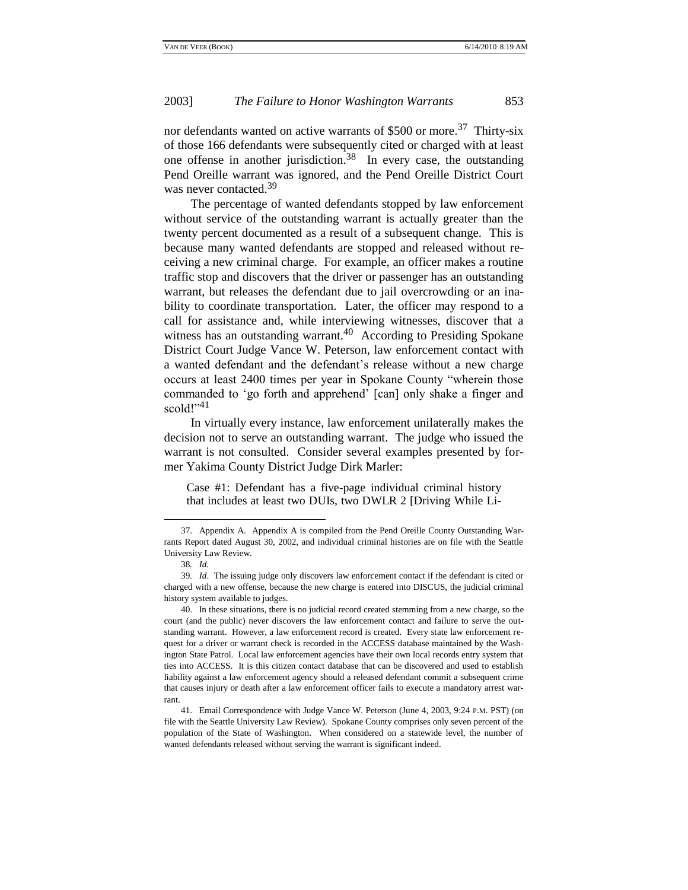nor defendants wanted on active warrants of $500 or more.[37] Thirty-six of those 166 defendants were subsequently cited or charged with at least one offense in another jurisdiction.[38] In every case, the outstanding Pend Oreille warrant was ignored, and the Pend Oreille District Court was never contacted.[39]

The percentage of wanted defendants stopped by law enforcement without service of the outstanding warrant is actually greater than the twenty percent documented as a result of a subsequent change. This is because many wanted defendants are stopped and released without receiving a new criminal charge. For example, an officer makes a routine traffic stop and discovers that the driver or passenger has an outstanding warrant, but releases the defendant due to jail overcrowding or an inability to coordinate transportation. Later, the officer may respond to a call for assistance and, while interviewing witnesses, discover that a witness has an outstanding warrant.[40] According to Presiding Spokane District Court Judge Vance W. Peterson, law enforcement contact with a wanted defendant and the defendant's release without a new charge occurs at least 2400 times per year in Spokane County "wherein those commanded to 'go forth and apprehend' [can] only shake a finger and scold!"[41]

In virtually every instance, law enforcement unilaterally makes the decision not to serve an outstanding warrant. The judge who issued the warrant is not consulted. Consider several examples presented by former Yakima County District Judge Dirk Marler:

> Case #1: Defendant has a five-page individual criminal history that includes at least two DUIs, two DWLR 2 [Driving While Li-

---

37. Appendix A. Appendix A is compiled from the Pend Oreille County Outstanding Warrants Report dated August 30, 2002, and individual criminal histories are on file with the Seattle University Law Review.

38. *Id.*

39. *Id*. The issuing judge only discovers law enforcement contact if the defendant is cited or charged with a new offense, because the new charge is entered into DISCUS, the judicial criminal history system available to judges.

40. In these situations, there is no judicial record created stemming from a new charge, so the court (and the public) never discovers the law enforcement contact and failure to serve the outstanding warrant. However, a law enforcement record is created. Every state law enforcement request for a driver or warrant check is recorded in the ACCESS database maintained by the Washington State Patrol. Local law enforcement agencies have their own local records entry system that ties into ACCESS. It is this citizen contact database that can be discovered and used to establish liability against a law enforcement agency should a released defendant commit a subsequent crime that causes injury or death after a law enforcement officer fails to execute a mandatory arrest warrant.

41. Email Correspondence with Judge Vance W. Peterson (June 4, 2003, 9:24 P.M. PST) (on file with the Seattle University Law Review). Spokane County comprises only seven percent of the population of the State of Washington. When considered on a statewide level, the number of wanted defendants released without serving the warrant is significant indeed.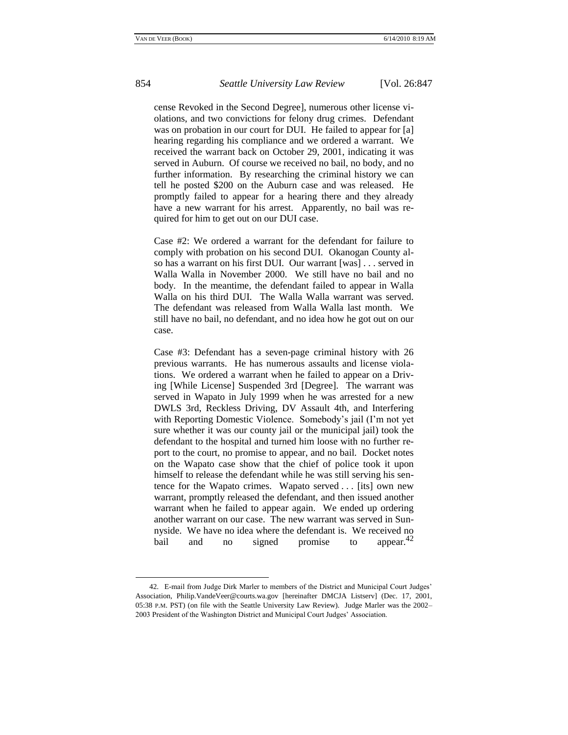cense Revoked in the Second Degree], numerous other license violations, and two convictions for felony drug crimes. Defendant was on probation in our court for DUI. He failed to appear for [a] hearing regarding his compliance and we ordered a warrant. We received the warrant back on October 29, 2001, indicating it was served in Auburn. Of course we received no bail, no body, and no further information. By researching the criminal history we can tell he posted $200 on the Auburn case and was released. He promptly failed to appear for a hearing there and they already have a new warrant for his arrest. Apparently, no bail was required for him to get out on our DUI case.

Case #2: We ordered a warrant for the defendant for failure to comply with probation on his second DUI. Okanogan County also has a warrant on his first DUI. Our warrant [was] . . . served in Walla Walla in November 2000. We still have no bail and no body. In the meantime, the defendant failed to appear in Walla Walla on his third DUI. The Walla Walla warrant was served. The defendant was released from Walla Walla last month. We still have no bail, no defendant, and no idea how he got out on our case.

Case #3: Defendant has a seven-page criminal history with 26 previous warrants. He has numerous assaults and license violations. We ordered a warrant when he failed to appear on a Driving [While License] Suspended 3rd [Degree]. The warrant was served in Wapato in July 1999 when he was arrested for a new DWLS 3rd, Reckless Driving, DV Assault 4th, and Interfering with Reporting Domestic Violence. Somebody's jail (I'm not yet sure whether it was our county jail or the municipal jail) took the defendant to the hospital and turned him loose with no further report to the court, no promise to appear, and no bail. Docket notes on the Wapato case show that the chief of police took it upon himself to release the defendant while he was still serving his sentence for the Wapato crimes. Wapato served . . . [its] own new warrant, promptly released the defendant, and then issued another warrant when he failed to appear again. We ended up ordering another warrant on our case. The new warrant was served in Sunnyside. We have no idea where the defendant is. We received no bail and no signed promise to appear.[42]

---

42. E-mail from Judge Dirk Marler to members of the District and Municipal Court Judges' Association, Philip.VandeVeer@courts.wa.gov [hereinafter DMCJA Listserv] (Dec. 17, 2001, 05:38 P.M. PST) (on file with the Seattle University Law Review). Judge Marler was the 2002–2003 President of the Washington District and Municipal Court Judges' Association.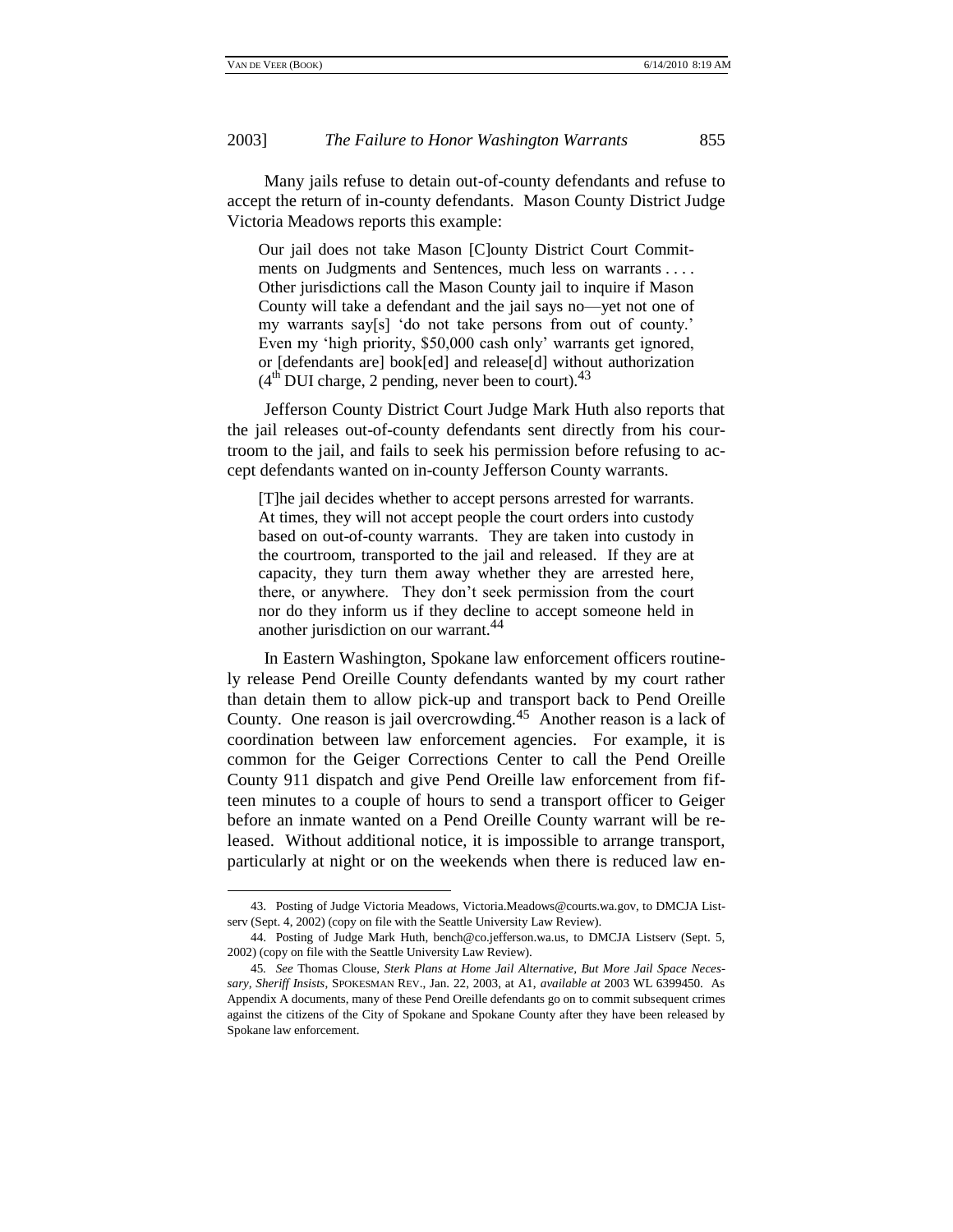Many jails refuse to detain out-of-county defendants and refuse to accept the return of in-county defendants. Mason County District Judge Victoria Meadows reports this example:

> Our jail does not take Mason [C]ounty District Court Commitments on Judgments and Sentences, much less on warrants . . . . Other jurisdictions call the Mason County jail to inquire if Mason County will take a defendant and the jail says no—yet not one of my warrants say[s] 'do not take persons from out of county.' Even my 'high priority, $50,000 cash only' warrants get ignored, or [defendants are] book[ed] and release[d] without authorization (4th DUI charge, 2 pending, never been to court).[43]

Jefferson County District Court Judge Mark Huth also reports that the jail releases out-of-county defendants sent directly from his courtroom to the jail, and fails to seek his permission before refusing to accept defendants wanted on in-county Jefferson County warrants.

> [T]he jail decides whether to accept persons arrested for warrants. At times, they will not accept people the court orders into custody based on out-of-county warrants. They are taken into custody in the courtroom, transported to the jail and released. If they are at capacity, they turn them away whether they are arrested here, there, or anywhere. They don't seek permission from the court nor do they inform us if they decline to accept someone held in another jurisdiction on our warrant.[44]

In Eastern Washington, Spokane law enforcement officers routinely release Pend Oreille County defendants wanted by my court rather than detain them to allow pick-up and transport back to Pend Oreille County. One reason is jail overcrowding.[45] Another reason is a lack of coordination between law enforcement agencies. For example, it is common for the Geiger Corrections Center to call the Pend Oreille County 911 dispatch and give Pend Oreille law enforcement from fifteen minutes to a couple of hours to send a transport officer to Geiger before an inmate wanted on a Pend Oreille County warrant will be released. Without additional notice, it is impossible to arrange transport, particularly at night or on the weekends when there is reduced law en-

---

43. Posting of Judge Victoria Meadows, Victoria.Meadows@courts.wa.gov, to DMCJA Listserv (Sept. 4, 2002) (copy on file with the Seattle University Law Review).

44. Posting of Judge Mark Huth, bench@co.jefferson.wa.us, to DMCJA Listserv (Sept. 5, 2002) (copy on file with the Seattle University Law Review).

45. *See* Thomas Clouse, *Sterk Plans at Home Jail Alternative, But More Jail Space Necessary, Sheriff Insists*, SPOKESMAN REV., Jan. 22, 2003, at A1, *available at* 2003 WL 6399450. As Appendix A documents, many of these Pend Oreille defendants go on to commit subsequent crimes against the citizens of the City of Spokane and Spokane County after they have been released by Spokane law enforcement.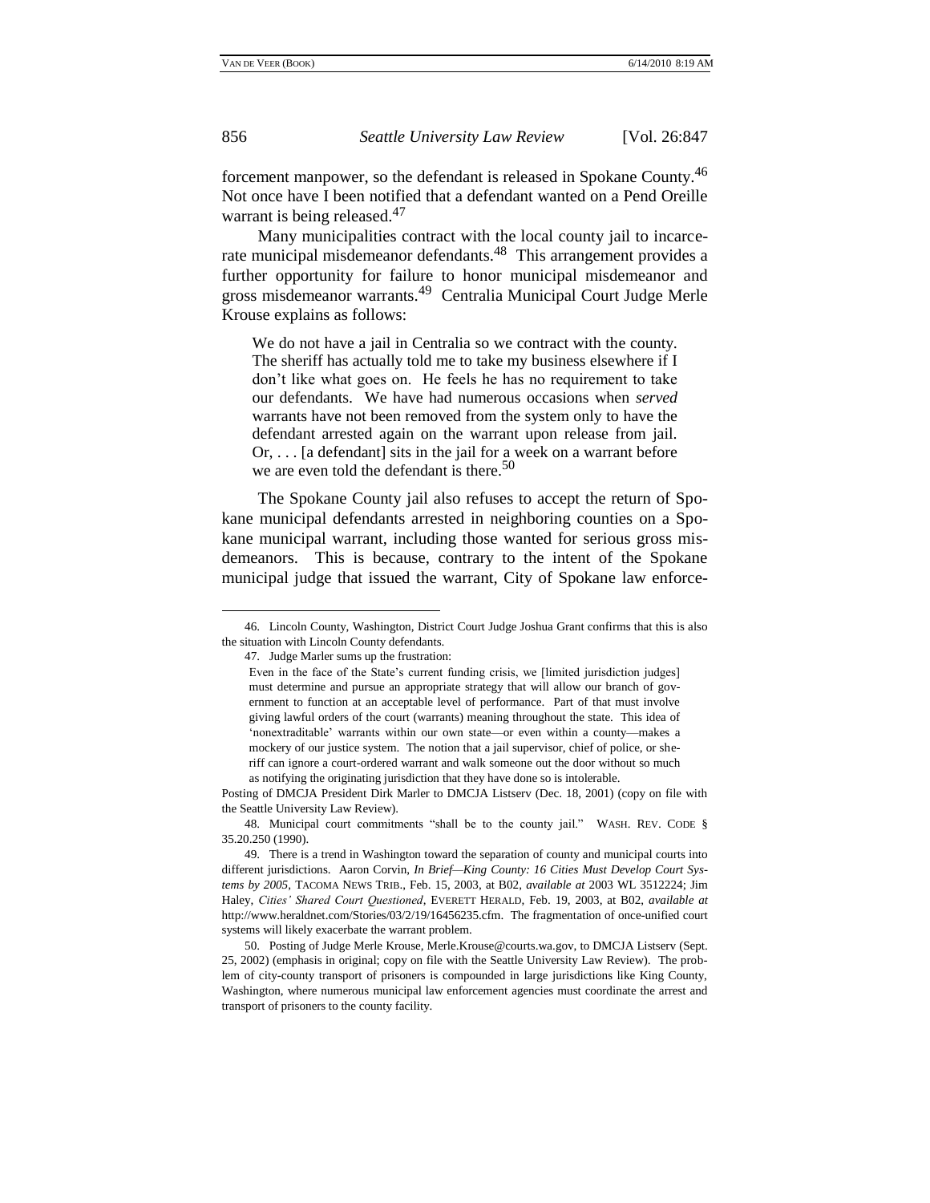forcement manpower, so the defendant is released in Spokane County.[46] Not once have I been notified that a defendant wanted on a Pend Oreille warrant is being released.[47]

Many municipalities contract with the local county jail to incarcerate municipal misdemeanor defendants.[48] This arrangement provides a further opportunity for failure to honor municipal misdemeanor and gross misdemeanor warrants.[49] Centralia Municipal Court Judge Merle Krouse explains as follows:

> We do not have a jail in Centralia so we contract with the county. The sheriff has actually told me to take my business elsewhere if I don't like what goes on. He feels he has no requirement to take our defendants. We have had numerous occasions when *served* warrants have not been removed from the system only to have the defendant arrested again on the warrant upon release from jail. Or, . . . [a defendant] sits in the jail for a week on a warrant before we are even told the defendant is there.[50]

The Spokane County jail also refuses to accept the return of Spokane municipal defendants arrested in neighboring counties on a Spokane municipal warrant, including those wanted for serious gross misdemeanors. This is because, contrary to the intent of the Spokane municipal judge that issued the warrant, City of Spokane law enforce-

---

46. Lincoln County, Washington, District Court Judge Joshua Grant confirms that this is also the situation with Lincoln County defendants.

47. Judge Marler sums up the frustration:

> Even in the face of the State's current funding crisis, we [limited jurisdiction judges] must determine and pursue an appropriate strategy that will allow our branch of government to function at an acceptable level of performance. Part of that must involve giving lawful orders of the court (warrants) meaning throughout the state. This idea of 'nonextraditable' warrants within our own state—or even within a county—makes a mockery of our justice system. The notion that a jail supervisor, chief of police, or sheriff can ignore a court-ordered warrant and walk someone out the door without so much as notifying the originating jurisdiction that they have done so is intolerable.

Posting of DMCJA President Dirk Marler to DMCJA Listserv (Dec. 18, 2001) (copy on file with the Seattle University Law Review).

48. Municipal court commitments "shall be to the county jail." WASH. REV. CODE § 35.20.250 (1990).

49. There is a trend in Washington toward the separation of county and municipal courts into different jurisdictions. Aaron Corvin, *In Brief—King County: 16 Cities Must Develop Court Systems by 2005*, TACOMA NEWS TRIB., Feb. 15, 2003, at B02, *available at* 2003 WL 3512224; Jim Haley, *Cities' Shared Court Questioned*, EVERETT HERALD, Feb. 19, 2003, at B02, *available at* http://www.heraldnet.com/Stories/03/2/19/16456235.cfm. The fragmentation of once-unified court systems will likely exacerbate the warrant problem.

50. Posting of Judge Merle Krouse, Merle.Krouse@courts.wa.gov, to DMCJA Listserv (Sept. 25, 2002) (emphasis in original; copy on file with the Seattle University Law Review). The problem of city-county transport of prisoners is compounded in large jurisdictions like King County, Washington, where numerous municipal law enforcement agencies must coordinate the arrest and transport of prisoners to the county facility.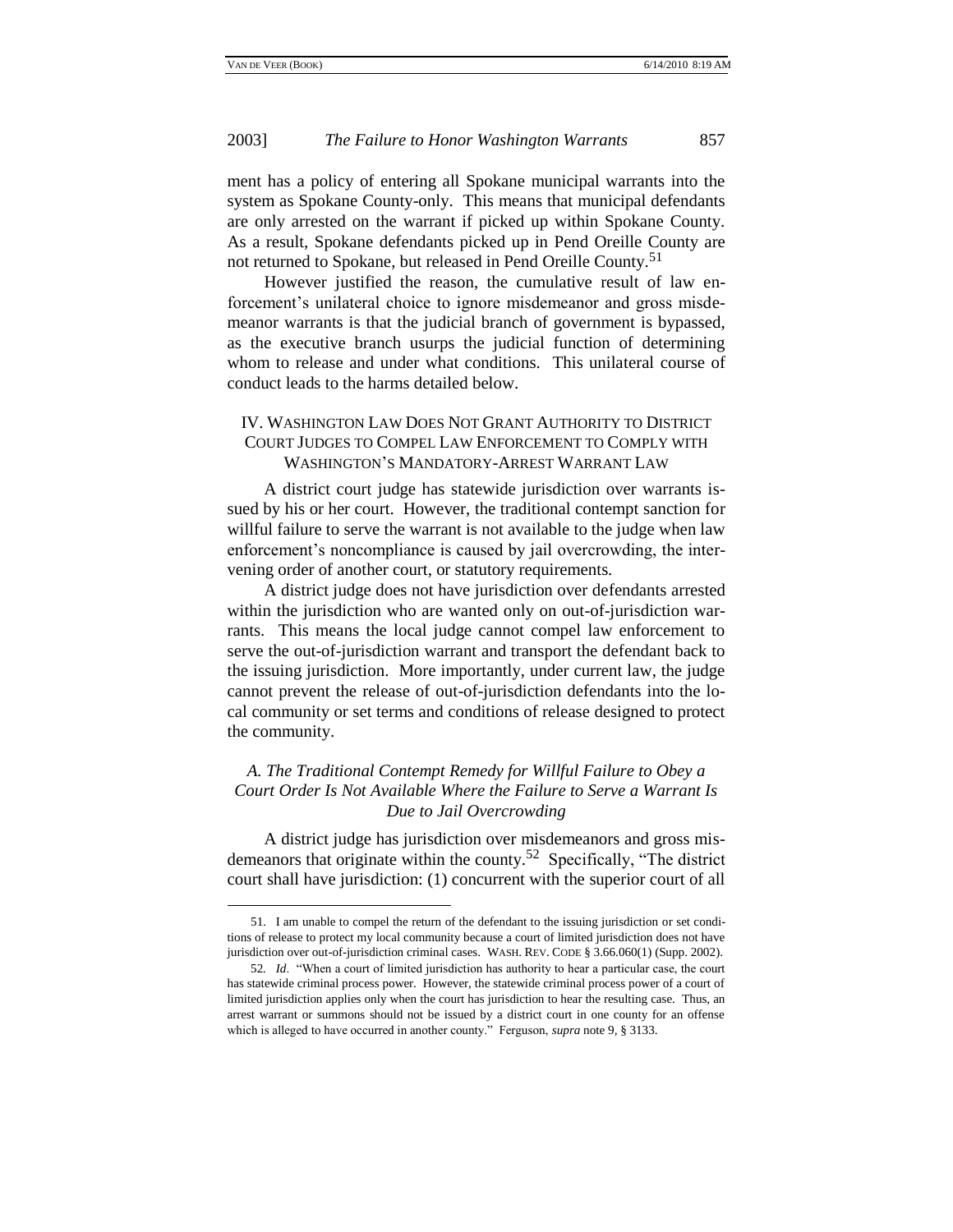ment has a policy of entering all Spokane municipal warrants into the system as Spokane County-only. This means that municipal defendants are only arrested on the warrant if picked up within Spokane County. As a result, Spokane defendants picked up in Pend Oreille County are not returned to Spokane, but released in Pend Oreille County.[51]

However justified the reason, the cumulative result of law enforcement's unilateral choice to ignore misdemeanor and gross misdemeanor warrants is that the judicial branch of government is bypassed, as the executive branch usurps the judicial function of determining whom to release and under what conditions. This unilateral course of conduct leads to the harms detailed below.

## IV. Washington Law Does Not Grant Authority to District Court Judges to Compel Law Enforcement to Comply with Washington's Mandatory-Arrest Warrant Law

A district court judge has statewide jurisdiction over warrants issued by his or her court. However, the traditional contempt sanction for willful failure to serve the warrant is not available to the judge when law enforcement's noncompliance is caused by jail overcrowding, the intervening order of another court, or statutory requirements.

A district judge does not have jurisdiction over defendants arrested within the jurisdiction who are wanted only on out-of-jurisdiction warrants. This means the local judge cannot compel law enforcement to serve the out-of-jurisdiction warrant and transport the defendant back to the issuing jurisdiction. More importantly, under current law, the judge cannot prevent the release of out-of-jurisdiction defendants into the local community or set terms and conditions of release designed to protect the community.

### *A. The Traditional Contempt Remedy for Willful Failure to Obey a Court Order Is Not Available Where the Failure to Serve a Warrant Is Due to Jail Overcrowding*

A district judge has jurisdiction over misdemeanors and gross misdemeanors that originate within the county.[52] Specifically, "The district court shall have jurisdiction: (1) concurrent with the superior court of all

---

51. I am unable to compel the return of the defendant to the issuing jurisdiction or set conditions of release to protect my local community because a court of limited jurisdiction does not have jurisdiction over out-of-jurisdiction criminal cases. WASH. REV. CODE § 3.66.060(1) (Supp. 2002).

52. *Id*. "When a court of limited jurisdiction has authority to hear a particular case, the court has statewide criminal process power. However, the statewide criminal process power of a court of limited jurisdiction applies only when the court has jurisdiction to hear the resulting case. Thus, an arrest warrant or summons should not be issued by a district court in one county for an offense which is alleged to have occurred in another county." Ferguson, *supra* note 9, § 3133.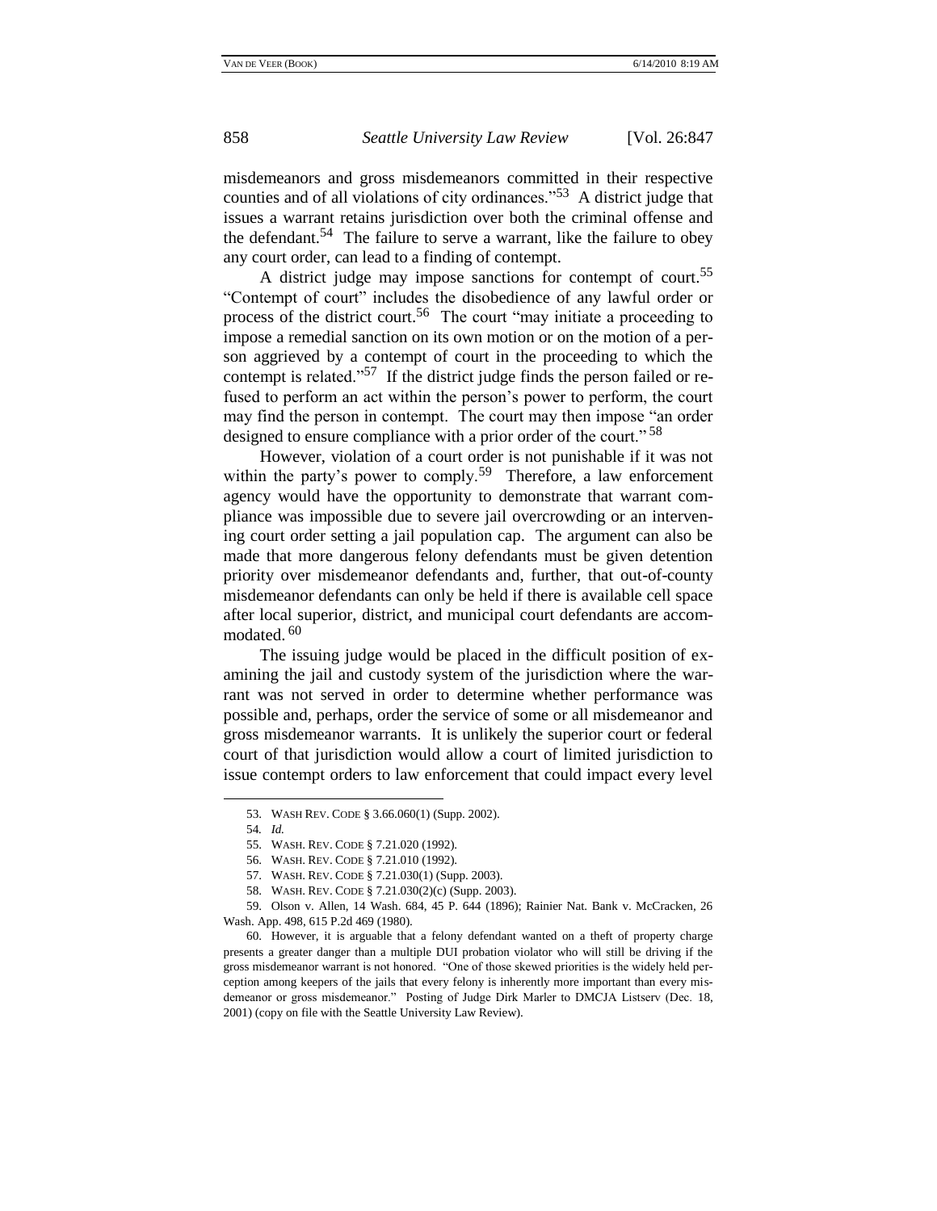misdemeanors and gross misdemeanors committed in their respective counties and of all violations of city ordinances."[53] A district judge that issues a warrant retains jurisdiction over both the criminal offense and the defendant.[54] The failure to serve a warrant, like the failure to obey any court order, can lead to a finding of contempt.

A district judge may impose sanctions for contempt of court.[55] "Contempt of court" includes the disobedience of any lawful order or process of the district court.[56] The court "may initiate a proceeding to impose a remedial sanction on its own motion or on the motion of a person aggrieved by a contempt of court in the proceeding to which the contempt is related."[57] If the district judge finds the person failed or refused to perform an act within the person's power to perform, the court may find the person in contempt. The court may then impose "an order designed to ensure compliance with a prior order of the court."[58]

However, violation of a court order is not punishable if it was not within the party's power to comply.[59] Therefore, a law enforcement agency would have the opportunity to demonstrate that warrant compliance was impossible due to severe jail overcrowding or an intervening court order setting a jail population cap. The argument can also be made that more dangerous felony defendants must be given detention priority over misdemeanor defendants and, further, that out-of-county misdemeanor defendants can only be held if there is available cell space after local superior, district, and municipal court defendants are accommodated.[60]

The issuing judge would be placed in the difficult position of examining the jail and custody system of the jurisdiction where the warrant was not served in order to determine whether performance was possible and, perhaps, order the service of some or all misdemeanor and gross misdemeanor warrants. It is unlikely the superior court or federal court of that jurisdiction would allow a court of limited jurisdiction to issue contempt orders to law enforcement that could impact every level

---

53. WASH REV. CODE § 3.66.060(1) (Supp. 2002).

54. *Id.*

55. WASH. REV. CODE § 7.21.020 (1992).

56. WASH. REV. CODE § 7.21.010 (1992).

57. WASH. REV. CODE § 7.21.030(1) (Supp. 2003).

58. WASH. REV. CODE § 7.21.030(2)(c) (Supp. 2003).

59. Olson v. Allen, 14 Wash. 684, 45 P. 644 (1896); Rainier Nat. Bank v. McCracken, 26 Wash. App. 498, 615 P.2d 469 (1980).

60. However, it is arguable that a felony defendant wanted on a theft of property charge presents a greater danger than a multiple DUI probation violator who will still be driving if the gross misdemeanor warrant is not honored. "One of those skewed priorities is the widely held perception among keepers of the jails that every felony is inherently more important than every misdemeanor or gross misdemeanor." Posting of Judge Dirk Marler to DMCJA Listserv (Dec. 18, 2001) (copy on file with the Seattle University Law Review).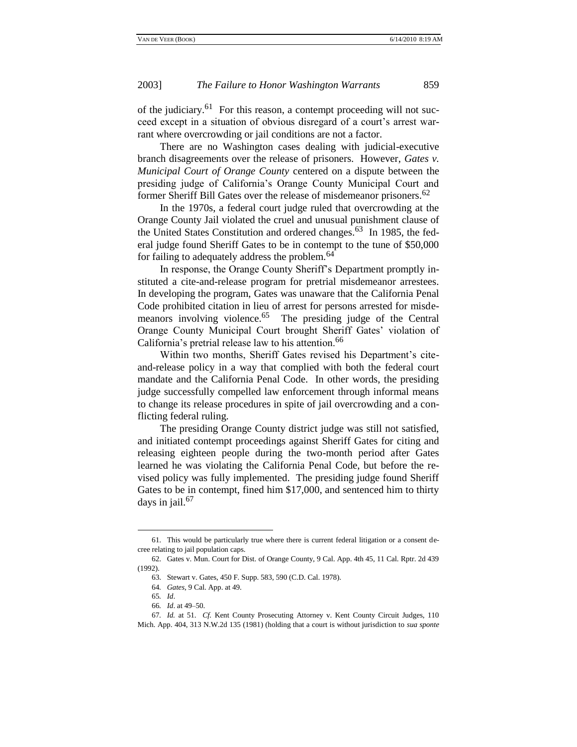of the judiciary.[61] For this reason, a contempt proceeding will not succeed except in a situation of obvious disregard of a court's arrest warrant where overcrowding or jail conditions are not a factor.

There are no Washington cases dealing with judicial-executive branch disagreements over the release of prisoners. However, *Gates v. Municipal Court of Orange County* centered on a dispute between the presiding judge of California's Orange County Municipal Court and former Sheriff Bill Gates over the release of misdemeanor prisoners.[62]

In the 1970s, a federal court judge ruled that overcrowding at the Orange County Jail violated the cruel and unusual punishment clause of the United States Constitution and ordered changes.[63] In 1985, the federal judge found Sheriff Gates to be in contempt to the tune of $50,000 for failing to adequately address the problem.[64]

In response, the Orange County Sheriff's Department promptly instituted a cite-and-release program for pretrial misdemeanor arrestees. In developing the program, Gates was unaware that the California Penal Code prohibited citation in lieu of arrest for persons arrested for misdemeanors involving violence.[65] The presiding judge of the Central Orange County Municipal Court brought Sheriff Gates' violation of California's pretrial release law to his attention.[66]

Within two months, Sheriff Gates revised his Department's cite-and-release policy in a way that complied with both the federal court mandate and the California Penal Code. In other words, the presiding judge successfully compelled law enforcement through informal means to change its release procedures in spite of jail overcrowding and a conflicting federal ruling.

The presiding Orange County district judge was still not satisfied, and initiated contempt proceedings against Sheriff Gates for citing and releasing eighteen people during the two-month period after Gates learned he was violating the California Penal Code, but before the revised policy was fully implemented. The presiding judge found Sheriff Gates to be in contempt, fined him $17,000, and sentenced him to thirty days in jail.[67]

---

61. This would be particularly true where there is current federal litigation or a consent decree relating to jail population caps.

62. Gates v. Mun. Court for Dist. of Orange County, 9 Cal. App. 4th 45, 11 Cal. Rptr. 2d 439 (1992).

63. Stewart v. Gates, 450 F. Supp. 583, 590 (C.D. Cal. 1978).

64. *Gates*, 9 Cal. App. at 49.

65. *Id*.

66. *Id*. at 49–50.

67. *Id.* at 51. *Cf.* Kent County Prosecuting Attorney v. Kent County Circuit Judges, 110 Mich. App. 404, 313 N.W.2d 135 (1981) (holding that a court is without jurisdiction to *sua sponte*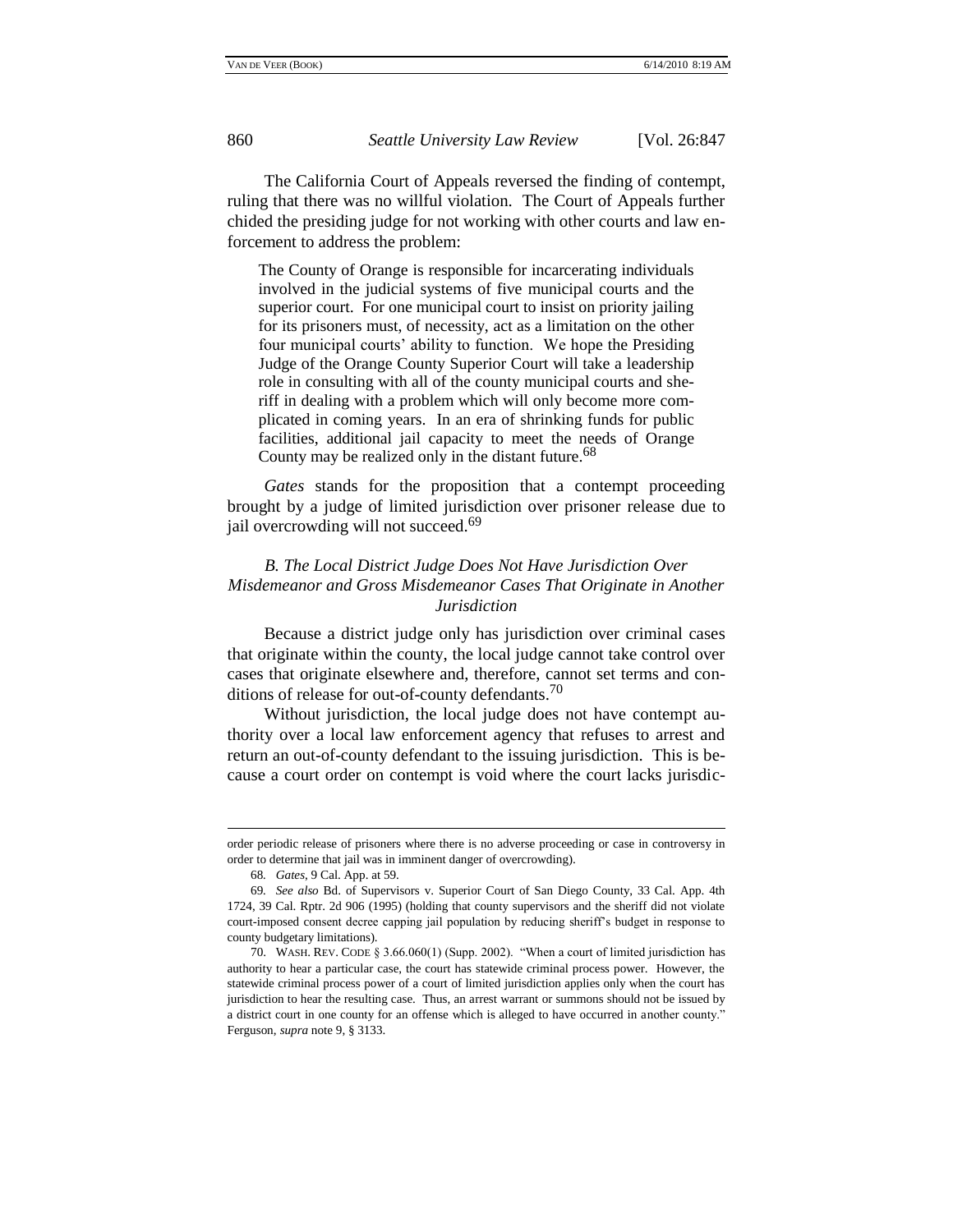The California Court of Appeals reversed the finding of contempt, ruling that there was no willful violation. The Court of Appeals further chided the presiding judge for not working with other courts and law enforcement to address the problem:

> The County of Orange is responsible for incarcerating individuals involved in the judicial systems of five municipal courts and the superior court. For one municipal court to insist on priority jailing for its prisoners must, of necessity, act as a limitation on the other four municipal courts' ability to function. We hope the Presiding Judge of the Orange County Superior Court will take a leadership role in consulting with all of the county municipal courts and sheriff in dealing with a problem which will only become more complicated in coming years. In an era of shrinking funds for public facilities, additional jail capacity to meet the needs of Orange County may be realized only in the distant future.[68]

*Gates* stands for the proposition that a contempt proceeding brought by a judge of limited jurisdiction over prisoner release due to jail overcrowding will not succeed.[69]

### *B. The Local District Judge Does Not Have Jurisdiction Over Misdemeanor and Gross Misdemeanor Cases That Originate in Another Jurisdiction*

Because a district judge only has jurisdiction over criminal cases that originate within the county, the local judge cannot take control over cases that originate elsewhere and, therefore, cannot set terms and conditions of release for out-of-county defendants.[70]

Without jurisdiction, the local judge does not have contempt authority over a local law enforcement agency that refuses to arrest and return an out-of-county defendant to the issuing jurisdiction. This is because a court order on contempt is void where the court lacks jurisdic-

---

order periodic release of prisoners where there is no adverse proceeding or case in controversy in order to determine that jail was in imminent danger of overcrowding).

68. *Gates*, 9 Cal. App. at 59.

69. *See also* Bd. of Supervisors v. Superior Court of San Diego County, 33 Cal. App. 4th 1724, 39 Cal. Rptr. 2d 906 (1995) (holding that county supervisors and the sheriff did not violate court-imposed consent decree capping jail population by reducing sheriff's budget in response to county budgetary limitations).

70. WASH. REV. CODE § 3.66.060(1) (Supp. 2002). "When a court of limited jurisdiction has authority to hear a particular case, the court has statewide criminal process power. However, the statewide criminal process power of a court of limited jurisdiction applies only when the court has jurisdiction to hear the resulting case. Thus, an arrest warrant or summons should not be issued by a district court in one county for an offense which is alleged to have occurred in another county." Ferguson, *supra* note 9, § 3133.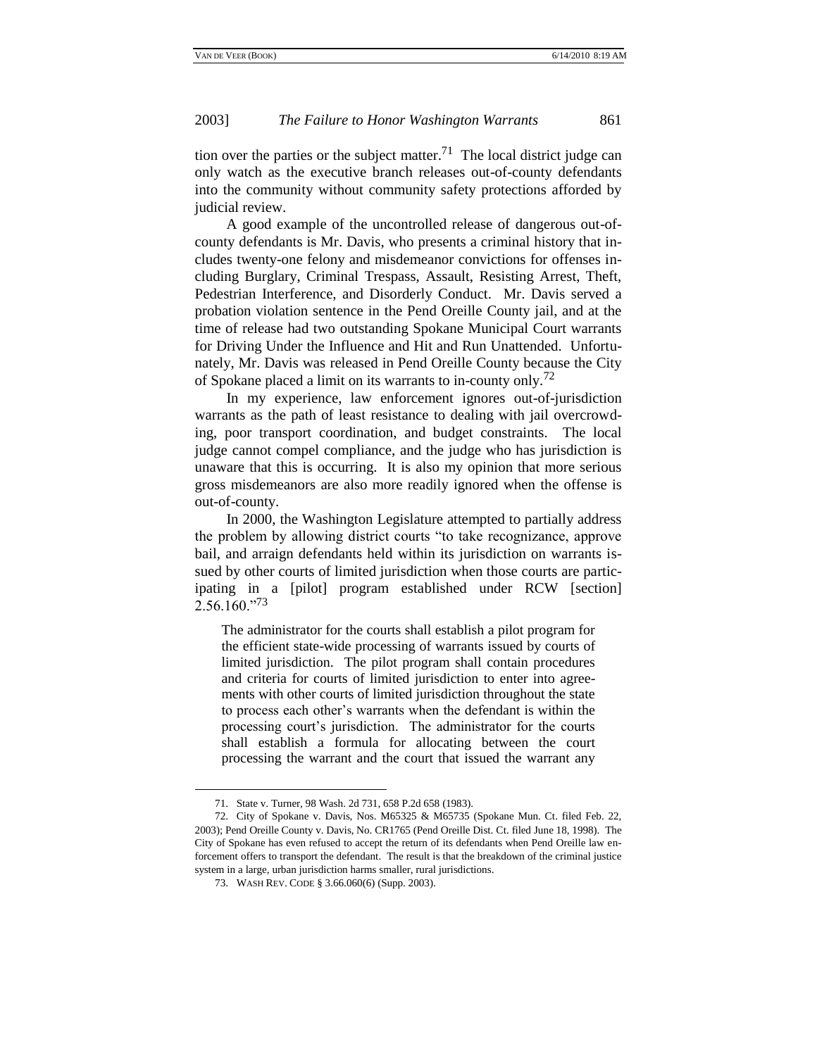tion over the parties or the subject matter.[71] The local district judge can only watch as the executive branch releases out-of-county defendants into the community without community safety protections afforded by judicial review.

A good example of the uncontrolled release of dangerous out-of-county defendants is Mr. Davis, who presents a criminal history that includes twenty-one felony and misdemeanor convictions for offenses including Burglary, Criminal Trespass, Assault, Resisting Arrest, Theft, Pedestrian Interference, and Disorderly Conduct. Mr. Davis served a probation violation sentence in the Pend Oreille County jail, and at the time of release had two outstanding Spokane Municipal Court warrants for Driving Under the Influence and Hit and Run Unattended. Unfortunately, Mr. Davis was released in Pend Oreille County because the City of Spokane placed a limit on its warrants to in-county only.[72]

In my experience, law enforcement ignores out-of-jurisdiction warrants as the path of least resistance to dealing with jail overcrowding, poor transport coordination, and budget constraints. The local judge cannot compel compliance, and the judge who has jurisdiction is unaware that this is occurring. It is also my opinion that more serious gross misdemeanors are also more readily ignored when the offense is out-of-county.

In 2000, the Washington Legislature attempted to partially address the problem by allowing district courts "to take recognizance, approve bail, and arraign defendants held within its jurisdiction on warrants issued by other courts of limited jurisdiction when those courts are participating in a [pilot] program established under RCW [section] 2.56.160."[73]

> The administrator for the courts shall establish a pilot program for the efficient state-wide processing of warrants issued by courts of limited jurisdiction. The pilot program shall contain procedures and criteria for courts of limited jurisdiction to enter into agreements with other courts of limited jurisdiction throughout the state to process each other's warrants when the defendant is within the processing court's jurisdiction. The administrator for the courts shall establish a formula for allocating between the court processing the warrant and the court that issued the warrant any

---

71. State v. Turner, 98 Wash. 2d 731, 658 P.2d 658 (1983).

72. City of Spokane v. Davis, Nos. M65325 & M65735 (Spokane Mun. Ct. filed Feb. 22, 2003); Pend Oreille County v. Davis, No. CR1765 (Pend Oreille Dist. Ct. filed June 18, 1998). The City of Spokane has even refused to accept the return of its defendants when Pend Oreille law enforcement offers to transport the defendant. The result is that the breakdown of the criminal justice system in a large, urban jurisdiction harms smaller, rural jurisdictions.

73. WASH REV. CODE § 3.66.060(6) (Supp. 2003).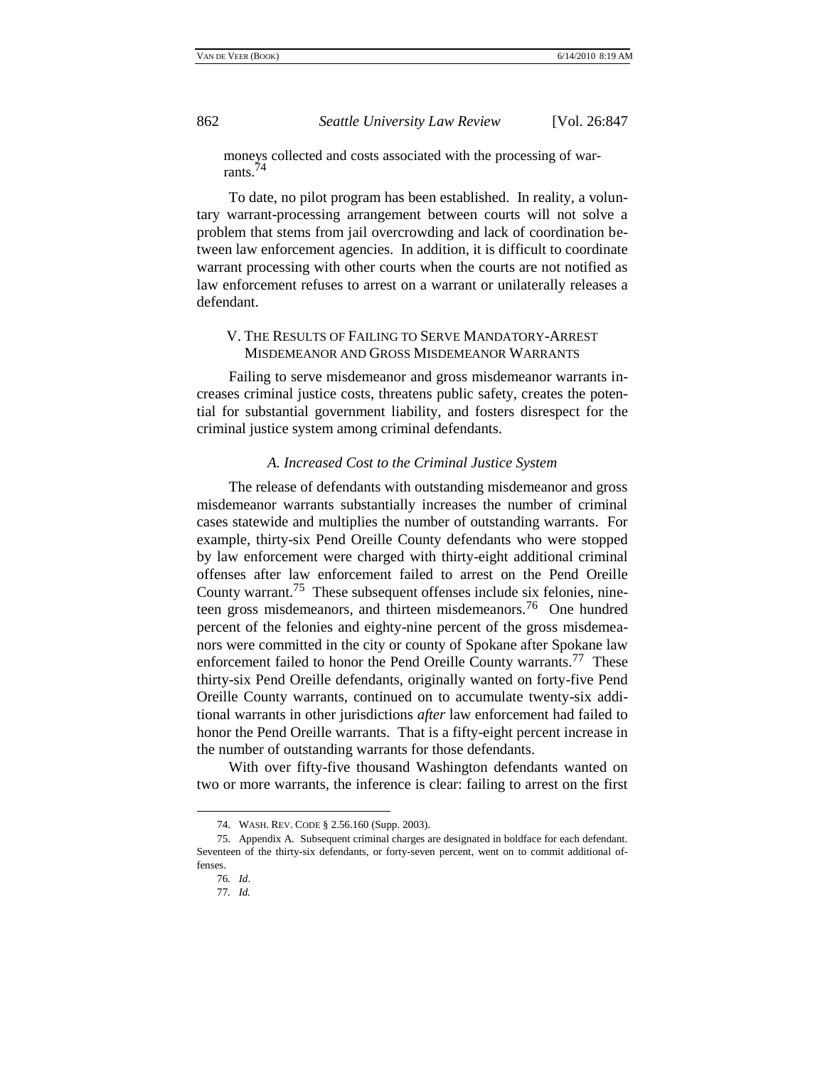moneys collected and costs associated with the processing of warrants.[74]

To date, no pilot program has been established. In reality, a voluntary warrant-processing arrangement between courts will not solve a problem that stems from jail overcrowding and lack of coordination between law enforcement agencies. In addition, it is difficult to coordinate warrant processing with other courts when the courts are not notified as law enforcement refuses to arrest on a warrant or unilaterally releases a defendant.

## V. THE RESULTS OF FAILING TO SERVE MANDATORY-ARREST MISDEMEANOR AND GROSS MISDEMEANOR WARRANTS

Failing to serve misdemeanor and gross misdemeanor warrants increases criminal justice costs, threatens public safety, creates the potential for substantial government liability, and fosters disrespect for the criminal justice system among criminal defendants.

### *A. Increased Cost to the Criminal Justice System*

The release of defendants with outstanding misdemeanor and gross misdemeanor warrants substantially increases the number of criminal cases statewide and multiplies the number of outstanding warrants. For example, thirty-six Pend Oreille County defendants who were stopped by law enforcement were charged with thirty-eight additional criminal offenses after law enforcement failed to arrest on the Pend Oreille County warrant.[75] These subsequent offenses include six felonies, nineteen gross misdemeanors, and thirteen misdemeanors.[76] One hundred percent of the felonies and eighty-nine percent of the gross misdemeanors were committed in the city or county of Spokane after Spokane law enforcement failed to honor the Pend Oreille County warrants.[77] These thirty-six Pend Oreille defendants, originally wanted on forty-five Pend Oreille County warrants, continued on to accumulate twenty-six additional warrants in other jurisdictions *after* law enforcement had failed to honor the Pend Oreille warrants. That is a fifty-eight percent increase in the number of outstanding warrants for those defendants.

With over fifty-five thousand Washington defendants wanted on two or more warrants, the inference is clear: failing to arrest on the first

---

74. WASH. REV. CODE § 2.56.160 (Supp. 2003).

75. Appendix A. Subsequent criminal charges are designated in boldface for each defendant. Seventeen of the thirty-six defendants, or forty-seven percent, went on to commit additional offenses.

76. *Id*.

77. *Id.*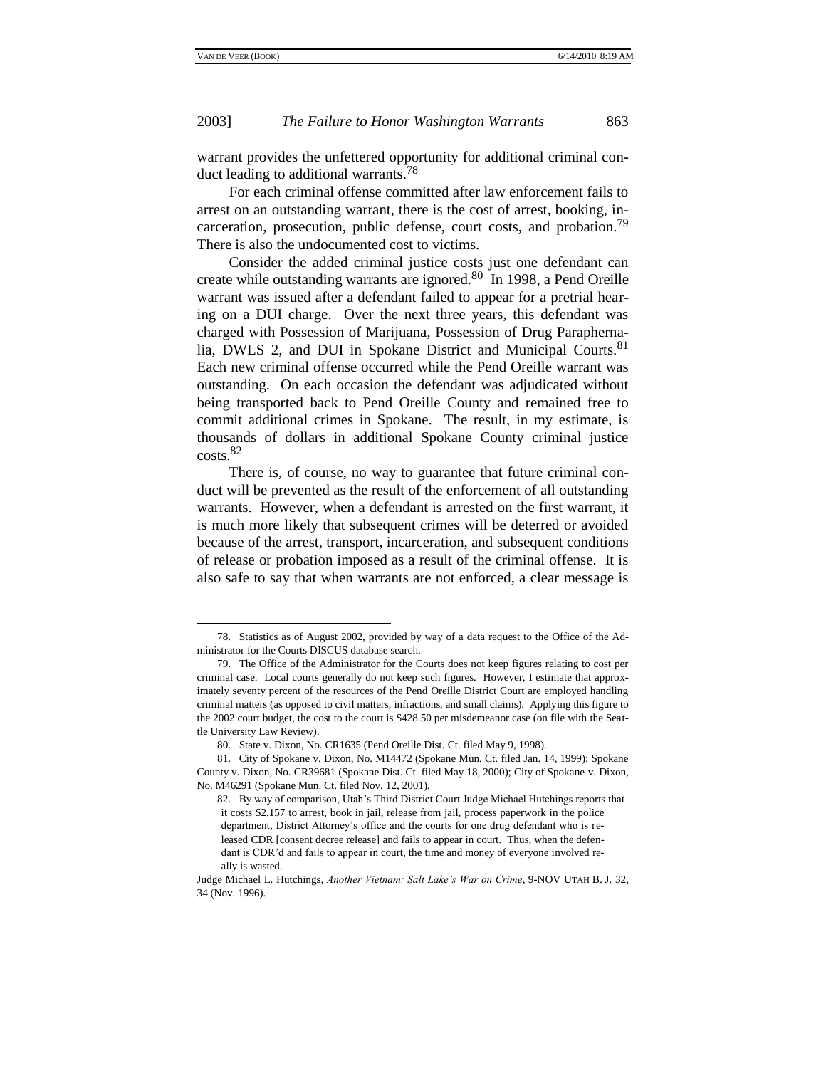warrant provides the unfettered opportunity for additional criminal conduct leading to additional warrants.[78]

For each criminal offense committed after law enforcement fails to arrest on an outstanding warrant, there is the cost of arrest, booking, incarceration, prosecution, public defense, court costs, and probation.[79] There is also the undocumented cost to victims.

Consider the added criminal justice costs just one defendant can create while outstanding warrants are ignored.[80] In 1998, a Pend Oreille warrant was issued after a defendant failed to appear for a pretrial hearing on a DUI charge. Over the next three years, this defendant was charged with Possession of Marijuana, Possession of Drug Paraphernalia, DWLS 2, and DUI in Spokane District and Municipal Courts.[81] Each new criminal offense occurred while the Pend Oreille warrant was outstanding. On each occasion the defendant was adjudicated without being transported back to Pend Oreille County and remained free to commit additional crimes in Spokane. The result, in my estimate, is thousands of dollars in additional Spokane County criminal justice costs.[82]

There is, of course, no way to guarantee that future criminal conduct will be prevented as the result of the enforcement of all outstanding warrants. However, when a defendant is arrested on the first warrant, it is much more likely that subsequent crimes will be deterred or avoided because of the arrest, transport, incarceration, and subsequent conditions of release or probation imposed as a result of the criminal offense. It is also safe to say that when warrants are not enforced, a clear message is

---

78. Statistics as of August 2002, provided by way of a data request to the Office of the Administrator for the Courts DISCUS database search.

79. The Office of the Administrator for the Courts does not keep figures relating to cost per criminal case. Local courts generally do not keep such figures. However, I estimate that approximately seventy percent of the resources of the Pend Oreille District Court are employed handling criminal matters (as opposed to civil matters, infractions, and small claims). Applying this figure to the 2002 court budget, the cost to the court is $428.50 per misdemeanor case (on file with the Seattle University Law Review).

80. State v. Dixon, No. CR1635 (Pend Oreille Dist. Ct. filed May 9, 1998).

81. City of Spokane v. Dixon, No. M14472 (Spokane Mun. Ct. filed Jan. 14, 1999); Spokane County v. Dixon, No. CR39681 (Spokane Dist. Ct. filed May 18, 2000); City of Spokane v. Dixon, No. M46291 (Spokane Mun. Ct. filed Nov. 12, 2001).

82. By way of comparison, Utah's Third District Court Judge Michael Hutchings reports that

> it costs $2,157 to arrest, book in jail, release from jail, process paperwork in the police department, District Attorney's office and the courts for one drug defendant who is released CDR [consent decree release] and fails to appear in court. Thus, when the defendant is CDR'd and fails to appear in court, the time and money of everyone involved really is wasted.

Judge Michael L. Hutchings, *Another Vietnam: Salt Lake's War on Crime*, 9-NOV UTAH B. J. 32, 34 (Nov. 1996).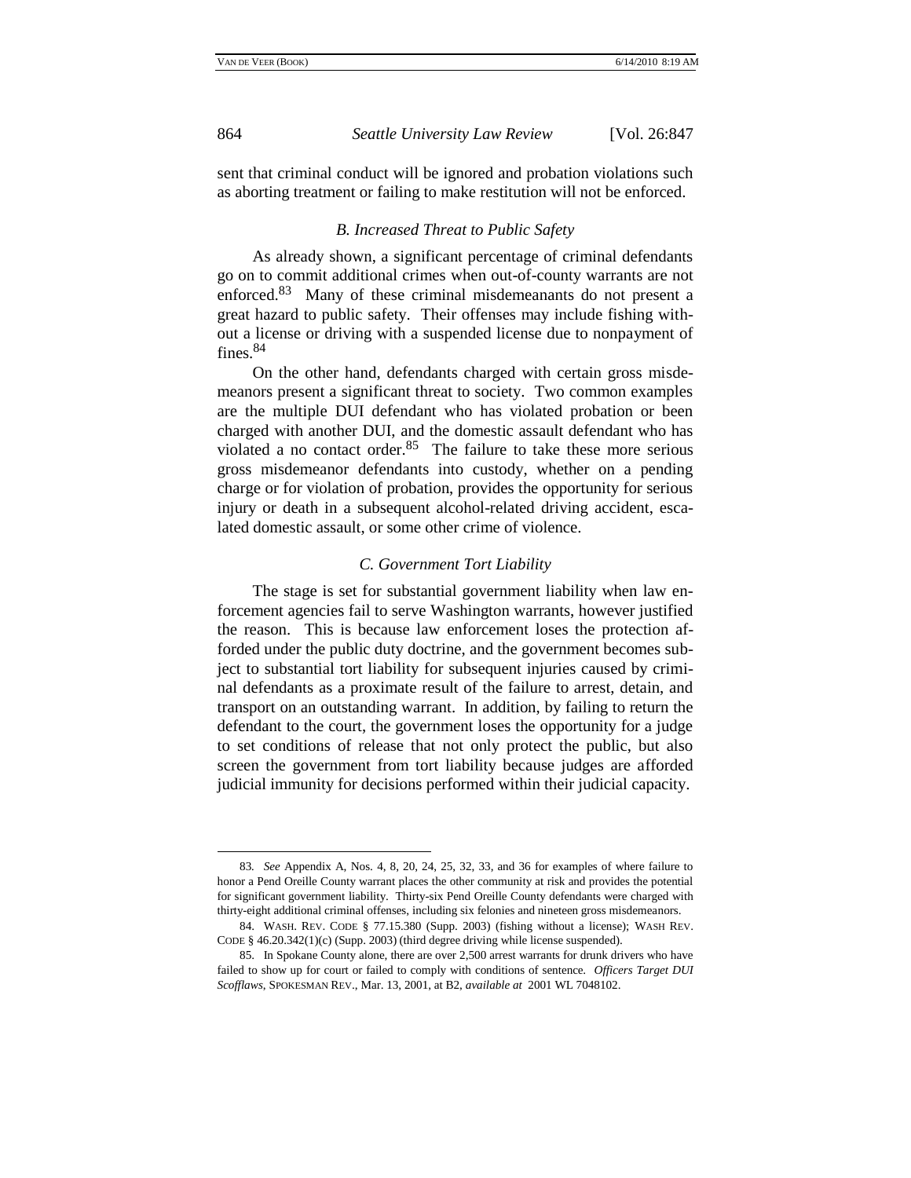sent that criminal conduct will be ignored and probation violations such as aborting treatment or failing to make restitution will not be enforced.

### *B. Increased Threat to Public Safety*

As already shown, a significant percentage of criminal defendants go on to commit additional crimes when out-of-county warrants are not enforced.[83] Many of these criminal misdemeanants do not present a great hazard to public safety. Their offenses may include fishing without a license or driving with a suspended license due to nonpayment of fines.[84]

On the other hand, defendants charged with certain gross misdemeanors present a significant threat to society. Two common examples are the multiple DUI defendant who has violated probation or been charged with another DUI, and the domestic assault defendant who has violated a no contact order.[85] The failure to take these more serious gross misdemeanor defendants into custody, whether on a pending charge or for violation of probation, provides the opportunity for serious injury or death in a subsequent alcohol-related driving accident, escalated domestic assault, or some other crime of violence.

### *C. Government Tort Liability*

The stage is set for substantial government liability when law enforcement agencies fail to serve Washington warrants, however justified the reason. This is because law enforcement loses the protection afforded under the public duty doctrine, and the government becomes subject to substantial tort liability for subsequent injuries caused by criminal defendants as a proximate result of the failure to arrest, detain, and transport on an outstanding warrant. In addition, by failing to return the defendant to the court, the government loses the opportunity for a judge to set conditions of release that not only protect the public, but also screen the government from tort liability because judges are afforded judicial immunity for decisions performed within their judicial capacity.

---

83. *See* Appendix A, Nos. 4, 8, 20, 24, 25, 32, 33, and 36 for examples of where failure to honor a Pend Oreille County warrant places the other community at risk and provides the potential for significant government liability. Thirty-six Pend Oreille County defendants were charged with thirty-eight additional criminal offenses, including six felonies and nineteen gross misdemeanors.

84. WASH. REV. CODE § 77.15.380 (Supp. 2003) (fishing without a license); WASH REV. CODE § 46.20.342(1)(c) (Supp. 2003) (third degree driving while license suspended).

85. In Spokane County alone, there are over 2,500 arrest warrants for drunk drivers who have failed to show up for court or failed to comply with conditions of sentence. *Officers Target DUI Scofflaws*, SPOKESMAN REV., Mar. 13, 2001, at B2, *available at* 2001 WL 7048102.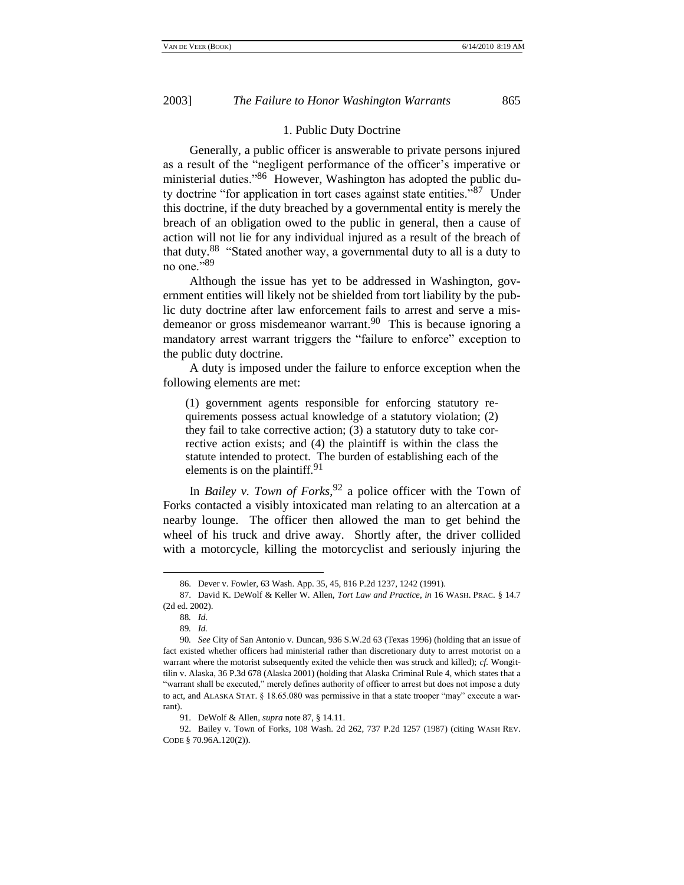### 1. Public Duty Doctrine

Generally, a public officer is answerable to private persons injured as a result of the "negligent performance of the officer's imperative or ministerial duties."[86] However, Washington has adopted the public duty doctrine "for application in tort cases against state entities."[87] Under this doctrine, if the duty breached by a governmental entity is merely the breach of an obligation owed to the public in general, then a cause of action will not lie for any individual injured as a result of the breach of that duty.[88] "Stated another way, a governmental duty to all is a duty to no one."[89]

Although the issue has yet to be addressed in Washington, government entities will likely not be shielded from tort liability by the public duty doctrine after law enforcement fails to arrest and serve a misdemeanor or gross misdemeanor warrant.[90] This is because ignoring a mandatory arrest warrant triggers the "failure to enforce" exception to the public duty doctrine.

A duty is imposed under the failure to enforce exception when the following elements are met:

> (1) government agents responsible for enforcing statutory requirements possess actual knowledge of a statutory violation; (2) they fail to take corrective action; (3) a statutory duty to take corrective action exists; and (4) the plaintiff is within the class the statute intended to protect. The burden of establishing each of the elements is on the plaintiff.[91]

In *Bailey v. Town of Forks*,[92] a police officer with the Town of Forks contacted a visibly intoxicated man relating to an altercation at a nearby lounge. The officer then allowed the man to get behind the wheel of his truck and drive away. Shortly after, the driver collided with a motorcycle, killing the motorcyclist and seriously injuring the

---

86. Dever v. Fowler, 63 Wash. App. 35, 45, 816 P.2d 1237, 1242 (1991).

87. David K. DeWolf & Keller W. Allen, *Tort Law and Practice*, *in* 16 WASH. PRAC. § 14.7 (2d ed. 2002).

88. *Id*.

89. *Id.*

90. *See* City of San Antonio v. Duncan, 936 S.W.2d 63 (Texas 1996) (holding that an issue of fact existed whether officers had ministerial rather than discretionary duty to arrest motorist on a warrant where the motorist subsequently exited the vehicle then was struck and killed); *cf.* Wongittilin v. Alaska, 36 P.3d 678 (Alaska 2001) (holding that Alaska Criminal Rule 4, which states that a "warrant shall be executed," merely defines authority of officer to arrest but does not impose a duty to act, and ALASKA STAT. § 18.65.080 was permissive in that a state trooper "may" execute a warrant).

91. DeWolf & Allen, *supra* note 87, § 14.11.

92. Bailey v. Town of Forks, 108 Wash. 2d 262, 737 P.2d 1257 (1987) (citing WASH REV. CODE § 70.96A.120(2)).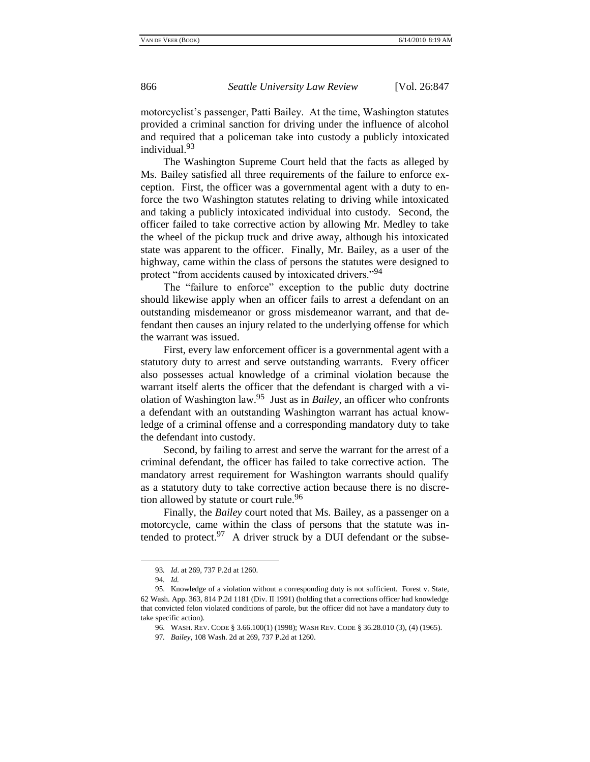motorcyclist's passenger, Patti Bailey. At the time, Washington statutes provided a criminal sanction for driving under the influence of alcohol and required that a policeman take into custody a publicly intoxicated individual.[93]

The Washington Supreme Court held that the facts as alleged by Ms. Bailey satisfied all three requirements of the failure to enforce exception. First, the officer was a governmental agent with a duty to enforce the two Washington statutes relating to driving while intoxicated and taking a publicly intoxicated individual into custody. Second, the officer failed to take corrective action by allowing Mr. Medley to take the wheel of the pickup truck and drive away, although his intoxicated state was apparent to the officer. Finally, Mr. Bailey, as a user of the highway, came within the class of persons the statutes were designed to protect "from accidents caused by intoxicated drivers."[94]

The "failure to enforce" exception to the public duty doctrine should likewise apply when an officer fails to arrest a defendant on an outstanding misdemeanor or gross misdemeanor warrant, and that defendant then causes an injury related to the underlying offense for which the warrant was issued.

First, every law enforcement officer is a governmental agent with a statutory duty to arrest and serve outstanding warrants. Every officer also possesses actual knowledge of a criminal violation because the warrant itself alerts the officer that the defendant is charged with a violation of Washington law.[95] Just as in *Bailey*, an officer who confronts a defendant with an outstanding Washington warrant has actual knowledge of a criminal offense and a corresponding mandatory duty to take the defendant into custody.

Second, by failing to arrest and serve the warrant for the arrest of a criminal defendant, the officer has failed to take corrective action. The mandatory arrest requirement for Washington warrants should qualify as a statutory duty to take corrective action because there is no discretion allowed by statute or court rule.[96]

Finally, the *Bailey* court noted that Ms. Bailey, as a passenger on a motorcycle, came within the class of persons that the statute was intended to protect.[97] A driver struck by a DUI defendant or the subse-

---

93. *Id*. at 269, 737 P.2d at 1260.

94. *Id.*

95. Knowledge of a violation without a corresponding duty is not sufficient. Forest v. State, 62 Wash. App. 363, 814 P.2d 1181 (Div. II 1991) (holding that a corrections officer had knowledge that convicted felon violated conditions of parole, but the officer did not have a mandatory duty to take specific action).

96. WASH. REV. CODE § 3.66.100(1) (1998); WASH REV. CODE § 36.28.010 (3), (4) (1965).

97. *Bailey*, 108 Wash. 2d at 269, 737 P.2d at 1260.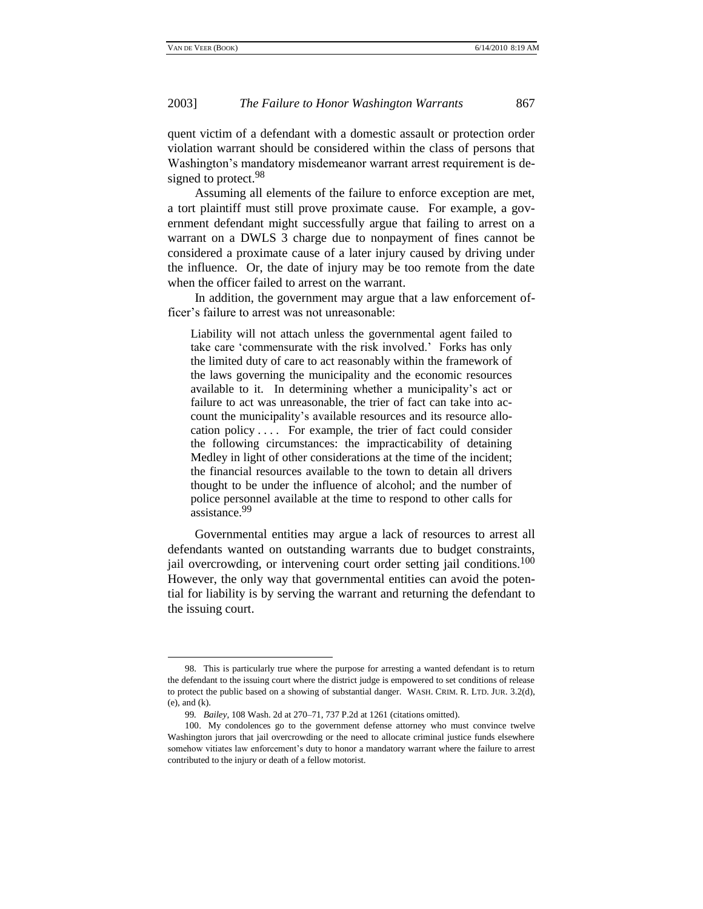quent victim of a defendant with a domestic assault or protection order violation warrant should be considered within the class of persons that Washington's mandatory misdemeanor warrant arrest requirement is designed to protect.[98]

Assuming all elements of the failure to enforce exception are met, a tort plaintiff must still prove proximate cause. For example, a government defendant might successfully argue that failing to arrest on a warrant on a DWLS 3 charge due to nonpayment of fines cannot be considered a proximate cause of a later injury caused by driving under the influence. Or, the date of injury may be too remote from the date when the officer failed to arrest on the warrant.

In addition, the government may argue that a law enforcement officer's failure to arrest was not unreasonable:

> Liability will not attach unless the governmental agent failed to take care 'commensurate with the risk involved.' Forks has only the limited duty of care to act reasonably within the framework of the laws governing the municipality and the economic resources available to it. In determining whether a municipality's act or failure to act was unreasonable, the trier of fact can take into account the municipality's available resources and its resource allocation policy . . . . For example, the trier of fact could consider the following circumstances: the impracticability of detaining Medley in light of other considerations at the time of the incident; the financial resources available to the town to detain all drivers thought to be under the influence of alcohol; and the number of police personnel available at the time to respond to other calls for assistance.[99]

Governmental entities may argue a lack of resources to arrest all defendants wanted on outstanding warrants due to budget constraints, jail overcrowding, or intervening court order setting jail conditions.[100] However, the only way that governmental entities can avoid the potential for liability is by serving the warrant and returning the defendant to the issuing court.

---

98. This is particularly true where the purpose for arresting a wanted defendant is to return the defendant to the issuing court where the district judge is empowered to set conditions of release to protect the public based on a showing of substantial danger. WASH. CRIM. R. LTD. JUR. 3.2(d), (e), and (k).

99. *Bailey*, 108 Wash. 2d at 270–71, 737 P.2d at 1261 (citations omitted).

100. My condolences go to the government defense attorney who must convince twelve Washington jurors that jail overcrowding or the need to allocate criminal justice funds elsewhere somehow vitiates law enforcement's duty to honor a mandatory warrant where the failure to arrest contributed to the injury or death of a fellow motorist.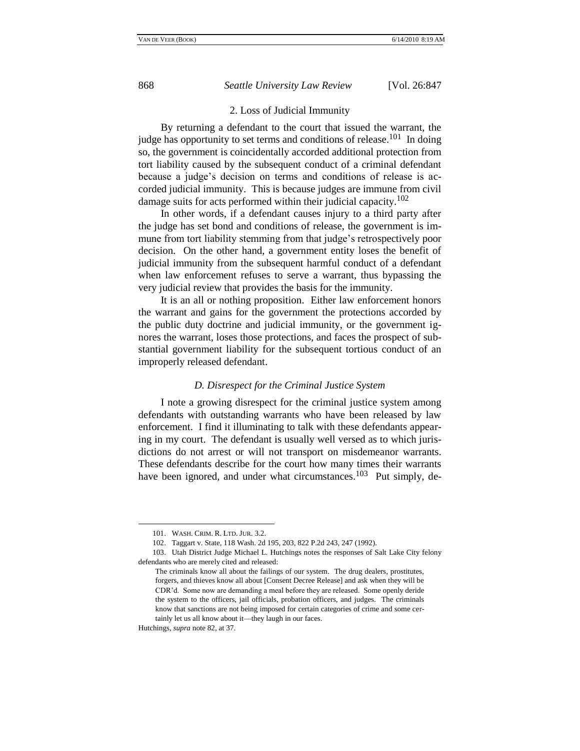### 2. Loss of Judicial Immunity

By returning a defendant to the court that issued the warrant, the judge has opportunity to set terms and conditions of release.[101] In doing so, the government is coincidentally accorded additional protection from tort liability caused by the subsequent conduct of a criminal defendant because a judge's decision on terms and conditions of release is accorded judicial immunity. This is because judges are immune from civil damage suits for acts performed within their judicial capacity.[102]

In other words, if a defendant causes injury to a third party after the judge has set bond and conditions of release, the government is immune from tort liability stemming from that judge's retrospectively poor decision. On the other hand, a government entity loses the benefit of judicial immunity from the subsequent harmful conduct of a defendant when law enforcement refuses to serve a warrant, thus bypassing the very judicial review that provides the basis for the immunity.

It is an all or nothing proposition. Either law enforcement honors the warrant and gains for the government the protections accorded by the public duty doctrine and judicial immunity, or the government ignores the warrant, loses those protections, and faces the prospect of substantial government liability for the subsequent tortious conduct of an improperly released defendant.

## *D. Disrespect for the Criminal Justice System*

I note a growing disrespect for the criminal justice system among defendants with outstanding warrants who have been released by law enforcement. I find it illuminating to talk with these defendants appearing in my court. The defendant is usually well versed as to which jurisdictions do not arrest or will not transport on misdemeanor warrants. These defendants describe for the court how many times their warrants have been ignored, and under what circumstances.[103] Put simply, de-

---

101. WASH. CRIM. R. LTD. JUR. 3.2.

102. Taggart v. State, 118 Wash. 2d 195, 203, 822 P.2d 243, 247 (1992).

103. Utah District Judge Michael L. Hutchings notes the responses of Salt Lake City felony defendants who are merely cited and released:

> The criminals know all about the failings of our system. The drug dealers, prostitutes, forgers, and thieves know all about [Consent Decree Release] and ask when they will be CDR'd. Some now are demanding a meal before they are released. Some openly deride the system to the officers, jail officials, probation officers, and judges. The criminals know that sanctions are not being imposed for certain categories of crime and some certainly let us all know about it—they laugh in our faces.

Hutchings, *supra* note 82, at 37.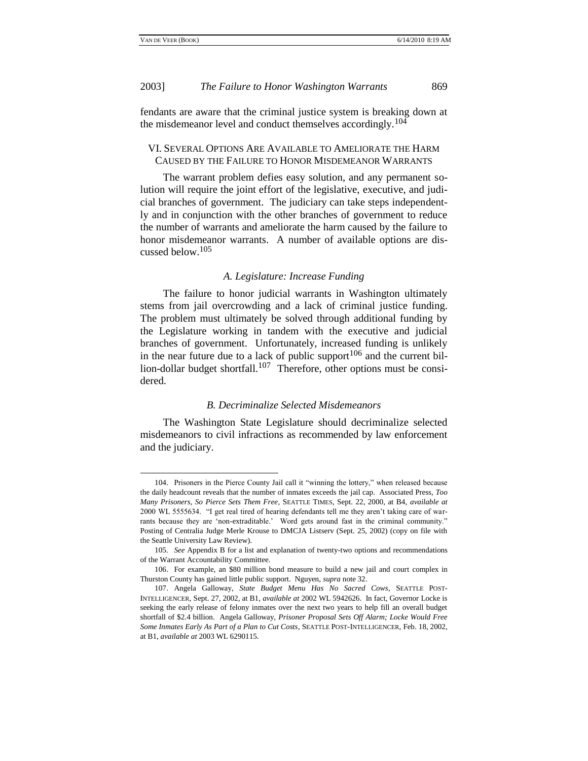fendants are aware that the criminal justice system is breaking down at the misdemeanor level and conduct themselves accordingly.[104]

## VI. Several Options Are Available to Ameliorate the Harm Caused by the Failure to Honor Misdemeanor Warrants

The warrant problem defies easy solution, and any permanent solution will require the joint effort of the legislative, executive, and judicial branches of government. The judiciary can take steps independently and in conjunction with the other branches of government to reduce the number of warrants and ameliorate the harm caused by the failure to honor misdemeanor warrants. A number of available options are discussed below.[105]

### *A. Legislature: Increase Funding*

The failure to honor judicial warrants in Washington ultimately stems from jail overcrowding and a lack of criminal justice funding. The problem must ultimately be solved through additional funding by the Legislature working in tandem with the executive and judicial branches of government. Unfortunately, increased funding is unlikely in the near future due to a lack of public support[106] and the current billion-dollar budget shortfall.[107] Therefore, other options must be considered.

### *B. Decriminalize Selected Misdemeanors*

The Washington State Legislature should decriminalize selected misdemeanors to civil infractions as recommended by law enforcement and the judiciary.

---

104. Prisoners in the Pierce County Jail call it "winning the lottery," when released because the daily headcount reveals that the number of inmates exceeds the jail cap. Associated Press, *Too Many Prisoners, So Pierce Sets Them Free*, SEATTLE TIMES, Sept. 22, 2000, at B4, *available at* 2000 WL 5555634. "I get real tired of hearing defendants tell me they aren't taking care of warrants because they are 'non-extraditable.' Word gets around fast in the criminal community." Posting of Centralia Judge Merle Krouse to DMCJA Listserv (Sept. 25, 2002) (copy on file with the Seattle University Law Review).

105. *See* Appendix B for a list and explanation of twenty-two options and recommendations of the Warrant Accountability Committee.

106. For example, an $80 million bond measure to build a new jail and court complex in Thurston County has gained little public support. Nguyen, *supra* note 32.

107. Angela Galloway, *State Budget Menu Has No Sacred Cows*, SEATTLE POST-INTELLIGENCER, Sept. 27, 2002, at B1, *available at* 2002 WL 5942626. In fact, Governor Locke is seeking the early release of felony inmates over the next two years to help fill an overall budget shortfall of $2.4 billion. Angela Galloway, *Prisoner Proposal Sets Off Alarm; Locke Would Free Some Inmates Early As Part of a Plan to Cut Costs*, SEATTLE POST-INTELLIGENCER, Feb. 18, 2002, at B1, *available at* 2003 WL 6290115.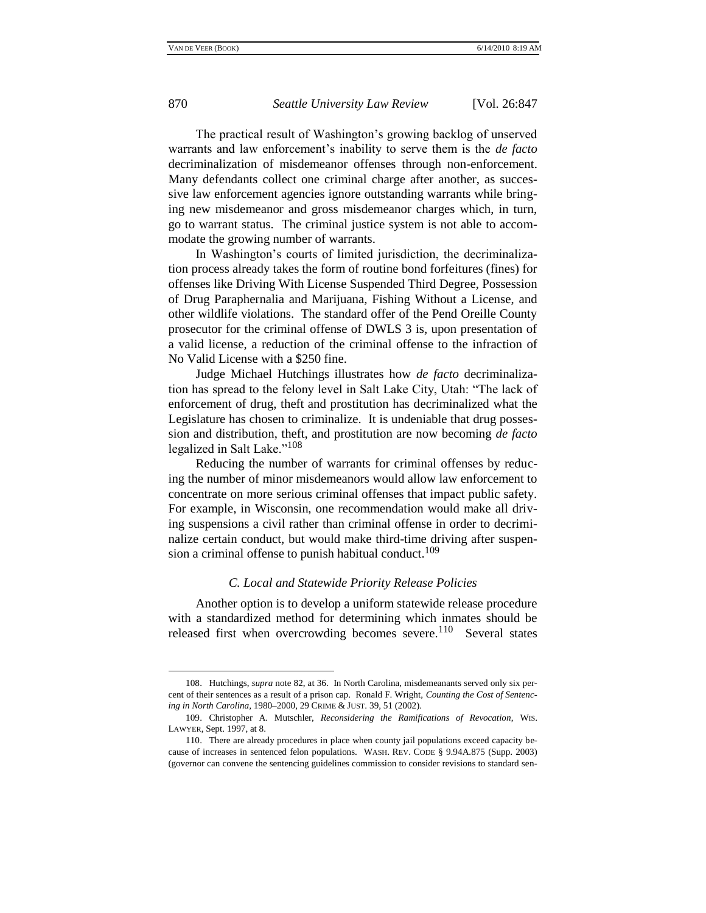The practical result of Washington's growing backlog of unserved warrants and law enforcement's inability to serve them is the *de facto* decriminalization of misdemeanor offenses through non-enforcement. Many defendants collect one criminal charge after another, as successive law enforcement agencies ignore outstanding warrants while bringing new misdemeanor and gross misdemeanor charges which, in turn, go to warrant status. The criminal justice system is not able to accommodate the growing number of warrants.

In Washington's courts of limited jurisdiction, the decriminalization process already takes the form of routine bond forfeitures (fines) for offenses like Driving With License Suspended Third Degree, Possession of Drug Paraphernalia and Marijuana, Fishing Without a License, and other wildlife violations. The standard offer of the Pend Oreille County prosecutor for the criminal offense of DWLS 3 is, upon presentation of a valid license, a reduction of the criminal offense to the infraction of No Valid License with a $250 fine.

Judge Michael Hutchings illustrates how *de facto* decriminalization has spread to the felony level in Salt Lake City, Utah: "The lack of enforcement of drug, theft and prostitution has decriminalized what the Legislature has chosen to criminalize. It is undeniable that drug possession and distribution, theft, and prostitution are now becoming *de facto* legalized in Salt Lake."[108]

Reducing the number of warrants for criminal offenses by reducing the number of minor misdemeanors would allow law enforcement to concentrate on more serious criminal offenses that impact public safety. For example, in Wisconsin, one recommendation would make all driving suspensions a civil rather than criminal offense in order to decriminalize certain conduct, but would make third-time driving after suspension a criminal offense to punish habitual conduct.[109]

### *C. Local and Statewide Priority Release Policies*

Another option is to develop a uniform statewide release procedure with a standardized method for determining which inmates should be released first when overcrowding becomes severe.[110] Several states

---

108. Hutchings, *supra* note 82, at 36. In North Carolina, misdemeanants served only six percent of their sentences as a result of a prison cap. Ronald F. Wright, *Counting the Cost of Sentencing in North Carolina*, 1980–2000, 29 CRIME & JUST. 39, 51 (2002).

109. Christopher A. Mutschler, *Reconsidering the Ramifications of Revocation*, WIS. LAWYER, Sept. 1997, at 8.

110. There are already procedures in place when county jail populations exceed capacity because of increases in sentenced felon populations. WASH. REV. CODE § 9.94A.875 (Supp. 2003) (governor can convene the sentencing guidelines commission to consider revisions to standard sen-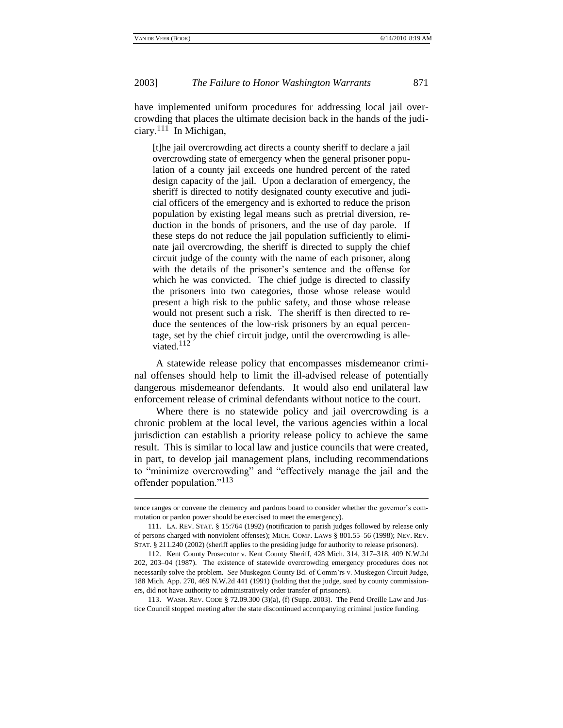have implemented uniform procedures for addressing local jail overcrowding that places the ultimate decision back in the hands of the judiciary.[111] In Michigan,

> [t]he jail overcrowding act directs a county sheriff to declare a jail overcrowding state of emergency when the general prisoner population of a county jail exceeds one hundred percent of the rated design capacity of the jail. Upon a declaration of emergency, the sheriff is directed to notify designated county executive and judicial officers of the emergency and is exhorted to reduce the prison population by existing legal means such as pretrial diversion, reduction in the bonds of prisoners, and the use of day parole. If these steps do not reduce the jail population sufficiently to eliminate jail overcrowding, the sheriff is directed to supply the chief circuit judge of the county with the name of each prisoner, along with the details of the prisoner's sentence and the offense for which he was convicted. The chief judge is directed to classify the prisoners into two categories, those whose release would present a high risk to the public safety, and those whose release would not present such a risk. The sheriff is then directed to reduce the sentences of the low-risk prisoners by an equal percentage, set by the chief circuit judge, until the overcrowding is alleviated.[112]

A statewide release policy that encompasses misdemeanor criminal offenses should help to limit the ill-advised release of potentially dangerous misdemeanor defendants. It would also end unilateral law enforcement release of criminal defendants without notice to the court.

Where there is no statewide policy and jail overcrowding is a chronic problem at the local level, the various agencies within a local jurisdiction can establish a priority release policy to achieve the same result. This is similar to local law and justice councils that were created, in part, to develop jail management plans, including recommendations to "minimize overcrowding" and "effectively manage the jail and the offender population."[113]

---

tence ranges or convene the clemency and pardons board to consider whether the governor's commutation or pardon power should be exercised to meet the emergency).

111. LA. REV. STAT. § 15:764 (1992) (notification to parish judges followed by release only of persons charged with nonviolent offenses); MICH. COMP. LAWS § 801.55–56 (1998); NEV. REV. STAT. § 211.240 (2002) (sheriff applies to the presiding judge for authority to release prisoners).

112. Kent County Prosecutor v. Kent County Sheriff, 428 Mich. 314, 317–318, 409 N.W.2d 202, 203–04 (1987). The existence of statewide overcrowding emergency procedures does not necessarily solve the problem. *See* Muskegon County Bd. of Comm'rs v. Muskegon Circuit Judge, 188 Mich. App. 270, 469 N.W.2d 441 (1991) (holding that the judge, sued by county commissioners, did not have authority to administratively order transfer of prisoners).

113. WASH. REV. CODE § 72.09.300 (3)(a), (f) (Supp. 2003). The Pend Oreille Law and Justice Council stopped meeting after the state discontinued accompanying criminal justice funding.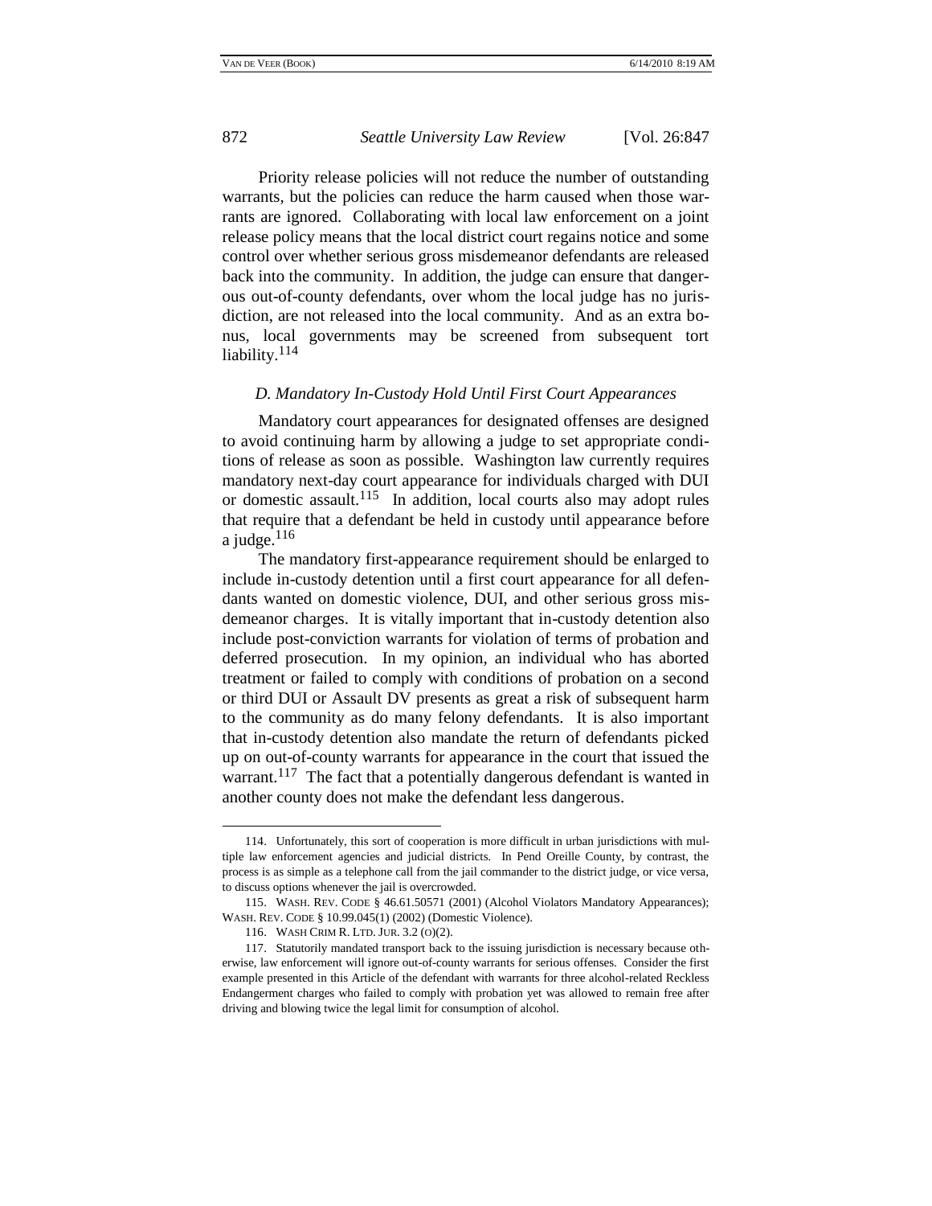Priority release policies will not reduce the number of outstanding warrants, but the policies can reduce the harm caused when those warrants are ignored. Collaborating with local law enforcement on a joint release policy means that the local district court regains notice and some control over whether serious gross misdemeanor defendants are released back into the community. In addition, the judge can ensure that dangerous out-of-county defendants, over whom the local judge has no jurisdiction, are not released into the local community. And as an extra bonus, local governments may be screened from subsequent tort liability.[114]

### *D. Mandatory In-Custody Hold Until First Court Appearances*

Mandatory court appearances for designated offenses are designed to avoid continuing harm by allowing a judge to set appropriate conditions of release as soon as possible. Washington law currently requires mandatory next-day court appearance for individuals charged with DUI or domestic assault.[115] In addition, local courts also may adopt rules that require that a defendant be held in custody until appearance before a judge.[116]

The mandatory first-appearance requirement should be enlarged to include in-custody detention until a first court appearance for all defendants wanted on domestic violence, DUI, and other serious gross misdemeanor charges. It is vitally important that in-custody detention also include post-conviction warrants for violation of terms of probation and deferred prosecution. In my opinion, an individual who has aborted treatment or failed to comply with conditions of probation on a second or third DUI or Assault DV presents as great a risk of subsequent harm to the community as do many felony defendants. It is also important that in-custody detention also mandate the return of defendants picked up on out-of-county warrants for appearance in the court that issued the warrant.[117] The fact that a potentially dangerous defendant is wanted in another county does not make the defendant less dangerous.

---

114. Unfortunately, this sort of cooperation is more difficult in urban jurisdictions with multiple law enforcement agencies and judicial districts. In Pend Oreille County, by contrast, the process is as simple as a telephone call from the jail commander to the district judge, or vice versa, to discuss options whenever the jail is overcrowded.

115. WASH. REV. CODE § 46.61.50571 (2001) (Alcohol Violators Mandatory Appearances); WASH. REV. CODE § 10.99.045(1) (2002) (Domestic Violence).

116. WASH CRIM R. LTD. JUR. 3.2 (O)(2).

117. Statutorily mandated transport back to the issuing jurisdiction is necessary because otherwise, law enforcement will ignore out-of-county warrants for serious offenses. Consider the first example presented in this Article of the defendant with warrants for three alcohol-related Reckless Endangerment charges who failed to comply with probation yet was allowed to remain free after driving and blowing twice the legal limit for consumption of alcohol.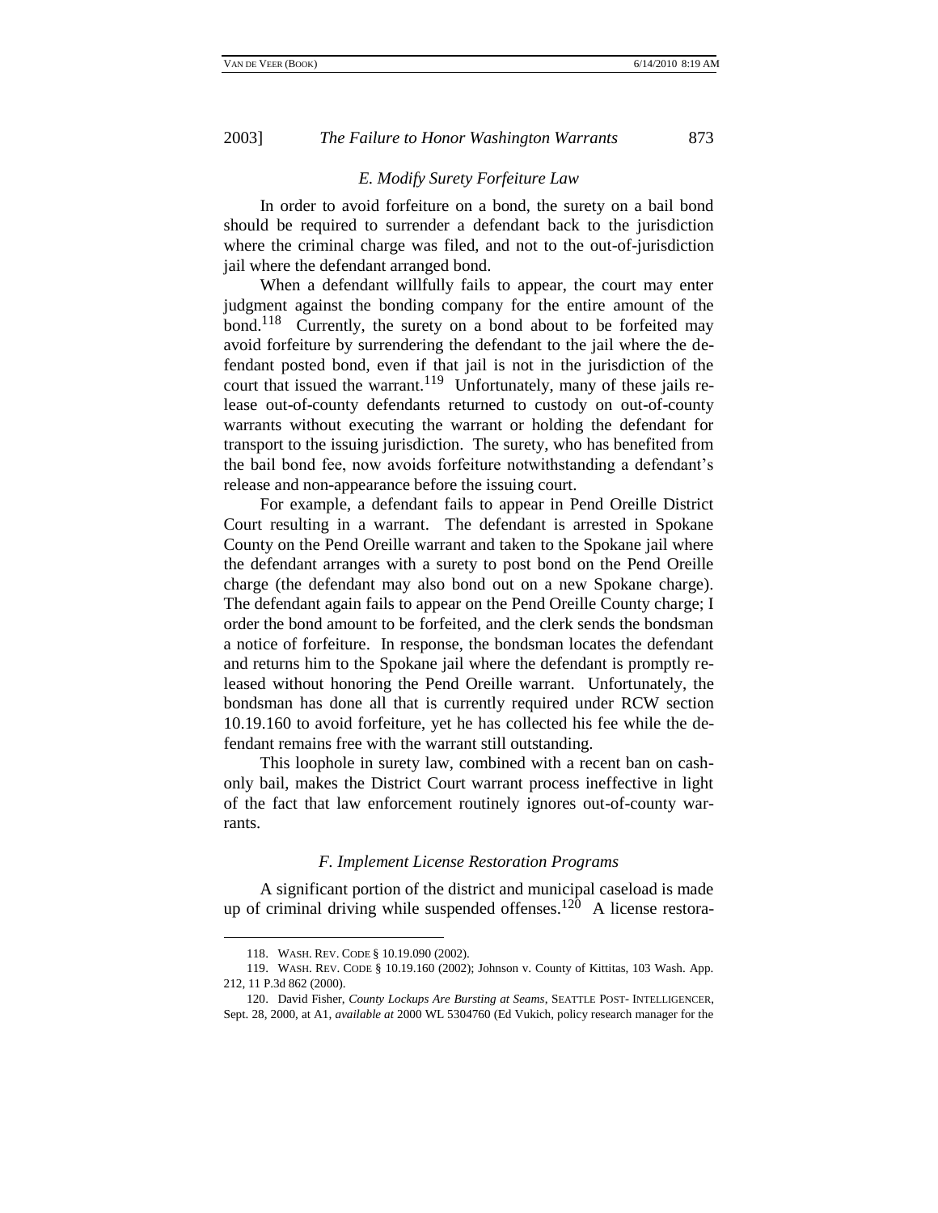### *E. Modify Surety Forfeiture Law*

In order to avoid forfeiture on a bond, the surety on a bail bond should be required to surrender a defendant back to the jurisdiction where the criminal charge was filed, and not to the out-of-jurisdiction jail where the defendant arranged bond.

When a defendant willfully fails to appear, the court may enter judgment against the bonding company for the entire amount of the bond.[118] Currently, the surety on a bond about to be forfeited may avoid forfeiture by surrendering the defendant to the jail where the defendant posted bond, even if that jail is not in the jurisdiction of the court that issued the warrant.[119] Unfortunately, many of these jails release out-of-county defendants returned to custody on out-of-county warrants without executing the warrant or holding the defendant for transport to the issuing jurisdiction. The surety, who has benefited from the bail bond fee, now avoids forfeiture notwithstanding a defendant's release and non-appearance before the issuing court.

For example, a defendant fails to appear in Pend Oreille District Court resulting in a warrant. The defendant is arrested in Spokane County on the Pend Oreille warrant and taken to the Spokane jail where the defendant arranges with a surety to post bond on the Pend Oreille charge (the defendant may also bond out on a new Spokane charge). The defendant again fails to appear on the Pend Oreille County charge; I order the bond amount to be forfeited, and the clerk sends the bondsman a notice of forfeiture. In response, the bondsman locates the defendant and returns him to the Spokane jail where the defendant is promptly released without honoring the Pend Oreille warrant. Unfortunately, the bondsman has done all that is currently required under RCW section 10.19.160 to avoid forfeiture, yet he has collected his fee while the defendant remains free with the warrant still outstanding.

This loophole in surety law, combined with a recent ban on cash-only bail, makes the District Court warrant process ineffective in light of the fact that law enforcement routinely ignores out-of-county warrants.

### *F. Implement License Restoration Programs*

A significant portion of the district and municipal caseload is made up of criminal driving while suspended offenses.[120] A license restora-

---

118. WASH. REV. CODE § 10.19.090 (2002).

119. WASH. REV. CODE § 10.19.160 (2002); Johnson v. County of Kittitas, 103 Wash. App. 212, 11 P.3d 862 (2000).

120. David Fisher, *County Lockups Are Bursting at Seams*, SEATTLE POST- INTELLIGENCER, Sept. 28, 2000, at A1, *available at* 2000 WL 5304760 (Ed Vukich, policy research manager for the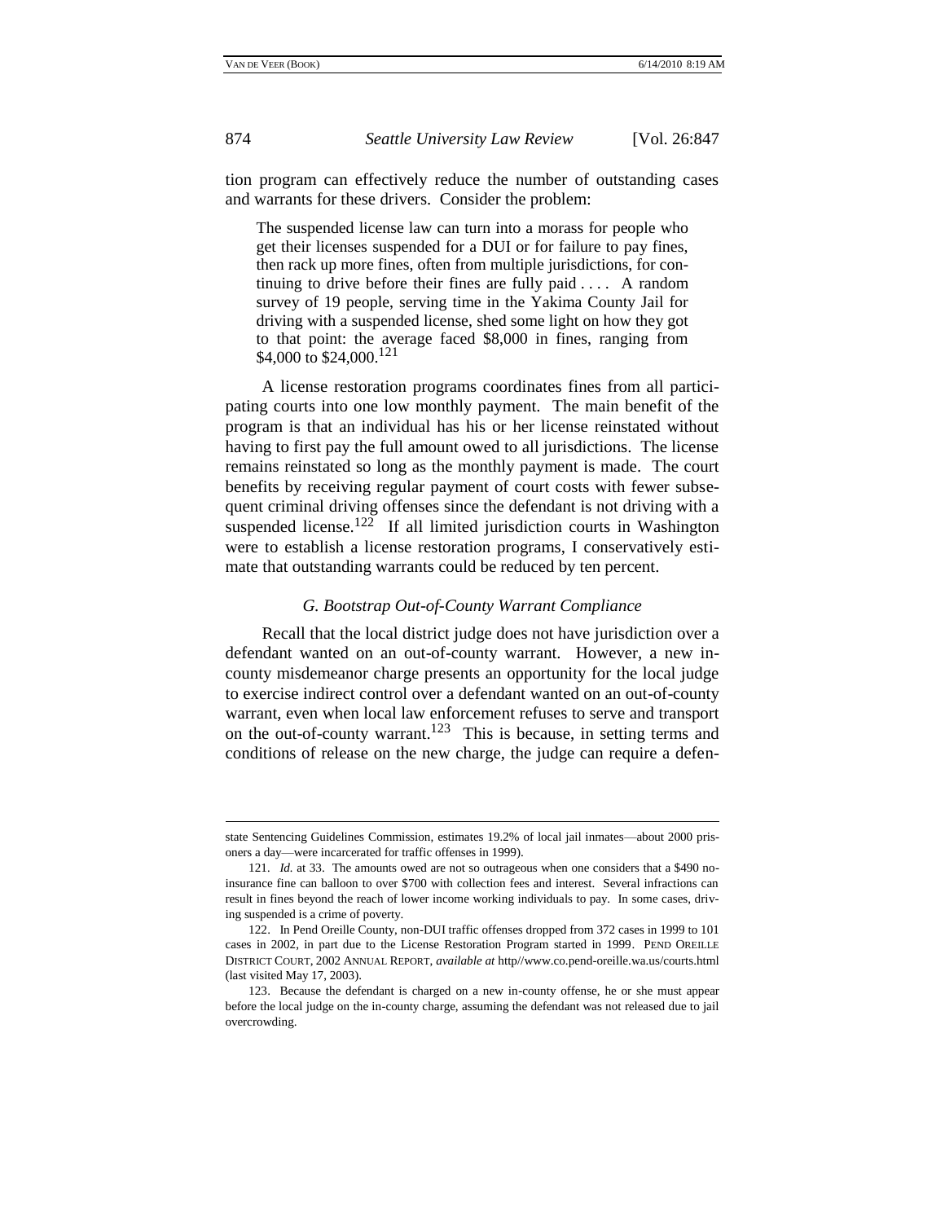tion program can effectively reduce the number of outstanding cases and warrants for these drivers. Consider the problem:

> The suspended license law can turn into a morass for people who get their licenses suspended for a DUI or for failure to pay fines, then rack up more fines, often from multiple jurisdictions, for continuing to drive before their fines are fully paid . . . . A random survey of 19 people, serving time in the Yakima County Jail for driving with a suspended license, shed some light on how they got to that point: the average faced $8,000 in fines, ranging from $4,000 to $24,000.[121]

A license restoration programs coordinates fines from all participating courts into one low monthly payment. The main benefit of the program is that an individual has his or her license reinstated without having to first pay the full amount owed to all jurisdictions. The license remains reinstated so long as the monthly payment is made. The court benefits by receiving regular payment of court costs with fewer subsequent criminal driving offenses since the defendant is not driving with a suspended license.[122] If all limited jurisdiction courts in Washington were to establish a license restoration programs, I conservatively estimate that outstanding warrants could be reduced by ten percent.

### *G. Bootstrap Out-of-County Warrant Compliance*

Recall that the local district judge does not have jurisdiction over a defendant wanted on an out-of-county warrant. However, a new in-county misdemeanor charge presents an opportunity for the local judge to exercise indirect control over a defendant wanted on an out-of-county warrant, even when local law enforcement refuses to serve and transport on the out-of-county warrant.[123] This is because, in setting terms and conditions of release on the new charge, the judge can require a defen-

---

state Sentencing Guidelines Commission, estimates 19.2% of local jail inmates—about 2000 prisoners a day—were incarcerated for traffic offenses in 1999).

121. *Id.* at 33. The amounts owed are not so outrageous when one considers that a $490 no-insurance fine can balloon to over $700 with collection fees and interest. Several infractions can result in fines beyond the reach of lower income working individuals to pay. In some cases, driving suspended is a crime of poverty.

122. In Pend Oreille County, non-DUI traffic offenses dropped from 372 cases in 1999 to 101 cases in 2002, in part due to the License Restoration Program started in 1999. PEND OREILLE DISTRICT COURT, 2002 ANNUAL REPORT, *available at* http//www.co.pend-oreille.wa.us/courts.html (last visited May 17, 2003).

123. Because the defendant is charged on a new in-county offense, he or she must appear before the local judge on the in-county charge, assuming the defendant was not released due to jail overcrowding.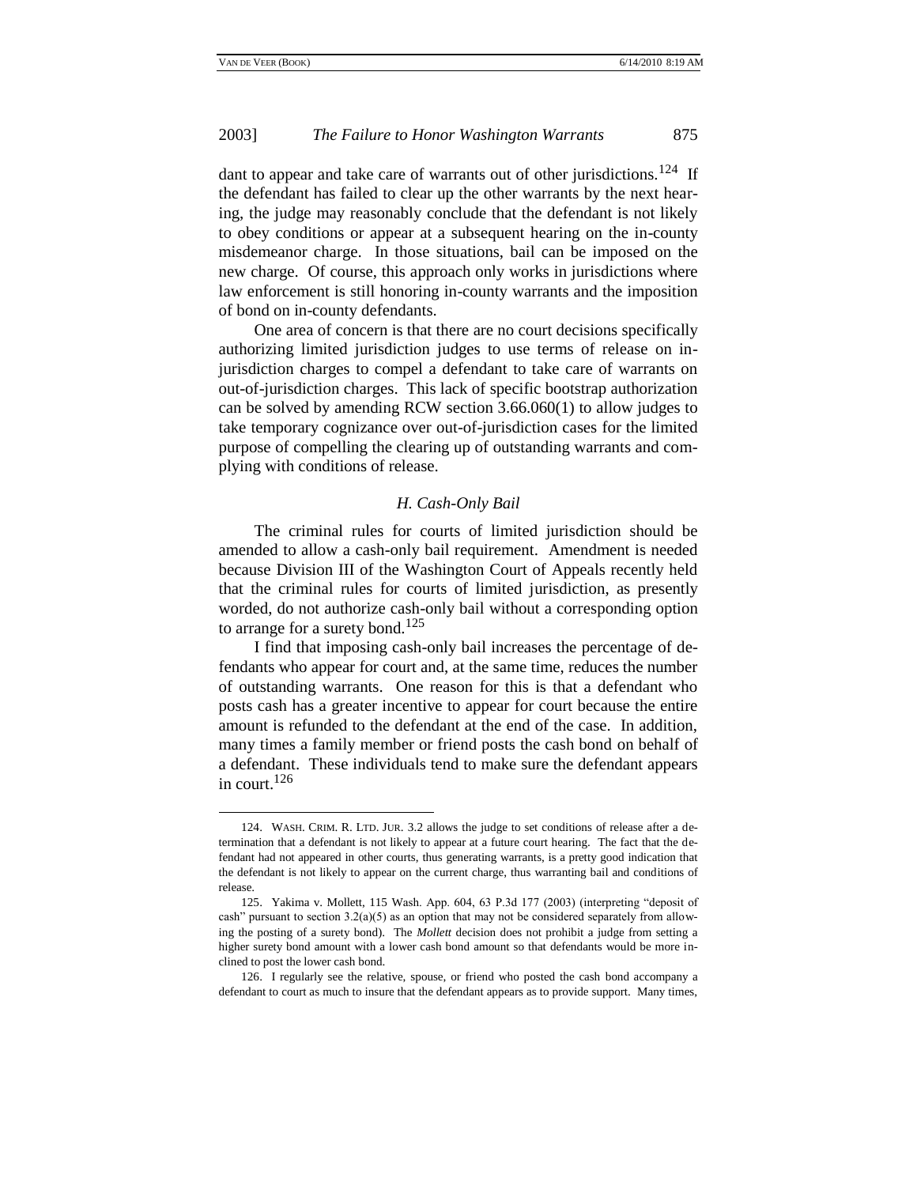dant to appear and take care of warrants out of other jurisdictions.[124] If the defendant has failed to clear up the other warrants by the next hearing, the judge may reasonably conclude that the defendant is not likely to obey conditions or appear at a subsequent hearing on the in-county misdemeanor charge. In those situations, bail can be imposed on the new charge. Of course, this approach only works in jurisdictions where law enforcement is still honoring in-county warrants and the imposition of bond on in-county defendants.

One area of concern is that there are no court decisions specifically authorizing limited jurisdiction judges to use terms of release on in-jurisdiction charges to compel a defendant to take care of warrants on out-of-jurisdiction charges. This lack of specific bootstrap authorization can be solved by amending RCW section 3.66.060(1) to allow judges to take temporary cognizance over out-of-jurisdiction cases for the limited purpose of compelling the clearing up of outstanding warrants and complying with conditions of release.

### *H. Cash-Only Bail*

The criminal rules for courts of limited jurisdiction should be amended to allow a cash-only bail requirement. Amendment is needed because Division III of the Washington Court of Appeals recently held that the criminal rules for courts of limited jurisdiction, as presently worded, do not authorize cash-only bail without a corresponding option to arrange for a surety bond.[125]

I find that imposing cash-only bail increases the percentage of defendants who appear for court and, at the same time, reduces the number of outstanding warrants. One reason for this is that a defendant who posts cash has a greater incentive to appear for court because the entire amount is refunded to the defendant at the end of the case. In addition, many times a family member or friend posts the cash bond on behalf of a defendant. These individuals tend to make sure the defendant appears in court.[126]

---

124. WASH. CRIM. R. LTD. JUR. 3.2 allows the judge to set conditions of release after a determination that a defendant is not likely to appear at a future court hearing. The fact that the defendant had not appeared in other courts, thus generating warrants, is a pretty good indication that the defendant is not likely to appear on the current charge, thus warranting bail and conditions of release.

125. Yakima v. Mollett, 115 Wash. App. 604, 63 P.3d 177 (2003) (interpreting "deposit of cash" pursuant to section 3.2(a)(5) as an option that may not be considered separately from allowing the posting of a surety bond). The *Mollett* decision does not prohibit a judge from setting a higher surety bond amount with a lower cash bond amount so that defendants would be more inclined to post the lower cash bond.

126. I regularly see the relative, spouse, or friend who posted the cash bond accompany a defendant to court as much to insure that the defendant appears as to provide support. Many times,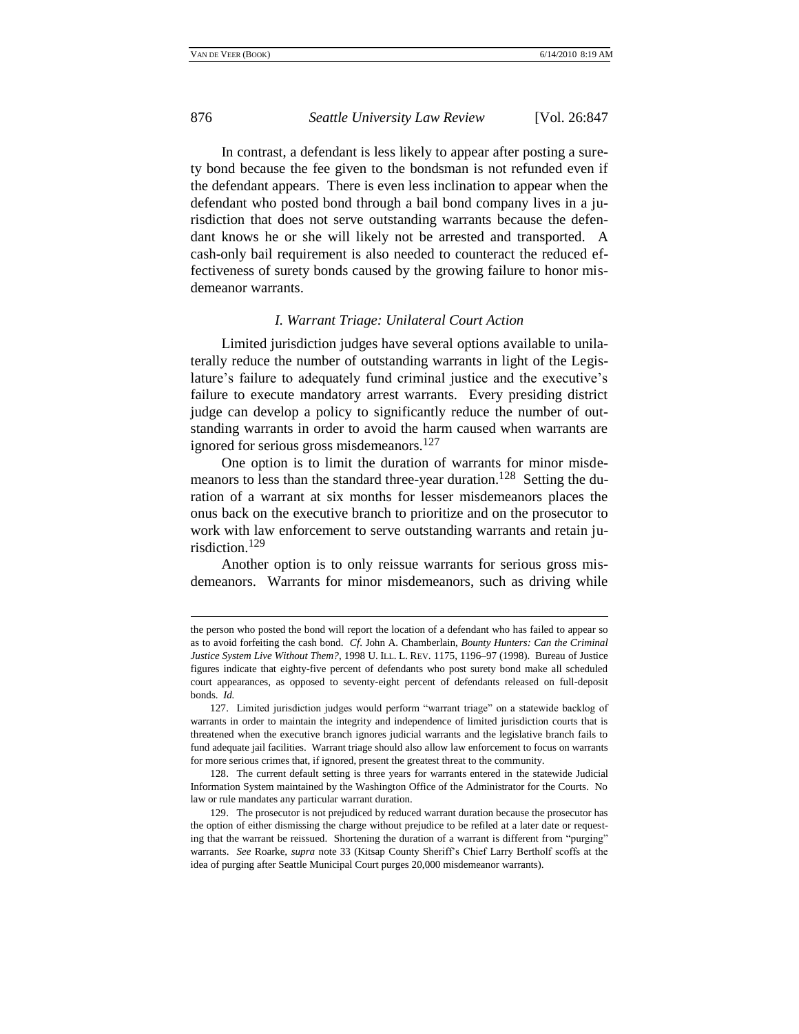In contrast, a defendant is less likely to appear after posting a surety bond because the fee given to the bondsman is not refunded even if the defendant appears. There is even less inclination to appear when the defendant who posted bond through a bail bond company lives in a jurisdiction that does not serve outstanding warrants because the defendant knows he or she will likely not be arrested and transported. A cash-only bail requirement is also needed to counteract the reduced effectiveness of surety bonds caused by the growing failure to honor misdemeanor warrants.

### *I. Warrant Triage: Unilateral Court Action*

Limited jurisdiction judges have several options available to unilaterally reduce the number of outstanding warrants in light of the Legislature's failure to adequately fund criminal justice and the executive's failure to execute mandatory arrest warrants. Every presiding district judge can develop a policy to significantly reduce the number of outstanding warrants in order to avoid the harm caused when warrants are ignored for serious gross misdemeanors.[127]

One option is to limit the duration of warrants for minor misdemeanors to less than the standard three-year duration.[128] Setting the duration of a warrant at six months for lesser misdemeanors places the onus back on the executive branch to prioritize and on the prosecutor to work with law enforcement to serve outstanding warrants and retain jurisdiction.[129]

Another option is to only reissue warrants for serious gross misdemeanors. Warrants for minor misdemeanors, such as driving while

---

the person who posted the bond will report the location of a defendant who has failed to appear so as to avoid forfeiting the cash bond. *Cf.* John A. Chamberlain, *Bounty Hunters: Can the Criminal Justice System Live Without Them?*, 1998 U. ILL. L. REV. 1175, 1196–97 (1998). Bureau of Justice figures indicate that eighty-five percent of defendants who post surety bond make all scheduled court appearances, as opposed to seventy-eight percent of defendants released on full-deposit bonds. *Id.*

127. Limited jurisdiction judges would perform "warrant triage" on a statewide backlog of warrants in order to maintain the integrity and independence of limited jurisdiction courts that is threatened when the executive branch ignores judicial warrants and the legislative branch fails to fund adequate jail facilities. Warrant triage should also allow law enforcement to focus on warrants for more serious crimes that, if ignored, present the greatest threat to the community.

128. The current default setting is three years for warrants entered in the statewide Judicial Information System maintained by the Washington Office of the Administrator for the Courts. No law or rule mandates any particular warrant duration.

129. The prosecutor is not prejudiced by reduced warrant duration because the prosecutor has the option of either dismissing the charge without prejudice to be refiled at a later date or requesting that the warrant be reissued. Shortening the duration of a warrant is different from "purging" warrants. *See* Roarke, *supra* note 33 (Kitsap County Sheriff's Chief Larry Bertholf scoffs at the idea of purging after Seattle Municipal Court purges 20,000 misdemeanor warrants).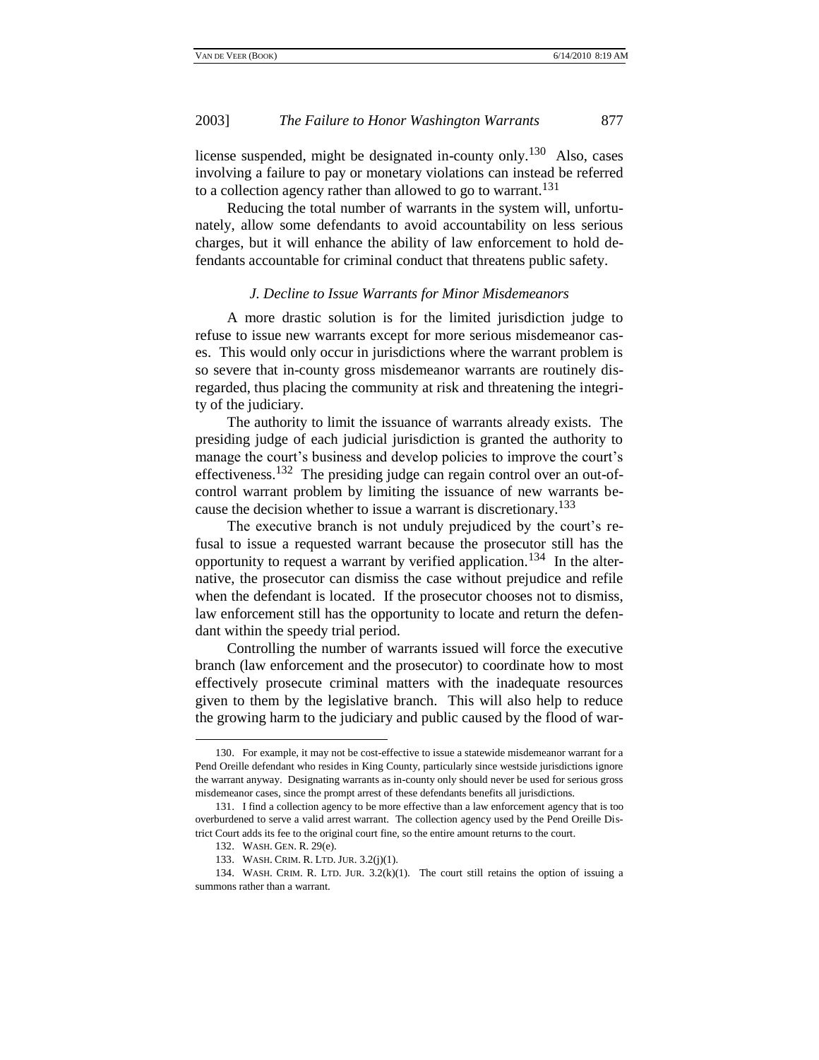license suspended, might be designated in-county only.[130] Also, cases involving a failure to pay or monetary violations can instead be referred to a collection agency rather than allowed to go to warrant.[131]

Reducing the total number of warrants in the system will, unfortunately, allow some defendants to avoid accountability on less serious charges, but it will enhance the ability of law enforcement to hold defendants accountable for criminal conduct that threatens public safety.

### *J. Decline to Issue Warrants for Minor Misdemeanors*

A more drastic solution is for the limited jurisdiction judge to refuse to issue new warrants except for more serious misdemeanor cases. This would only occur in jurisdictions where the warrant problem is so severe that in-county gross misdemeanor warrants are routinely disregarded, thus placing the community at risk and threatening the integrity of the judiciary.

The authority to limit the issuance of warrants already exists. The presiding judge of each judicial jurisdiction is granted the authority to manage the court's business and develop policies to improve the court's effectiveness.[132] The presiding judge can regain control over an out-of-control warrant problem by limiting the issuance of new warrants because the decision whether to issue a warrant is discretionary.[133]

The executive branch is not unduly prejudiced by the court's refusal to issue a requested warrant because the prosecutor still has the opportunity to request a warrant by verified application.[134] In the alternative, the prosecutor can dismiss the case without prejudice and refile when the defendant is located. If the prosecutor chooses not to dismiss, law enforcement still has the opportunity to locate and return the defendant within the speedy trial period.

Controlling the number of warrants issued will force the executive branch (law enforcement and the prosecutor) to coordinate how to most effectively prosecute criminal matters with the inadequate resources given to them by the legislative branch. This will also help to reduce the growing harm to the judiciary and public caused by the flood of war-

---

130. For example, it may not be cost-effective to issue a statewide misdemeanor warrant for a Pend Oreille defendant who resides in King County, particularly since westside jurisdictions ignore the warrant anyway. Designating warrants as in-county only should never be used for serious gross misdemeanor cases, since the prompt arrest of these defendants benefits all jurisdictions.

131. I find a collection agency to be more effective than a law enforcement agency that is too overburdened to serve a valid arrest warrant. The collection agency used by the Pend Oreille District Court adds its fee to the original court fine, so the entire amount returns to the court.

132. WASH. GEN. R. 29(e).

133. WASH. CRIM. R. LTD. JUR. 3.2(j)(1).

134. WASH. CRIM. R. LTD. JUR. 3.2(k)(1). The court still retains the option of issuing a summons rather than a warrant.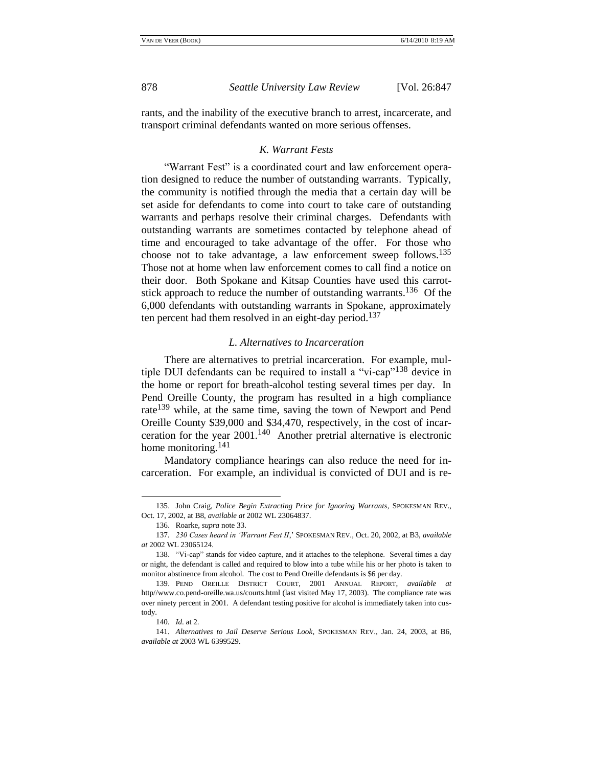rants, and the inability of the executive branch to arrest, incarcerate, and transport criminal defendants wanted on more serious offenses.

### *K. Warrant Fests*

"Warrant Fest" is a coordinated court and law enforcement operation designed to reduce the number of outstanding warrants. Typically, the community is notified through the media that a certain day will be set aside for defendants to come into court to take care of outstanding warrants and perhaps resolve their criminal charges. Defendants with outstanding warrants are sometimes contacted by telephone ahead of time and encouraged to take advantage of the offer. For those who choose not to take advantage, a law enforcement sweep follows.[135] Those not at home when law enforcement comes to call find a notice on their door. Both Spokane and Kitsap Counties have used this carrot-stick approach to reduce the number of outstanding warrants.[136] Of the 6,000 defendants with outstanding warrants in Spokane, approximately ten percent had them resolved in an eight-day period.[137]

### *L. Alternatives to Incarceration*

There are alternatives to pretrial incarceration. For example, multiple DUI defendants can be required to install a "vi-cap"[138] device in the home or report for breath-alcohol testing several times per day. In Pend Oreille County, the program has resulted in a high compliance rate[139] while, at the same time, saving the town of Newport and Pend Oreille County $39,000 and $34,470, respectively, in the cost of incarceration for the year 2001.[140] Another pretrial alternative is electronic home monitoring.[141]

Mandatory compliance hearings can also reduce the need for incarceration. For example, an individual is convicted of DUI and is re-

---

135. John Craig, *Police Begin Extracting Price for Ignoring Warrants*, SPOKESMAN REV., Oct. 17, 2002, at B8, *available at* 2002 WL 23064837.

136. Roarke, *supra* note 33.

137. *230 Cases heard in 'Warrant Fest II*,' SPOKESMAN REV., Oct. 20, 2002, at B3, *available at* 2002 WL 23065124.

138. "Vi-cap" stands for video capture, and it attaches to the telephone. Several times a day or night, the defendant is called and required to blow into a tube while his or her photo is taken to monitor abstinence from alcohol. The cost to Pend Oreille defendants is $6 per day.

139. PEND OREILLE DISTRICT COURT, 2001 ANNUAL REPORT, *available at* http//www.co.pend-oreille.wa.us/courts.html (last visited May 17, 2003). The compliance rate was over ninety percent in 2001. A defendant testing positive for alcohol is immediately taken into custody.

140. *Id.* at 2.

141. *Alternatives to Jail Deserve Serious Look*, SPOKESMAN REV., Jan. 24, 2003, at B6, *available at* 2003 WL 6399529.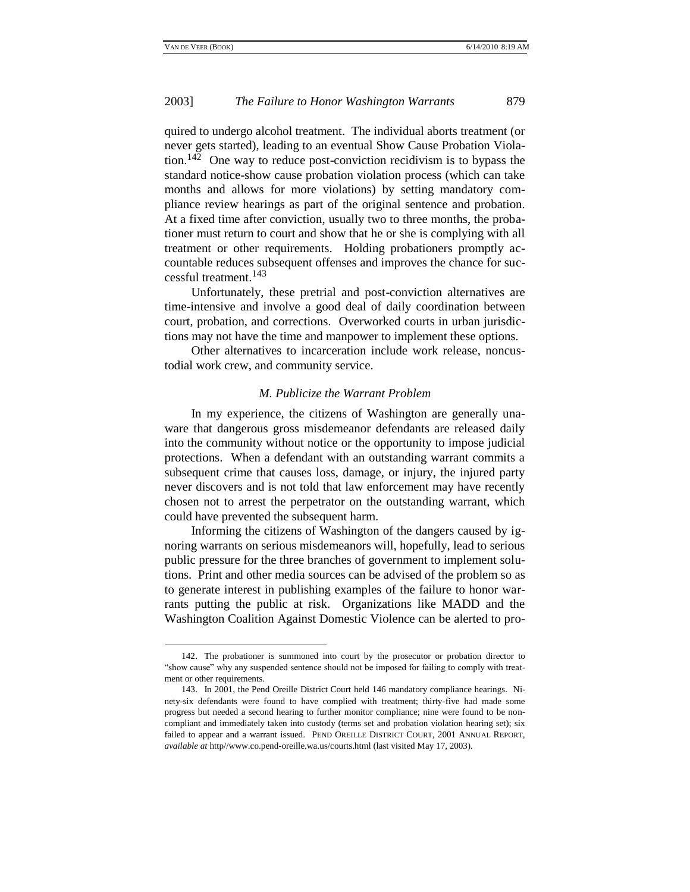quired to undergo alcohol treatment. The individual aborts treatment (or never gets started), leading to an eventual Show Cause Probation Violation.[142] One way to reduce post-conviction recidivism is to bypass the standard notice-show cause probation violation process (which can take months and allows for more violations) by setting mandatory compliance review hearings as part of the original sentence and probation. At a fixed time after conviction, usually two to three months, the probationer must return to court and show that he or she is complying with all treatment or other requirements. Holding probationers promptly accountable reduces subsequent offenses and improves the chance for successful treatment.[143]

Unfortunately, these pretrial and post-conviction alternatives are time-intensive and involve a good deal of daily coordination between court, probation, and corrections. Overworked courts in urban jurisdictions may not have the time and manpower to implement these options.

Other alternatives to incarceration include work release, noncustodial work crew, and community service.

### *M. Publicize the Warrant Problem*

In my experience, the citizens of Washington are generally unaware that dangerous gross misdemeanor defendants are released daily into the community without notice or the opportunity to impose judicial protections. When a defendant with an outstanding warrant commits a subsequent crime that causes loss, damage, or injury, the injured party never discovers and is not told that law enforcement may have recently chosen not to arrest the perpetrator on the outstanding warrant, which could have prevented the subsequent harm.

Informing the citizens of Washington of the dangers caused by ignoring warrants on serious misdemeanors will, hopefully, lead to serious public pressure for the three branches of government to implement solutions. Print and other media sources can be advised of the problem so as to generate interest in publishing examples of the failure to honor warrants putting the public at risk. Organizations like MADD and the Washington Coalition Against Domestic Violence can be alerted to pro-

---

142. The probationer is summoned into court by the prosecutor or probation director to "show cause" why any suspended sentence should not be imposed for failing to comply with treatment or other requirements.

143. In 2001, the Pend Oreille District Court held 146 mandatory compliance hearings. Ninety-six defendants were found to have complied with treatment; thirty-five had made some progress but needed a second hearing to further monitor compliance; nine were found to be noncompliant and immediately taken into custody (terms set and probation violation hearing set); six failed to appear and a warrant issued. PEND OREILLE DISTRICT COURT, 2001 ANNUAL REPORT, *available at* http//www.co.pend-oreille.wa.us/courts.html (last visited May 17, 2003).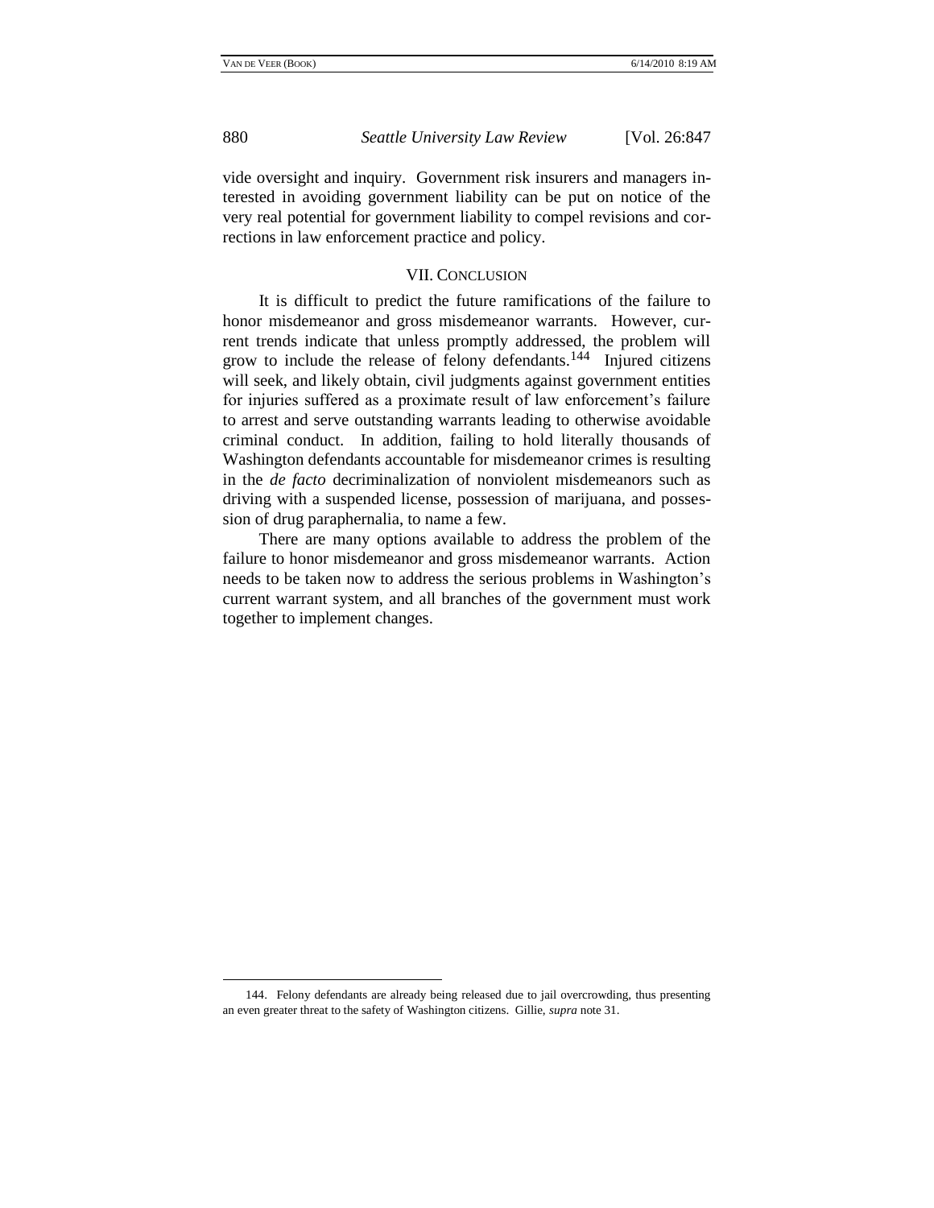vide oversight and inquiry. Government risk insurers and managers interested in avoiding government liability can be put on notice of the very real potential for government liability to compel revisions and corrections in law enforcement practice and policy.

## VII. CONCLUSION

It is difficult to predict the future ramifications of the failure to honor misdemeanor and gross misdemeanor warrants. However, current trends indicate that unless promptly addressed, the problem will grow to include the release of felony defendants.[144] Injured citizens will seek, and likely obtain, civil judgments against government entities for injuries suffered as a proximate result of law enforcement's failure to arrest and serve outstanding warrants leading to otherwise avoidable criminal conduct. In addition, failing to hold literally thousands of Washington defendants accountable for misdemeanor crimes is resulting in the *de facto* decriminalization of nonviolent misdemeanors such as driving with a suspended license, possession of marijuana, and possession of drug paraphernalia, to name a few.

There are many options available to address the problem of the failure to honor misdemeanor and gross misdemeanor warrants. Action needs to be taken now to address the serious problems in Washington's current warrant system, and all branches of the government must work together to implement changes.

---

144. Felony defendants are already being released due to jail overcrowding, thus presenting an even greater threat to the safety of Washington citizens. Gillie, *supra* note 31.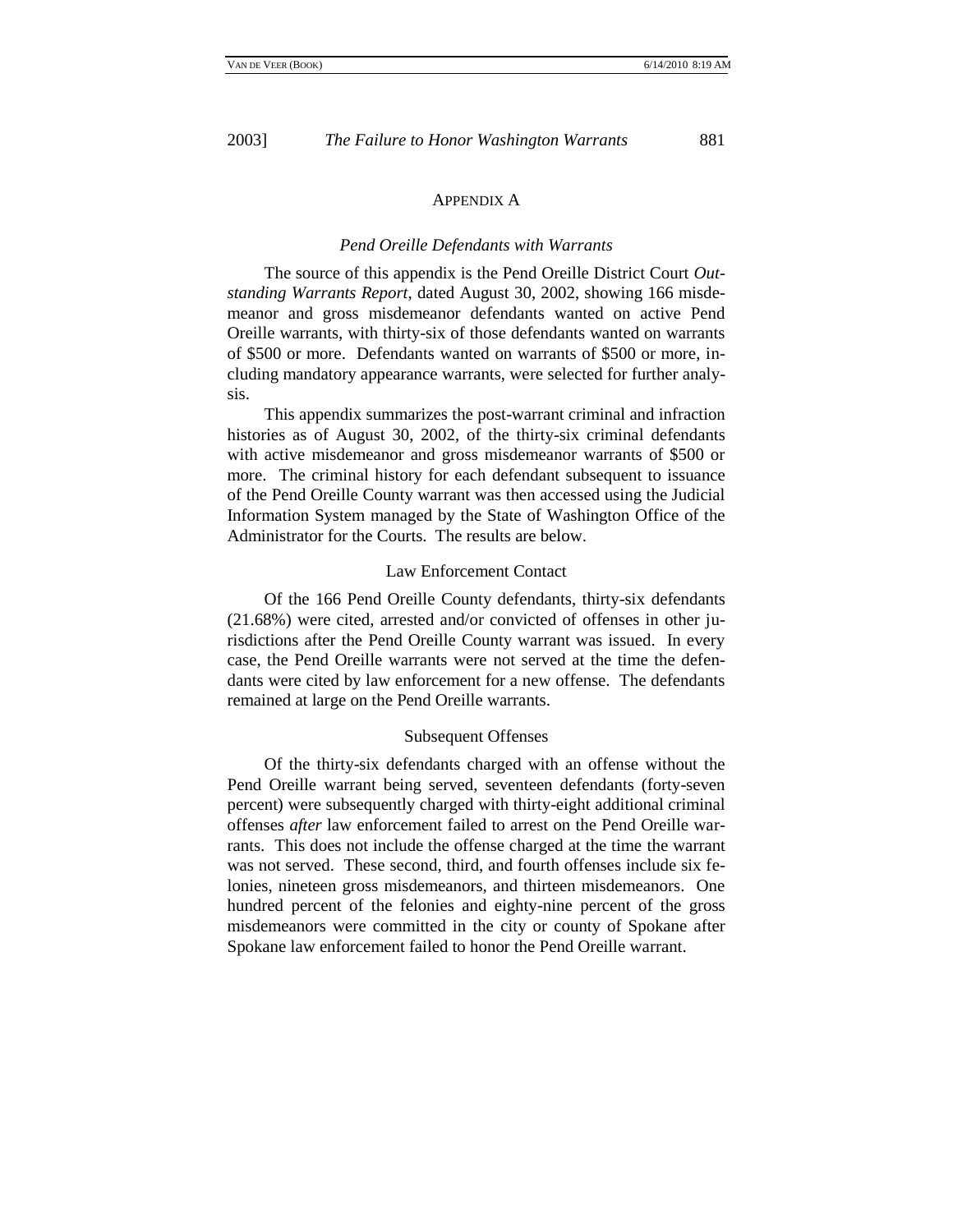## APPENDIX A

### *Pend Oreille Defendants with Warrants*

The source of this appendix is the Pend Oreille District Court *Outstanding Warrants Report*, dated August 30, 2002, showing 166 misdemeanor and gross misdemeanor defendants wanted on active Pend Oreille warrants, with thirty-six of those defendants wanted on warrants of $500 or more. Defendants wanted on warrants of $500 or more, including mandatory appearance warrants, were selected for further analysis.

This appendix summarizes the post-warrant criminal and infraction histories as of August 30, 2002, of the thirty-six criminal defendants with active misdemeanor and gross misdemeanor warrants of $500 or more. The criminal history for each defendant subsequent to issuance of the Pend Oreille County warrant was then accessed using the Judicial Information System managed by the State of Washington Office of the Administrator for the Courts. The results are below.

#### Law Enforcement Contact

Of the 166 Pend Oreille County defendants, thirty-six defendants (21.68%) were cited, arrested and/or convicted of offenses in other jurisdictions after the Pend Oreille County warrant was issued. In every case, the Pend Oreille warrants were not served at the time the defendants were cited by law enforcement for a new offense. The defendants remained at large on the Pend Oreille warrants.

#### Subsequent Offenses

Of the thirty-six defendants charged with an offense without the Pend Oreille warrant being served, seventeen defendants (forty-seven percent) were subsequently charged with thirty-eight additional criminal offenses *after* law enforcement failed to arrest on the Pend Oreille warrants. This does not include the offense charged at the time the warrant was not served. These second, third, and fourth offenses include six felonies, nineteen gross misdemeanors, and thirteen misdemeanors. One hundred percent of the felonies and eighty-nine percent of the gross misdemeanors were committed in the city or county of Spokane after Spokane law enforcement failed to honor the Pend Oreille warrant.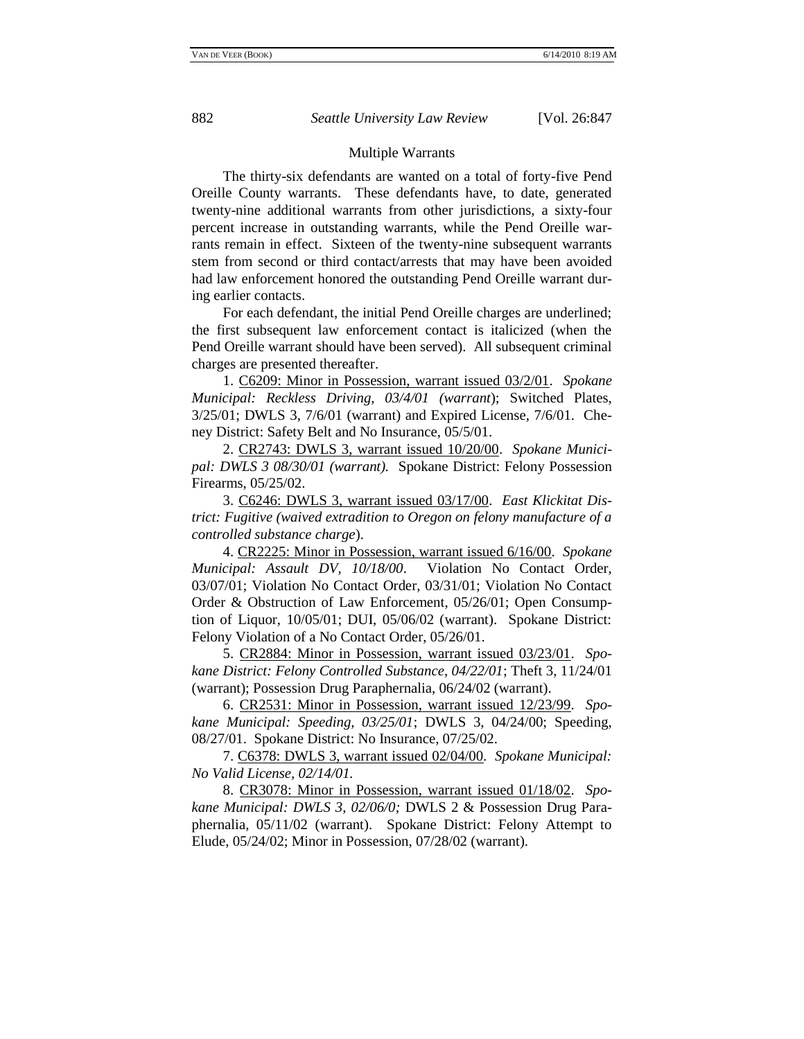## Multiple Warrants

The thirty-six defendants are wanted on a total of forty-five Pend Oreille County warrants. These defendants have, to date, generated twenty-nine additional warrants from other jurisdictions, a sixty-four percent increase in outstanding warrants, while the Pend Oreille warrants remain in effect. Sixteen of the twenty-nine subsequent warrants stem from second or third contact/arrests that may have been avoided had law enforcement honored the outstanding Pend Oreille warrant during earlier contacts.

For each defendant, the initial Pend Oreille charges are underlined; the first subsequent law enforcement contact is italicized (when the Pend Oreille warrant should have been served). All subsequent criminal charges are presented thereafter.

1. <u>C6209: Minor in Possession, warrant issued 03/2/01</u>. *Spokane Municipal: Reckless Driving, 03/4/01 (warrant*); Switched Plates, 3/25/01; DWLS 3, 7/6/01 (warrant) and Expired License, 7/6/01. Cheney District: Safety Belt and No Insurance, 05/5/01.

2. <u>CR2743: DWLS 3, warrant issued 10/20/00</u>. *Spokane Municipal: DWLS 3 08/30/01 (warrant).* Spokane District: Felony Possession Firearms, 05/25/02.

3. <u>C6246: DWLS 3, warrant issued 03/17/00</u>. *East Klickitat District: Fugitive (waived extradition to Oregon on felony manufacture of a controlled substance charge*).

4. <u>CR2225: Minor in Possession, warrant issued 6/16/00</u>. *Spokane Municipal: Assault DV, 10/18/00*. Violation No Contact Order, 03/07/01; Violation No Contact Order, 03/31/01; Violation No Contact Order & Obstruction of Law Enforcement, 05/26/01; Open Consumption of Liquor, 10/05/01; DUI, 05/06/02 (warrant). Spokane District: Felony Violation of a No Contact Order, 05/26/01.

5. <u>CR2884: Minor in Possession, warrant issued 03/23/01</u>. *Spokane District: Felony Controlled Substance, 04/22/01*; Theft 3, 11/24/01 (warrant); Possession Drug Paraphernalia, 06/24/02 (warrant).

6. <u>CR2531: Minor in Possession, warrant issued 12/23/99</u>. *Spokane Municipal: Speeding, 03/25/01*; DWLS 3, 04/24/00; Speeding, 08/27/01. Spokane District: No Insurance, 07/25/02.

7. <u>C6378: DWLS 3, warrant issued 02/04/00</u>. *Spokane Municipal: No Valid License, 02/14/01.*

8. <u>CR3078: Minor in Possession, warrant issued 01/18/02</u>. *Spokane Municipal: DWLS 3, 02/06/0;* DWLS 2 & Possession Drug Paraphernalia, 05/11/02 (warrant). Spokane District: Felony Attempt to Elude, 05/24/02; Minor in Possession, 07/28/02 (warrant).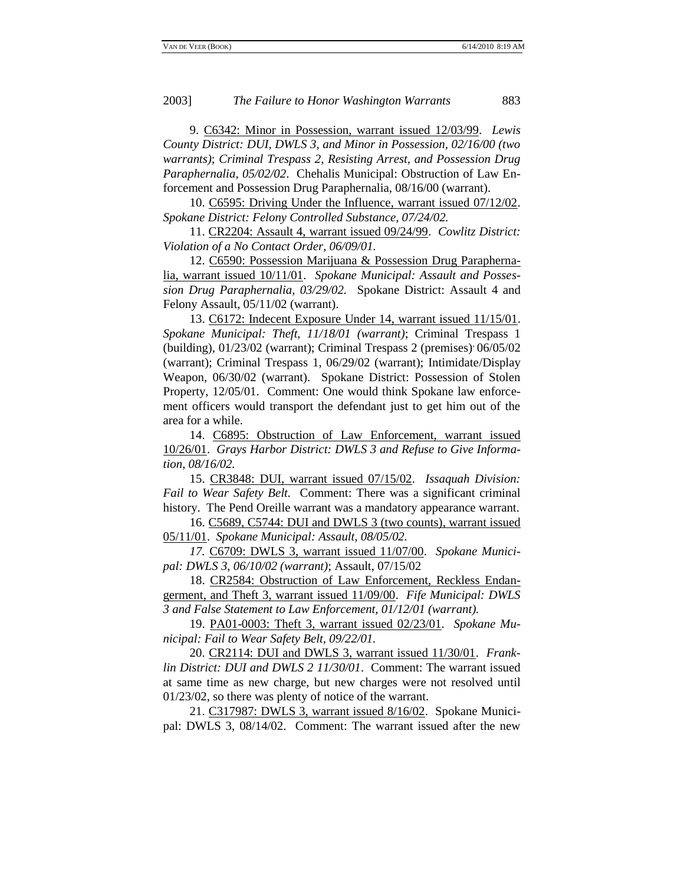9. <u>C6342: Minor in Possession, warrant issued 12/03/99</u>. *Lewis County District: DUI, DWLS 3, and Minor in Possession, 02/16/00 (two warrants)*; *Criminal Trespass 2, Resisting Arrest, and Possession Drug Paraphernalia, 05/02/02*. Chehalis Municipal: Obstruction of Law Enforcement and Possession Drug Paraphernalia, 08/16/00 (warrant).

10. <u>C6595: Driving Under the Influence, warrant issued 07/12/02</u>. *Spokane District: Felony Controlled Substance, 07/24/02.*

11. <u>CR2204: Assault 4, warrant issued 09/24/99</u>. *Cowlitz District: Violation of a No Contact Order, 06/09/01.*

12. <u>C6590: Possession Marijuana & Possession Drug Paraphernalia, warrant issued 10/11/01</u>. *Spokane Municipal: Assault and Possession Drug Paraphernalia, 03/29/02.* Spokane District: Assault 4 and Felony Assault, 05/11/02 (warrant).

13. <u>C6172: Indecent Exposure Under 14, warrant issued 11/15/01</u>. *Spokane Municipal: Theft, 11/18/01 (warrant)*; Criminal Trespass 1 (building), 01/23/02 (warrant); Criminal Trespass 2 (premises), 06/05/02 (warrant); Criminal Trespass 1, 06/29/02 (warrant); Intimidate/Display Weapon, 06/30/02 (warrant). Spokane District: Possession of Stolen Property, 12/05/01. Comment: One would think Spokane law enforcement officers would transport the defendant just to get him out of the area for a while.

14. <u>C6895: Obstruction of Law Enforcement, warrant issued 10/26/01</u>. *Grays Harbor District: DWLS 3 and Refuse to Give Information, 08/16/02.*

15. <u>CR3848: DUI, warrant issued 07/15/02</u>. *Issaquah Division: Fail to Wear Safety Belt.* Comment: There was a significant criminal history. The Pend Oreille warrant was a mandatory appearance warrant.

16. <u>C5689, C5744: DUI and DWLS 3 (two counts), warrant issued 05/11/01</u>. *Spokane Municipal: Assault, 08/05/02.*

*17.* <u>C6709: DWLS 3, warrant issued 11/07/00</u>. *Spokane Municipal: DWLS 3, 06/10/02 (warrant)*; Assault, 07/15/02

18. <u>CR2584: Obstruction of Law Enforcement, Reckless Endangerment, and Theft 3, warrant issued 11/09/00</u>. *Fife Municipal: DWLS 3 and False Statement to Law Enforcement, 01/12/01 (warrant).*

19. <u>PA01-0003: Theft 3, warrant issued 02/23/01</u>. *Spokane Municipal: Fail to Wear Safety Belt, 09/22/01.*

20. <u>CR2114: DUI and DWLS 3, warrant issued 11/30/01</u>. *Franklin District: DUI and DWLS 2 11/30/01*. Comment: The warrant issued at same time as new charge, but new charges were not resolved until 01/23/02, so there was plenty of notice of the warrant.

21. <u>C317987: DWLS 3, warrant issued 8/16/02</u>. Spokane Municipal: DWLS 3, 08/14/02. Comment: The warrant issued after the new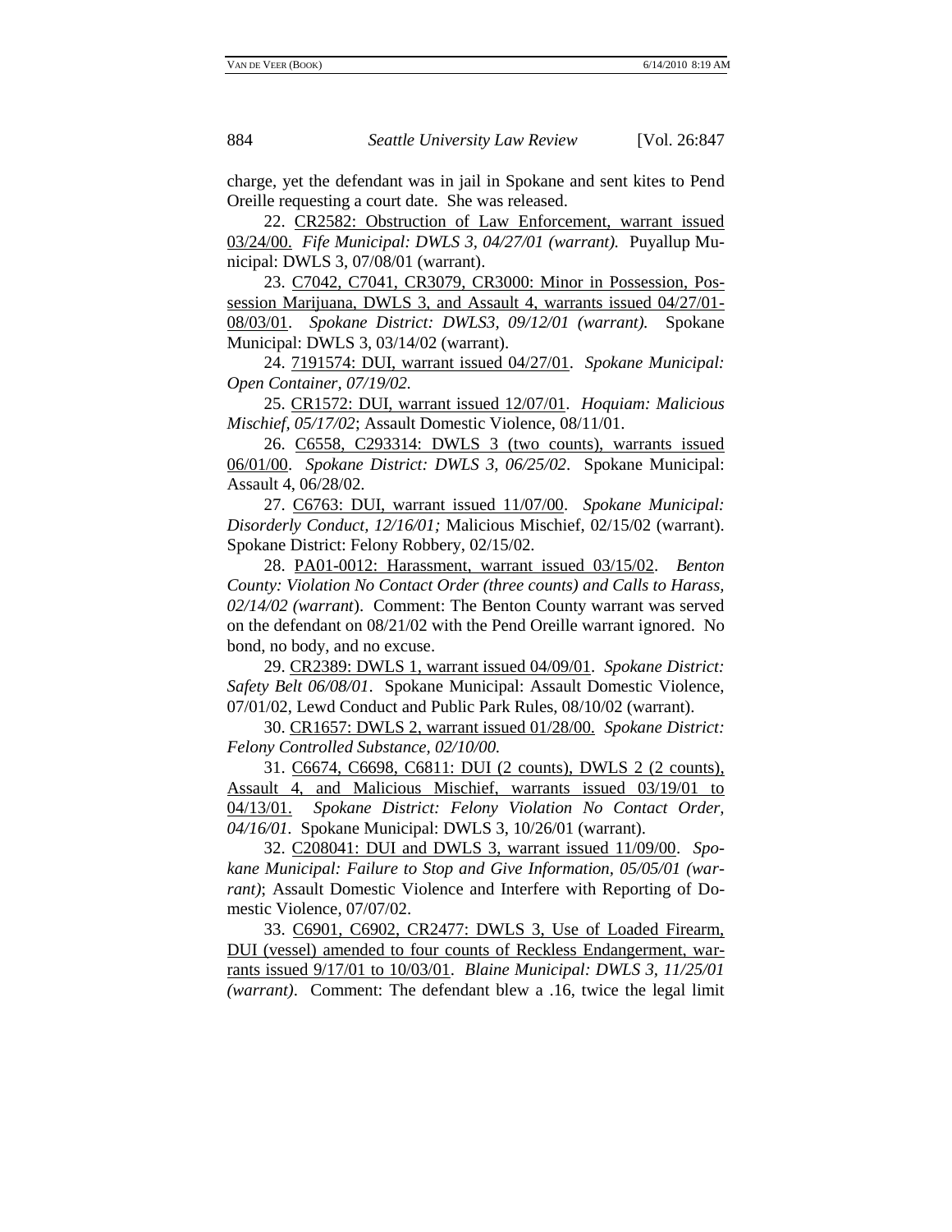charge, yet the defendant was in jail in Spokane and sent kites to Pend Oreille requesting a court date. She was released.

22. <u>CR2582: Obstruction of Law Enforcement, warrant issued 03/24/00.</u> *Fife Municipal: DWLS 3, 04/27/01 (warrant).* Puyallup Municipal: DWLS 3, 07/08/01 (warrant).

23. <u>C7042, C7041, CR3079, CR3000: Minor in Possession, Possession Marijuana, DWLS 3, and Assault 4, warrants issued 04/27/01-08/03/01</u>. *Spokane District: DWLS3, 09/12/01 (warrant).* Spokane Municipal: DWLS 3, 03/14/02 (warrant).

24. <u>7191574: DUI, warrant issued 04/27/01</u>. *Spokane Municipal: Open Container, 07/19/02.*

25. <u>CR1572: DUI, warrant issued 12/07/01</u>. *Hoquiam: Malicious Mischief, 05/17/02*; Assault Domestic Violence, 08/11/01.

26. <u>C6558, C293314: DWLS 3 (two counts), warrants issued 06/01/00</u>. *Spokane District: DWLS 3, 06/25/02*. Spokane Municipal: Assault 4, 06/28/02.

27. <u>C6763: DUI, warrant issued 11/07/00</u>. *Spokane Municipal: Disorderly Conduct, 12/16/01;* Malicious Mischief, 02/15/02 (warrant). Spokane District: Felony Robbery, 02/15/02.

28. <u>PA01-0012: Harassment, warrant issued 03/15/02</u>. *Benton County: Violation No Contact Order (three counts) and Calls to Harass, 02/14/02 (warrant*). Comment: The Benton County warrant was served on the defendant on 08/21/02 with the Pend Oreille warrant ignored. No bond, no body, and no excuse.

29. <u>CR2389: DWLS 1, warrant issued 04/09/01</u>. *Spokane District: Safety Belt 06/08/01*. Spokane Municipal: Assault Domestic Violence, 07/01/02, Lewd Conduct and Public Park Rules, 08/10/02 (warrant).

30. <u>CR1657: DWLS 2, warrant issued 01/28/00.</u> *Spokane District: Felony Controlled Substance, 02/10/00.*

31. <u>C6674, C6698, C6811: DUI (2 counts), DWLS 2 (2 counts), Assault 4, and Malicious Mischief, warrants issued 03/19/01 to 04/13/01.</u> *Spokane District: Felony Violation No Contact Order, 04/16/01.* Spokane Municipal: DWLS 3, 10/26/01 (warrant).

32. <u>C208041: DUI and DWLS 3, warrant issued 11/09/00</u>. *Spokane Municipal: Failure to Stop and Give Information, 05/05/01 (warrant)*; Assault Domestic Violence and Interfere with Reporting of Domestic Violence, 07/07/02.

33. <u>C6901, C6902, CR2477: DWLS 3, Use of Loaded Firearm, DUI (vessel) amended to four counts of Reckless Endangerment, warrants issued 9/17/01 to 10/03/01</u>. *Blaine Municipal: DWLS 3, 11/25/01 (warrant)*. Comment: The defendant blew a .16, twice the legal limit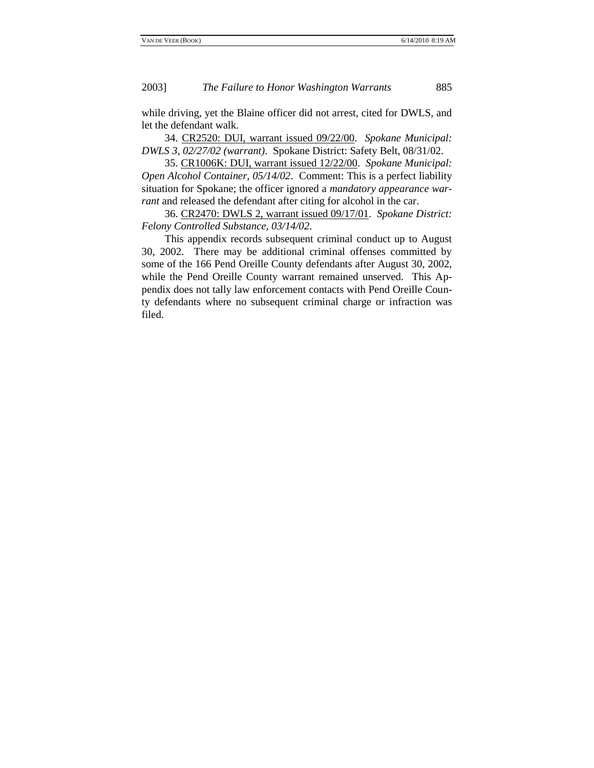while driving, yet the Blaine officer did not arrest, cited for DWLS, and let the defendant walk.

34. <u>CR2520: DUI, warrant issued 09/22/00</u>. *Spokane Municipal: DWLS 3, 02/27/02 (warrant)*. Spokane District: Safety Belt, 08/31/02.

35. <u>CR1006K: DUI, warrant issued 12/22/00</u>. *Spokane Municipal: Open Alcohol Container, 05/14/02*. Comment: This is a perfect liability situation for Spokane; the officer ignored a *mandatory appearance warrant* and released the defendant after citing for alcohol in the car.

36. <u>CR2470: DWLS 2, warrant issued 09/17/01</u>. *Spokane District: Felony Controlled Substance, 03/14/02*.

This appendix records subsequent criminal conduct up to August 30, 2002. There may be additional criminal offenses committed by some of the 166 Pend Oreille County defendants after August 30, 2002, while the Pend Oreille County warrant remained unserved. This Appendix does not tally law enforcement contacts with Pend Oreille County defendants where no subsequent criminal charge or infraction was filed.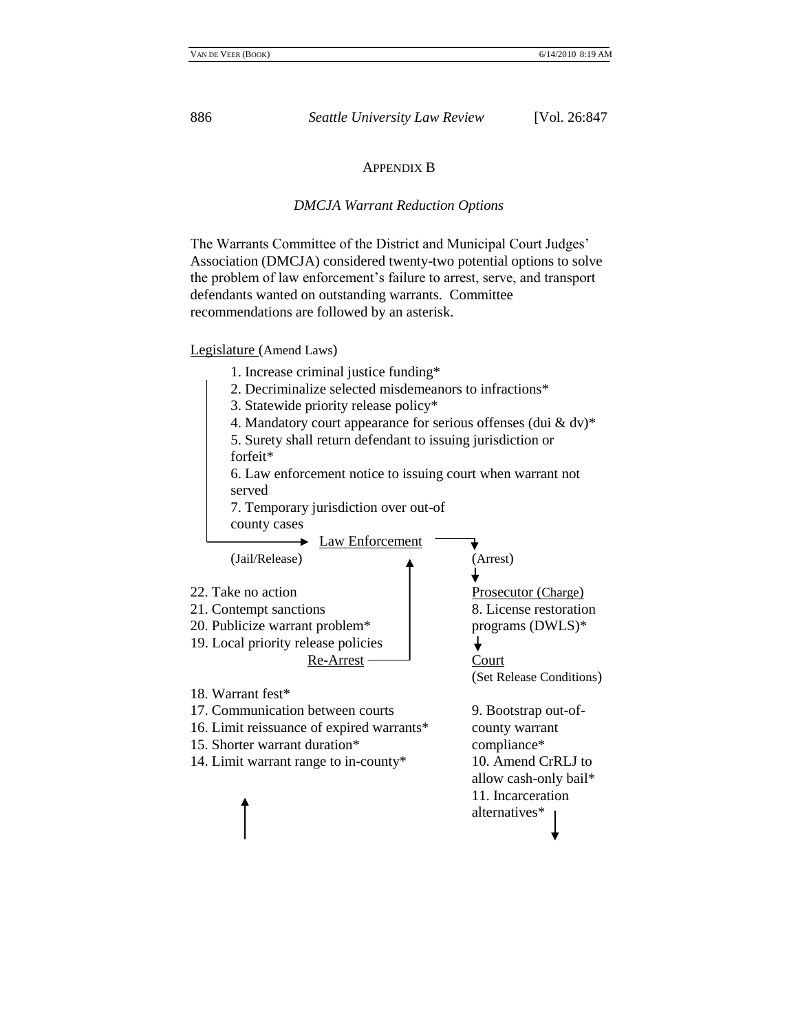## APPENDIX B

*DMCJA Warrant Reduction Options*

The Warrants Committee of the District and Municipal Court Judges' Association (DMCJA) considered twenty-two potential options to solve the problem of law enforcement's failure to arrest, serve, and transport defendants wanted on outstanding warrants. Committee recommendations are followed by an asterisk.

Legislature (Amend Laws)

1. Increase criminal justice funding*
2. Decriminalize selected misdemeanors to infractions*
3. Statewide priority release policy*
4. Mandatory court appearance for serious offenses (dui & dv)*
5. Surety shall return defendant to issuing jurisdiction or forfeit*
6. Law enforcement notice to issuing court when warrant not served
7. Temporary jurisdiction over out-of county cases

→ Law Enforcement

(Arrest)

↓

Prosecutor (Charge)

8. License restoration programs (DWLS)*

↓

Court (Set Release Conditions)

9. Bootstrap out-of-county warrant compliance*
10. Amend CrRLJ to allow cash-only bail*
11. Incarceration alternatives*

↓

14. Limit warrant range to in-county*
15. Shorter warrant duration*
16. Limit reissuance of expired warrants*
17. Communication between courts
18. Warrant fest*

↑

Re-Arrest

19. Local priority release policies
20. Publicize warrant problem*
21. Contempt sanctions
22. Take no action

(Jail/Release)

↑ Law Enforcement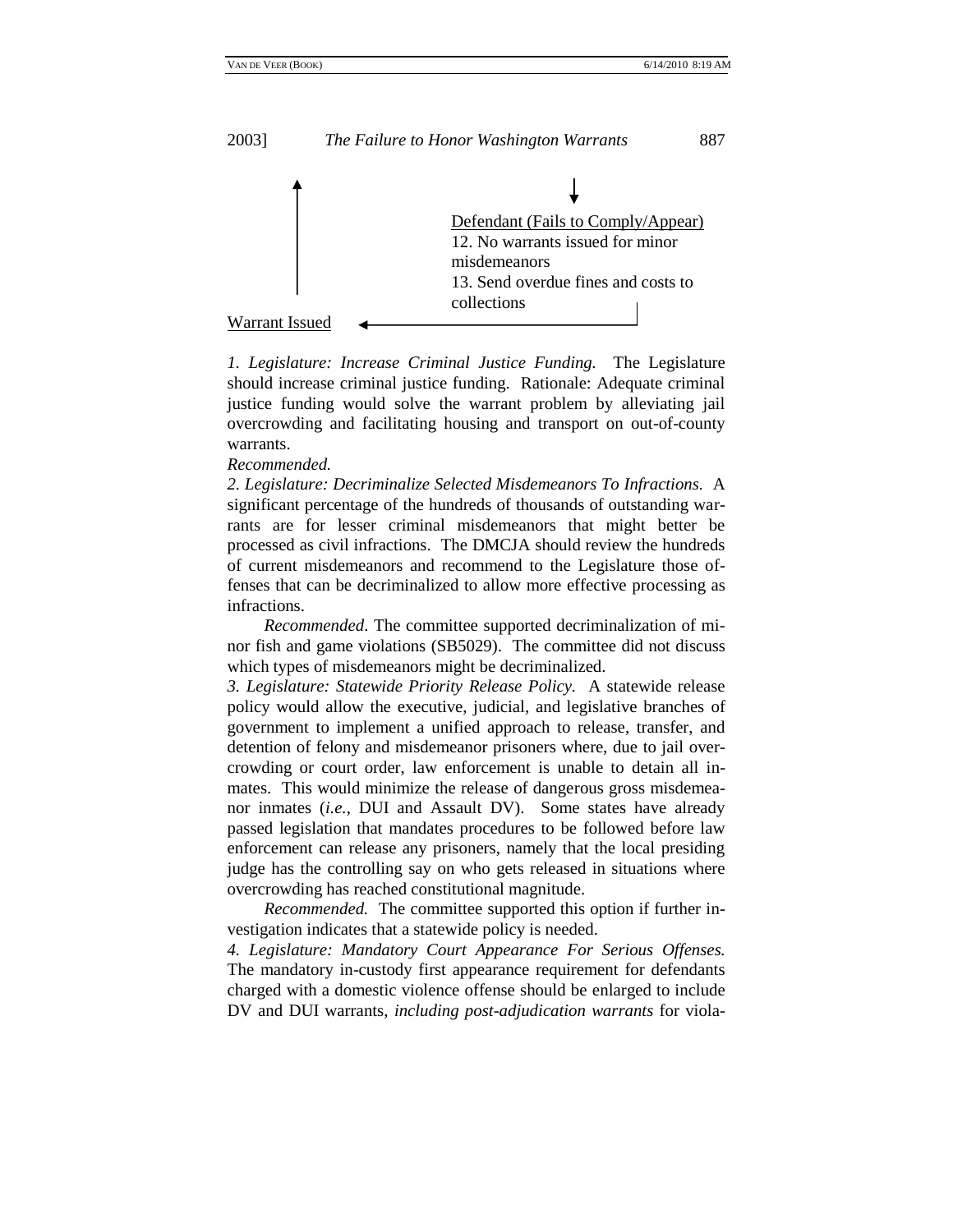Defendant (Fails to Comply/Appear)
12. No warrants issued for minor misdemeanors
13. Send overdue fines and costs to collections

Warrant Issued

*1. Legislature: Increase Criminal Justice Funding.* The Legislature should increase criminal justice funding. Rationale: Adequate criminal justice funding would solve the warrant problem by alleviating jail overcrowding and facilitating housing and transport on out-of-county warrants.
*Recommended.*
*2. Legislature: Decriminalize Selected Misdemeanors To Infractions.* A significant percentage of the hundreds of thousands of outstanding warrants are for lesser criminal misdemeanors that might better be processed as civil infractions. The DMCJA should review the hundreds of current misdemeanors and recommend to the Legislature those offenses that can be decriminalized to allow more effective processing as infractions.

*Recommended*. The committee supported decriminalization of minor fish and game violations (SB5029). The committee did not discuss which types of misdemeanors might be decriminalized.
*3. Legislature: Statewide Priority Release Policy.* A statewide release policy would allow the executive, judicial, and legislative branches of government to implement a unified approach to release, transfer, and detention of felony and misdemeanor prisoners where, due to jail overcrowding or court order, law enforcement is unable to detain all inmates. This would minimize the release of dangerous gross misdemeanor inmates (*i.e.*, DUI and Assault DV). Some states have already passed legislation that mandates procedures to be followed before law enforcement can release any prisoners, namely that the local presiding judge has the controlling say on who gets released in situations where overcrowding has reached constitutional magnitude.

*Recommended.* The committee supported this option if further investigation indicates that a statewide policy is needed.
*4. Legislature: Mandatory Court Appearance For Serious Offenses.* The mandatory in-custody first appearance requirement for defendants charged with a domestic violence offense should be enlarged to include DV and DUI warrants, *including post-adjudication warrants* for viola-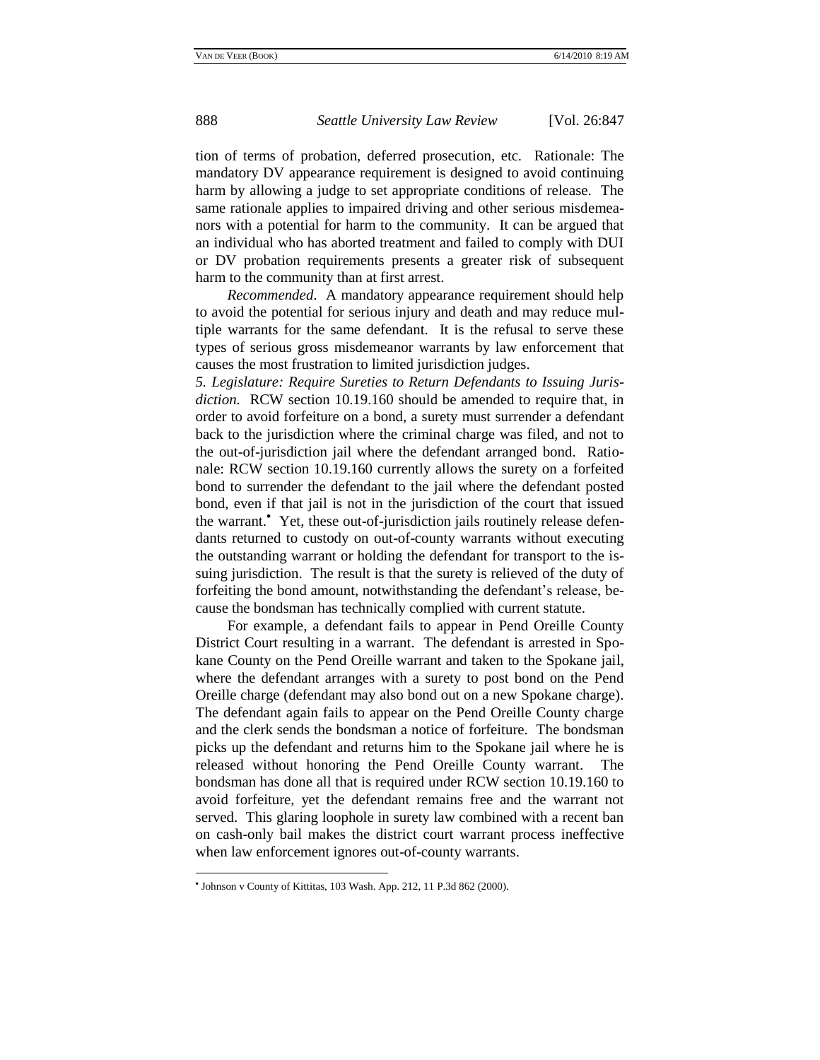tion of terms of probation, deferred prosecution, etc. Rationale: The mandatory DV appearance requirement is designed to avoid continuing harm by allowing a judge to set appropriate conditions of release. The same rationale applies to impaired driving and other serious misdemeanors with a potential for harm to the community. It can be argued that an individual who has aborted treatment and failed to comply with DUI or DV probation requirements presents a greater risk of subsequent harm to the community than at first arrest.

*Recommended*. A mandatory appearance requirement should help to avoid the potential for serious injury and death and may reduce multiple warrants for the same defendant. It is the refusal to serve these types of serious gross misdemeanor warrants by law enforcement that causes the most frustration to limited jurisdiction judges.

*5. Legislature: Require Sureties to Return Defendants to Issuing Jurisdiction.* RCW section 10.19.160 should be amended to require that, in order to avoid forfeiture on a bond, a surety must surrender a defendant back to the jurisdiction where the criminal charge was filed, and not to the out-of-jurisdiction jail where the defendant arranged bond. Rationale: RCW section 10.19.160 currently allows the surety on a forfeited bond to surrender the defendant to the jail where the defendant posted bond, even if that jail is not in the jurisdiction of the court that issued the warrant.• Yet, these out-of-jurisdiction jails routinely release defendants returned to custody on out-of-county warrants without executing the outstanding warrant or holding the defendant for transport to the issuing jurisdiction. The result is that the surety is relieved of the duty of forfeiting the bond amount, notwithstanding the defendant's release, because the bondsman has technically complied with current statute.

For example, a defendant fails to appear in Pend Oreille County District Court resulting in a warrant. The defendant is arrested in Spokane County on the Pend Oreille warrant and taken to the Spokane jail, where the defendant arranges with a surety to post bond on the Pend Oreille charge (defendant may also bond out on a new Spokane charge). The defendant again fails to appear on the Pend Oreille County charge and the clerk sends the bondsman a notice of forfeiture. The bondsman picks up the defendant and returns him to the Spokane jail where he is released without honoring the Pend Oreille County warrant. The bondsman has done all that is required under RCW section 10.19.160 to avoid forfeiture, yet the defendant remains free and the warrant not served. This glaring loophole in surety law combined with a recent ban on cash-only bail makes the district court warrant process ineffective when law enforcement ignores out-of-county warrants.

• Johnson v County of Kittitas, 103 Wash. App. 212, 11 P.3d 862 (2000).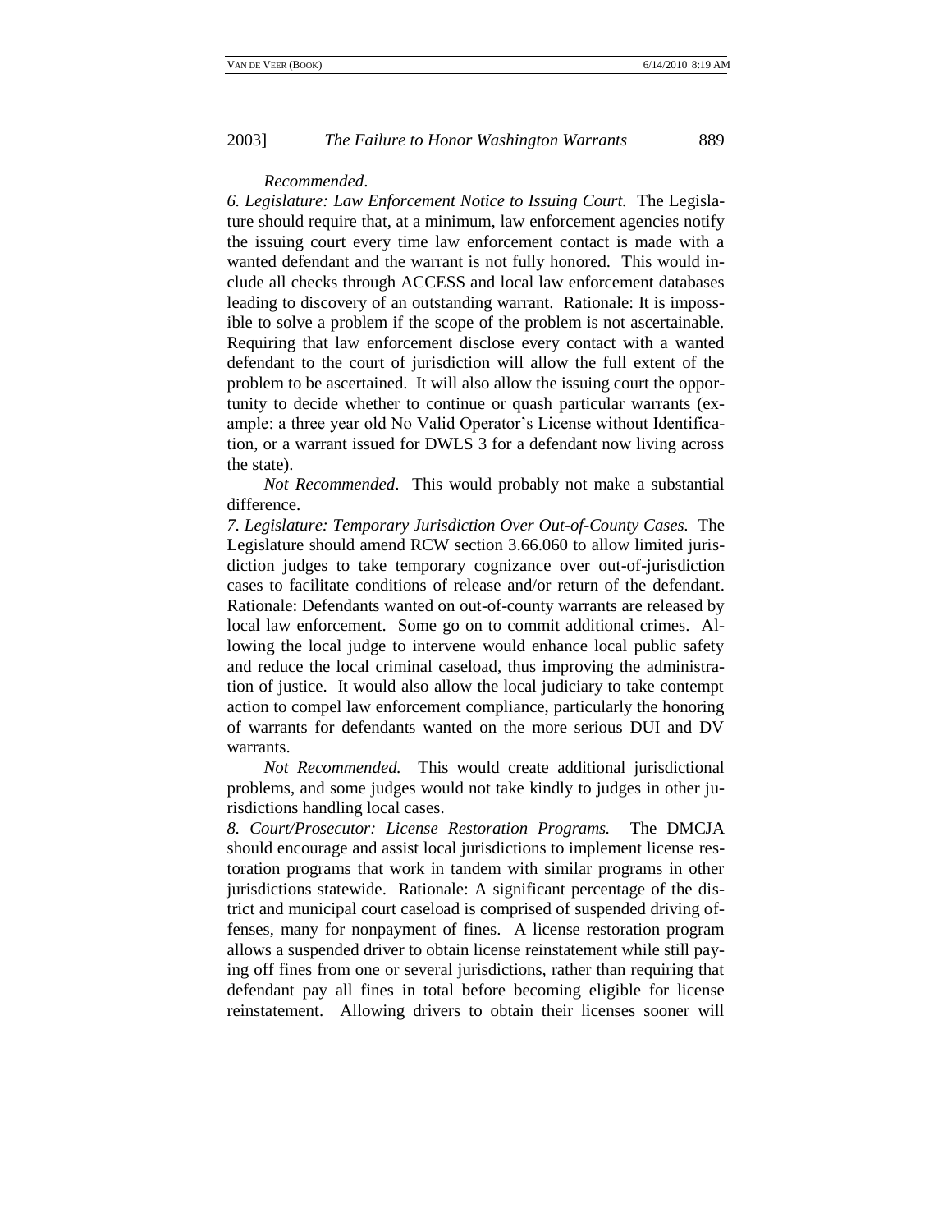*Recommended*.

*6. Legislature: Law Enforcement Notice to Issuing Court.* The Legislature should require that, at a minimum, law enforcement agencies notify the issuing court every time law enforcement contact is made with a wanted defendant and the warrant is not fully honored. This would include all checks through ACCESS and local law enforcement databases leading to discovery of an outstanding warrant. Rationale: It is impossible to solve a problem if the scope of the problem is not ascertainable. Requiring that law enforcement disclose every contact with a wanted defendant to the court of jurisdiction will allow the full extent of the problem to be ascertained. It will also allow the issuing court the opportunity to decide whether to continue or quash particular warrants (example: a three year old No Valid Operator's License without Identification, or a warrant issued for DWLS 3 for a defendant now living across the state).

*Not Recommended*. This would probably not make a substantial difference.

*7. Legislature: Temporary Jurisdiction Over Out-of-County Cases.* The Legislature should amend RCW section 3.66.060 to allow limited jurisdiction judges to take temporary cognizance over out-of-jurisdiction cases to facilitate conditions of release and/or return of the defendant. Rationale: Defendants wanted on out-of-county warrants are released by local law enforcement. Some go on to commit additional crimes. Allowing the local judge to intervene would enhance local public safety and reduce the local criminal caseload, thus improving the administration of justice. It would also allow the local judiciary to take contempt action to compel law enforcement compliance, particularly the honoring of warrants for defendants wanted on the more serious DUI and DV warrants.

*Not Recommended.* This would create additional jurisdictional problems, and some judges would not take kindly to judges in other jurisdictions handling local cases.

*8. Court/Prosecutor: License Restoration Programs.* The DMCJA should encourage and assist local jurisdictions to implement license restoration programs that work in tandem with similar programs in other jurisdictions statewide. Rationale: A significant percentage of the district and municipal court caseload is comprised of suspended driving offenses, many for nonpayment of fines. A license restoration program allows a suspended driver to obtain license reinstatement while still paying off fines from one or several jurisdictions, rather than requiring that defendant pay all fines in total before becoming eligible for license reinstatement. Allowing drivers to obtain their licenses sooner will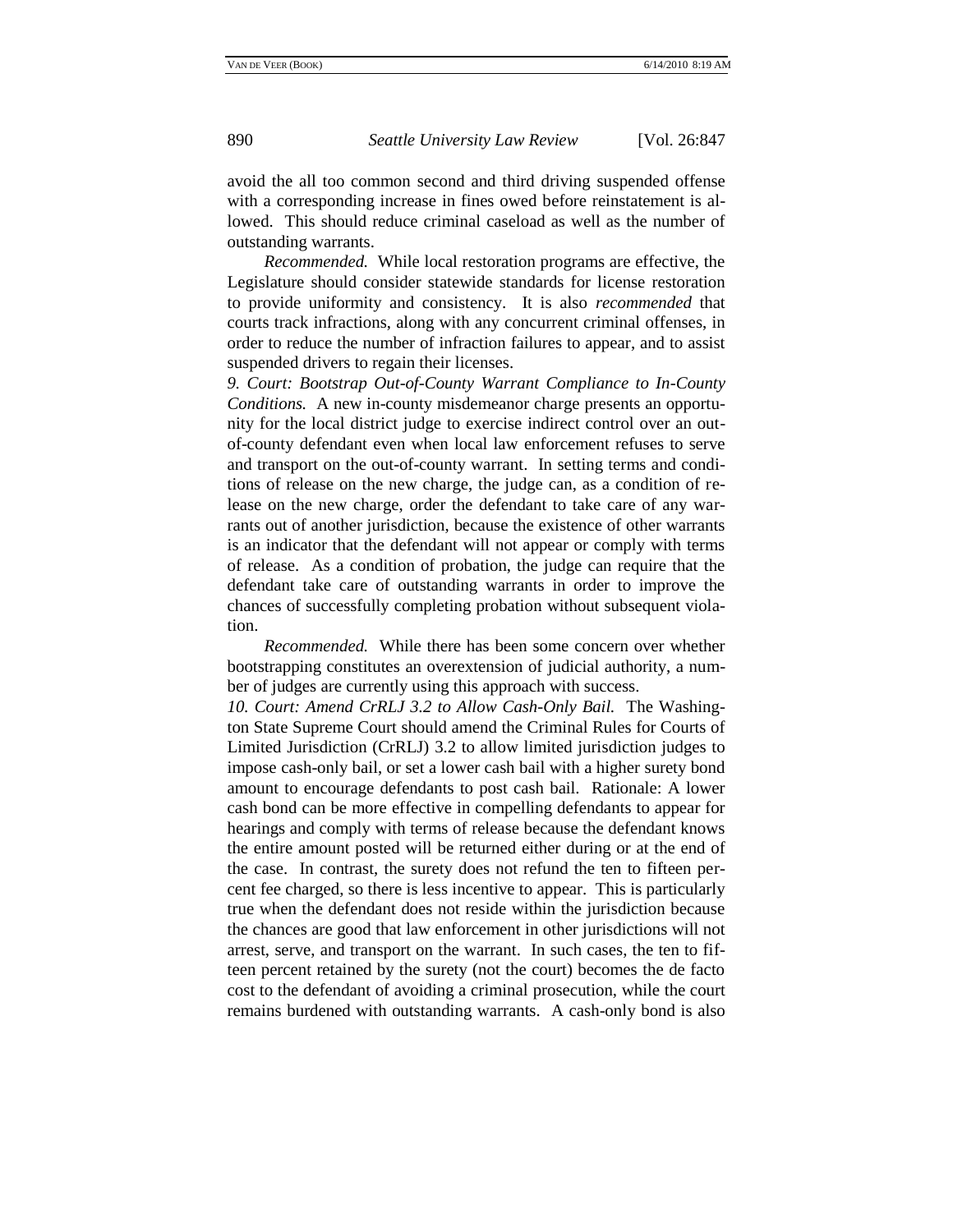avoid the all too common second and third driving suspended offense with a corresponding increase in fines owed before reinstatement is allowed. This should reduce criminal caseload as well as the number of outstanding warrants.

*Recommended.* While local restoration programs are effective, the Legislature should consider statewide standards for license restoration to provide uniformity and consistency. It is also *recommended* that courts track infractions, along with any concurrent criminal offenses, in order to reduce the number of infraction failures to appear, and to assist suspended drivers to regain their licenses.

*9. Court: Bootstrap Out-of-County Warrant Compliance to In-County Conditions.* A new in-county misdemeanor charge presents an opportunity for the local district judge to exercise indirect control over an out-of-county defendant even when local law enforcement refuses to serve and transport on the out-of-county warrant. In setting terms and conditions of release on the new charge, the judge can, as a condition of release on the new charge, order the defendant to take care of any warrants out of another jurisdiction, because the existence of other warrants is an indicator that the defendant will not appear or comply with terms of release. As a condition of probation, the judge can require that the defendant take care of outstanding warrants in order to improve the chances of successfully completing probation without subsequent violation.

*Recommended.* While there has been some concern over whether bootstrapping constitutes an overextension of judicial authority, a number of judges are currently using this approach with success.

*10. Court: Amend CrRLJ 3.2 to Allow Cash-Only Bail.* The Washington State Supreme Court should amend the Criminal Rules for Courts of Limited Jurisdiction (CrRLJ) 3.2 to allow limited jurisdiction judges to impose cash-only bail, or set a lower cash bail with a higher surety bond amount to encourage defendants to post cash bail. Rationale: A lower cash bond can be more effective in compelling defendants to appear for hearings and comply with terms of release because the defendant knows the entire amount posted will be returned either during or at the end of the case. In contrast, the surety does not refund the ten to fifteen percent fee charged, so there is less incentive to appear. This is particularly true when the defendant does not reside within the jurisdiction because the chances are good that law enforcement in other jurisdictions will not arrest, serve, and transport on the warrant. In such cases, the ten to fifteen percent retained by the surety (not the court) becomes the de facto cost to the defendant of avoiding a criminal prosecution, while the court remains burdened with outstanding warrants. A cash-only bond is also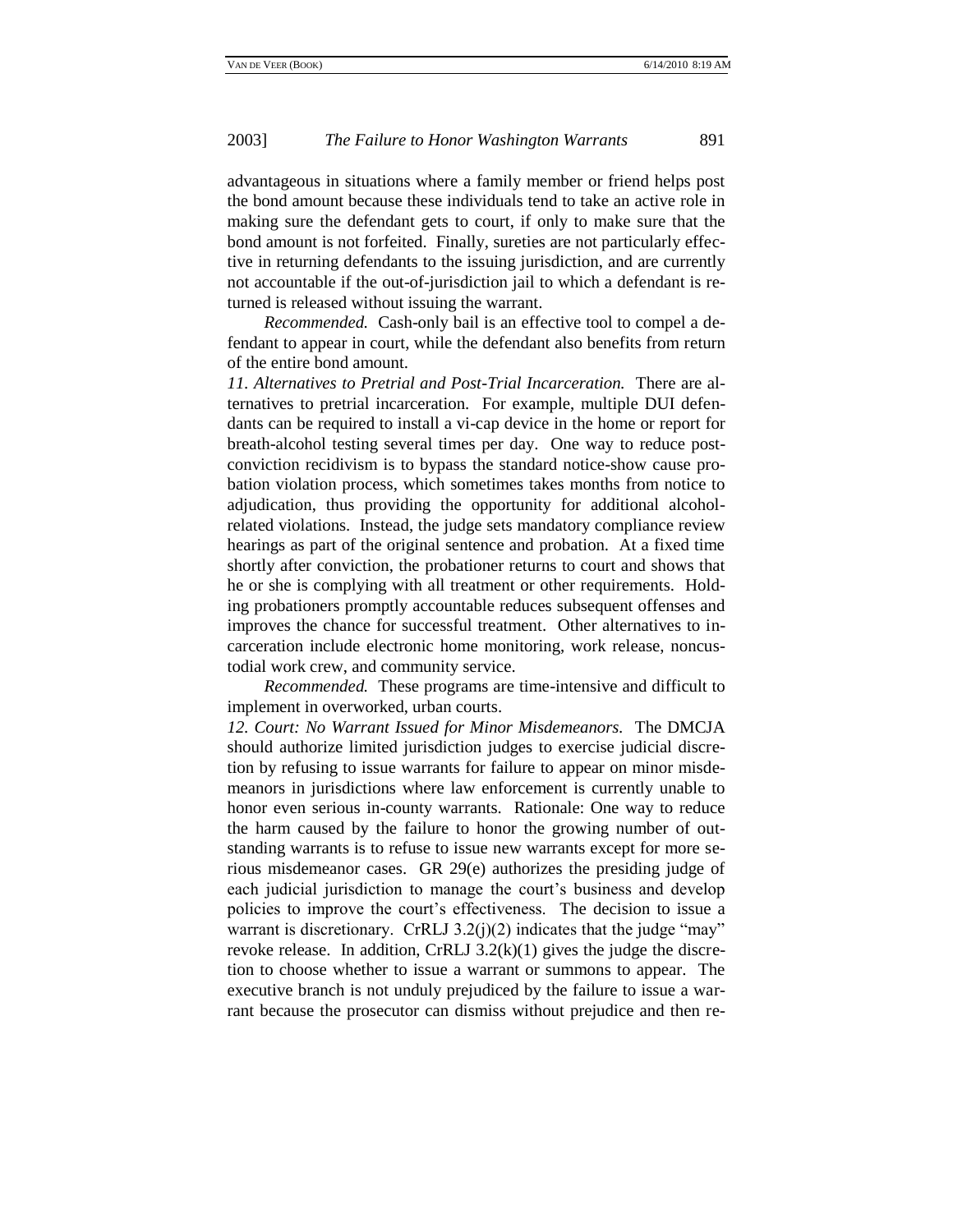advantageous in situations where a family member or friend helps post the bond amount because these individuals tend to take an active role in making sure the defendant gets to court, if only to make sure that the bond amount is not forfeited. Finally, sureties are not particularly effective in returning defendants to the issuing jurisdiction, and are currently not accountable if the out-of-jurisdiction jail to which a defendant is returned is released without issuing the warrant.

*Recommended.* Cash-only bail is an effective tool to compel a defendant to appear in court, while the defendant also benefits from return of the entire bond amount.

*11. Alternatives to Pretrial and Post-Trial Incarceration.* There are alternatives to pretrial incarceration. For example, multiple DUI defendants can be required to install a vi-cap device in the home or report for breath-alcohol testing several times per day. One way to reduce post-conviction recidivism is to bypass the standard notice-show cause probation violation process, which sometimes takes months from notice to adjudication, thus providing the opportunity for additional alcohol-related violations. Instead, the judge sets mandatory compliance review hearings as part of the original sentence and probation. At a fixed time shortly after conviction, the probationer returns to court and shows that he or she is complying with all treatment or other requirements. Holding probationers promptly accountable reduces subsequent offenses and improves the chance for successful treatment. Other alternatives to incarceration include electronic home monitoring, work release, noncustodial work crew, and community service.

*Recommended.* These programs are time-intensive and difficult to implement in overworked, urban courts.

*12. Court: No Warrant Issued for Minor Misdemeanors.* The DMCJA should authorize limited jurisdiction judges to exercise judicial discretion by refusing to issue warrants for failure to appear on minor misdemeanors in jurisdictions where law enforcement is currently unable to honor even serious in-county warrants. Rationale: One way to reduce the harm caused by the failure to honor the growing number of outstanding warrants is to refuse to issue new warrants except for more serious misdemeanor cases. GR 29(e) authorizes the presiding judge of each judicial jurisdiction to manage the court's business and develop policies to improve the court's effectiveness. The decision to issue a warrant is discretionary. CrRLJ 3.2(j)(2) indicates that the judge "may" revoke release. In addition, CrRLJ 3.2(k)(1) gives the judge the discretion to choose whether to issue a warrant or summons to appear. The executive branch is not unduly prejudiced by the failure to issue a warrant because the prosecutor can dismiss without prejudice and then re-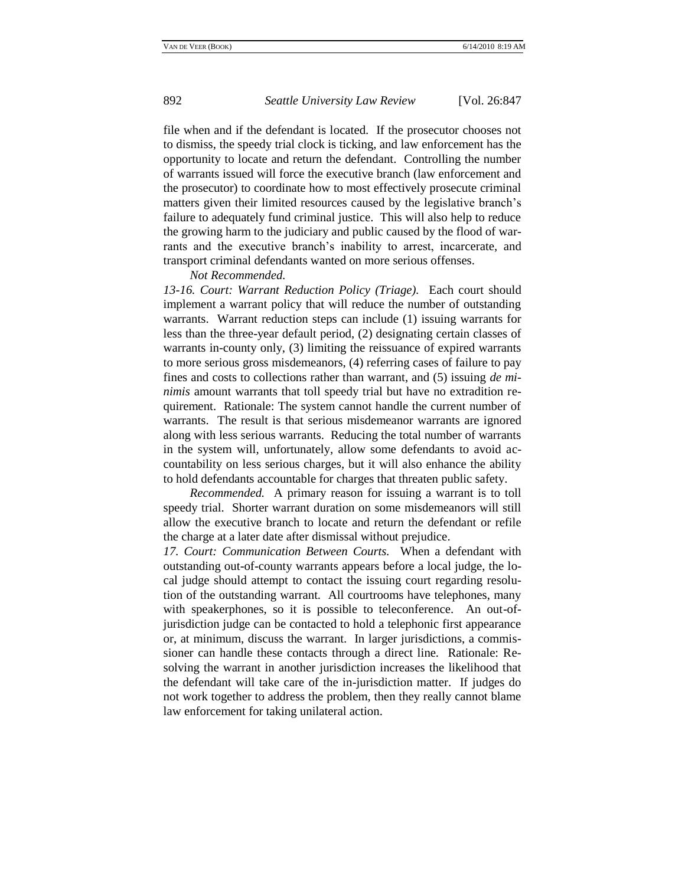file when and if the defendant is located. If the prosecutor chooses not to dismiss, the speedy trial clock is ticking, and law enforcement has the opportunity to locate and return the defendant. Controlling the number of warrants issued will force the executive branch (law enforcement and the prosecutor) to coordinate how to most effectively prosecute criminal matters given their limited resources caused by the legislative branch's failure to adequately fund criminal justice. This will also help to reduce the growing harm to the judiciary and public caused by the flood of warrants and the executive branch's inability to arrest, incarcerate, and transport criminal defendants wanted on more serious offenses.

*Not Recommended.*

*13-16. Court: Warrant Reduction Policy (Triage).* Each court should implement a warrant policy that will reduce the number of outstanding warrants. Warrant reduction steps can include (1) issuing warrants for less than the three-year default period, (2) designating certain classes of warrants in-county only, (3) limiting the reissuance of expired warrants to more serious gross misdemeanors, (4) referring cases of failure to pay fines and costs to collections rather than warrant, and (5) issuing *de minimis* amount warrants that toll speedy trial but have no extradition requirement. Rationale: The system cannot handle the current number of warrants. The result is that serious misdemeanor warrants are ignored along with less serious warrants. Reducing the total number of warrants in the system will, unfortunately, allow some defendants to avoid accountability on less serious charges, but it will also enhance the ability to hold defendants accountable for charges that threaten public safety.

*Recommended.* A primary reason for issuing a warrant is to toll speedy trial. Shorter warrant duration on some misdemeanors will still allow the executive branch to locate and return the defendant or refile the charge at a later date after dismissal without prejudice.

*17. Court: Communication Between Courts.* When a defendant with outstanding out-of-county warrants appears before a local judge, the local judge should attempt to contact the issuing court regarding resolution of the outstanding warrant. All courtrooms have telephones, many with speakerphones, so it is possible to teleconference. An out-of-jurisdiction judge can be contacted to hold a telephonic first appearance or, at minimum, discuss the warrant. In larger jurisdictions, a commissioner can handle these contacts through a direct line. Rationale: Resolving the warrant in another jurisdiction increases the likelihood that the defendant will take care of the in-jurisdiction matter. If judges do not work together to address the problem, then they really cannot blame law enforcement for taking unilateral action.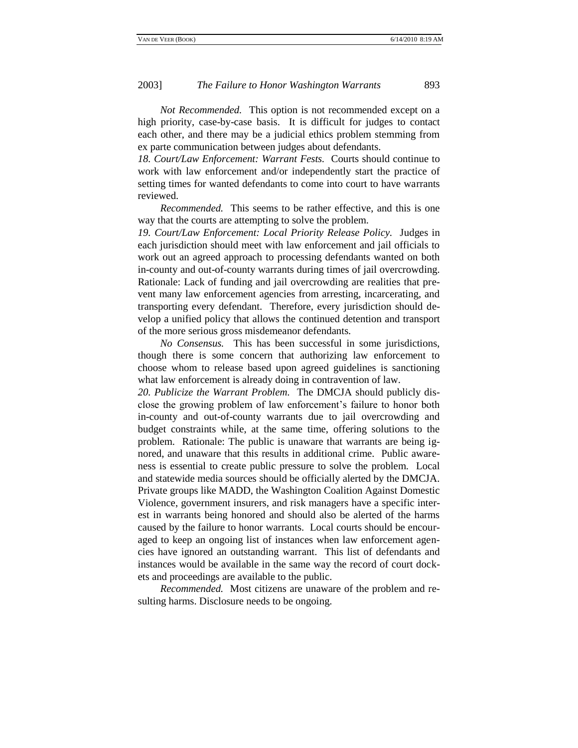*Not Recommended.* This option is not recommended except on a high priority, case-by-case basis. It is difficult for judges to contact each other, and there may be a judicial ethics problem stemming from ex parte communication between judges about defendants.

*18. Court/Law Enforcement: Warrant Fests.* Courts should continue to work with law enforcement and/or independently start the practice of setting times for wanted defendants to come into court to have warrants reviewed.

*Recommended.* This seems to be rather effective, and this is one way that the courts are attempting to solve the problem.

*19. Court/Law Enforcement: Local Priority Release Policy.* Judges in each jurisdiction should meet with law enforcement and jail officials to work out an agreed approach to processing defendants wanted on both in-county and out-of-county warrants during times of jail overcrowding. Rationale: Lack of funding and jail overcrowding are realities that prevent many law enforcement agencies from arresting, incarcerating, and transporting every defendant. Therefore, every jurisdiction should develop a unified policy that allows the continued detention and transport of the more serious gross misdemeanor defendants.

*No Consensus.* This has been successful in some jurisdictions, though there is some concern that authorizing law enforcement to choose whom to release based upon agreed guidelines is sanctioning what law enforcement is already doing in contravention of law.

*20. Publicize the Warrant Problem.* The DMCJA should publicly disclose the growing problem of law enforcement's failure to honor both in-county and out-of-county warrants due to jail overcrowding and budget constraints while, at the same time, offering solutions to the problem. Rationale: The public is unaware that warrants are being ignored, and unaware that this results in additional crime. Public awareness is essential to create public pressure to solve the problem. Local and statewide media sources should be officially alerted by the DMCJA. Private groups like MADD, the Washington Coalition Against Domestic Violence, government insurers, and risk managers have a specific interest in warrants being honored and should also be alerted of the harms caused by the failure to honor warrants. Local courts should be encouraged to keep an ongoing list of instances when law enforcement agencies have ignored an outstanding warrant. This list of defendants and instances would be available in the same way the record of court dockets and proceedings are available to the public.

*Recommended.* Most citizens are unaware of the problem and resulting harms. Disclosure needs to be ongoing.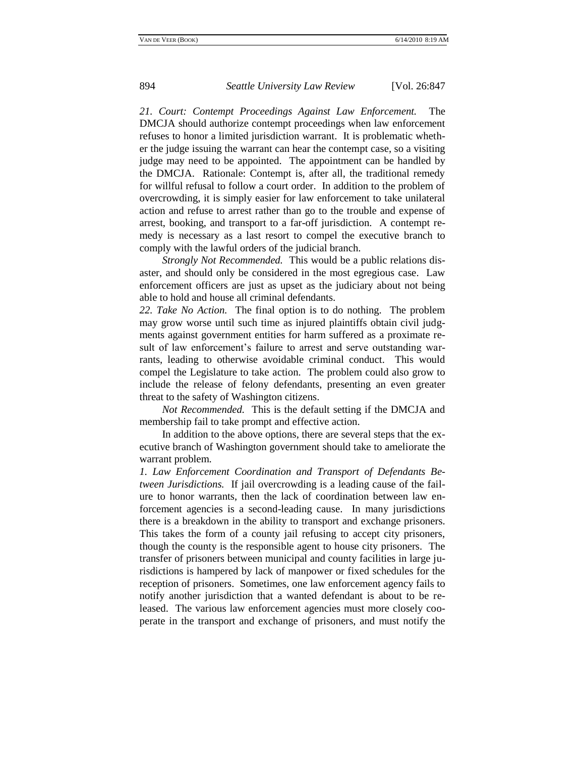*21. Court: Contempt Proceedings Against Law Enforcement.* The DMCJA should authorize contempt proceedings when law enforcement refuses to honor a limited jurisdiction warrant. It is problematic whether the judge issuing the warrant can hear the contempt case, so a visiting judge may need to be appointed. The appointment can be handled by the DMCJA. Rationale: Contempt is, after all, the traditional remedy for willful refusal to follow a court order. In addition to the problem of overcrowding, it is simply easier for law enforcement to take unilateral action and refuse to arrest rather than go to the trouble and expense of arrest, booking, and transport to a far-off jurisdiction. A contempt remedy is necessary as a last resort to compel the executive branch to comply with the lawful orders of the judicial branch.

*Strongly Not Recommended.* This would be a public relations disaster, and should only be considered in the most egregious case. Law enforcement officers are just as upset as the judiciary about not being able to hold and house all criminal defendants.

*22. Take No Action.* The final option is to do nothing. The problem may grow worse until such time as injured plaintiffs obtain civil judgments against government entities for harm suffered as a proximate result of law enforcement's failure to arrest and serve outstanding warrants, leading to otherwise avoidable criminal conduct. This would compel the Legislature to take action. The problem could also grow to include the release of felony defendants, presenting an even greater threat to the safety of Washington citizens.

*Not Recommended.* This is the default setting if the DMCJA and membership fail to take prompt and effective action.

In addition to the above options, there are several steps that the executive branch of Washington government should take to ameliorate the warrant problem.

*1. Law Enforcement Coordination and Transport of Defendants Between Jurisdictions.* If jail overcrowding is a leading cause of the failure to honor warrants, then the lack of coordination between law enforcement agencies is a second-leading cause. In many jurisdictions there is a breakdown in the ability to transport and exchange prisoners. This takes the form of a county jail refusing to accept city prisoners, though the county is the responsible agent to house city prisoners. The transfer of prisoners between municipal and county facilities in large jurisdictions is hampered by lack of manpower or fixed schedules for the reception of prisoners. Sometimes, one law enforcement agency fails to notify another jurisdiction that a wanted defendant is about to be released. The various law enforcement agencies must more closely cooperate in the transport and exchange of prisoners, and must notify the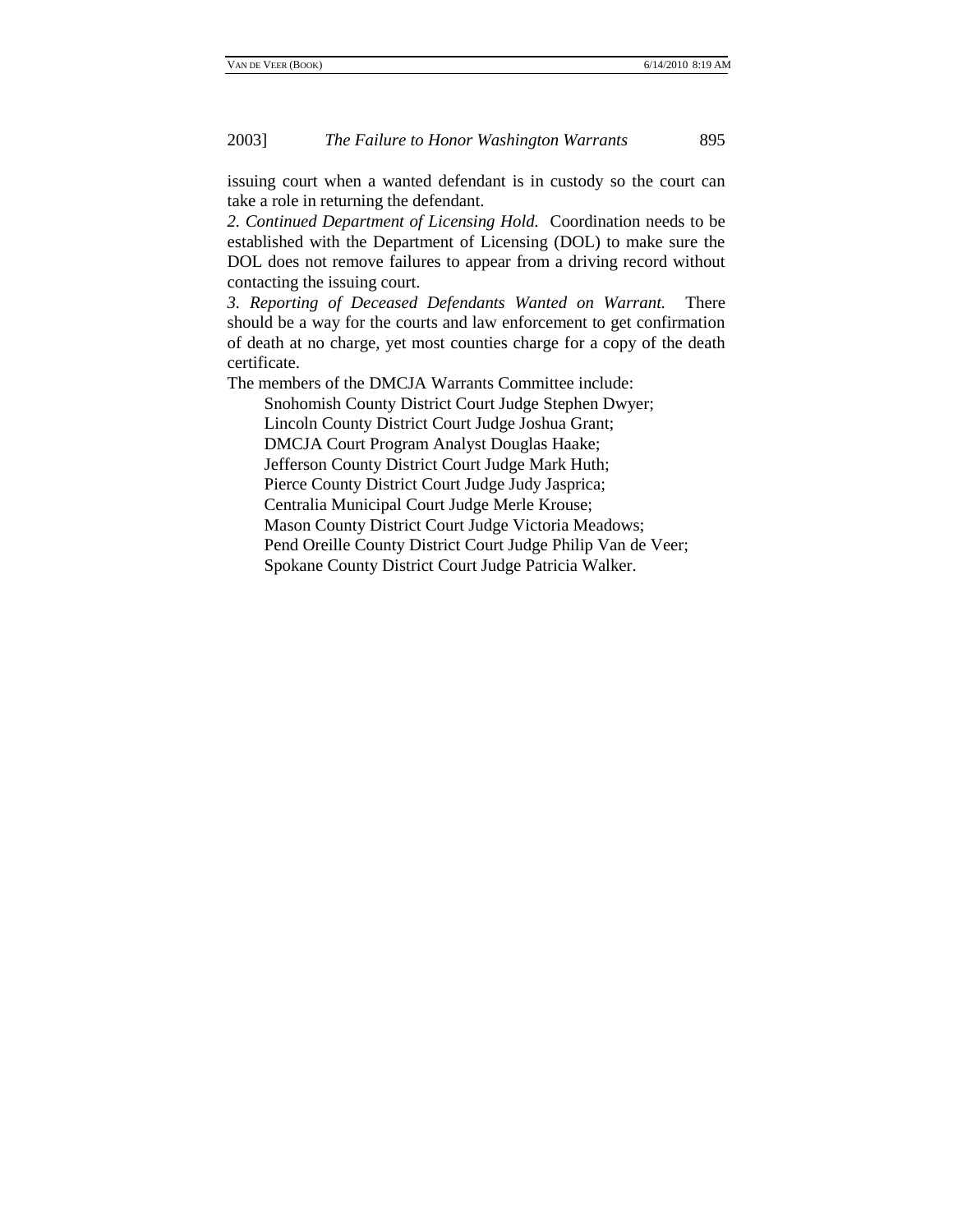issuing court when a wanted defendant is in custody so the court can take a role in returning the defendant.

*2. Continued Department of Licensing Hold.* Coordination needs to be established with the Department of Licensing (DOL) to make sure the DOL does not remove failures to appear from a driving record without contacting the issuing court.

*3. Reporting of Deceased Defendants Wanted on Warrant.* There should be a way for the courts and law enforcement to get confirmation of death at no charge, yet most counties charge for a copy of the death certificate.

The members of the DMCJA Warrants Committee include:

Snohomish County District Court Judge Stephen Dwyer;
Lincoln County District Court Judge Joshua Grant;
DMCJA Court Program Analyst Douglas Haake;
Jefferson County District Court Judge Mark Huth;
Pierce County District Court Judge Judy Jasprica;
Centralia Municipal Court Judge Merle Krouse;
Mason County District Court Judge Victoria Meadows;
Pend Oreille County District Court Judge Philip Van de Veer;
Spokane County District Court Judge Patricia Walker.